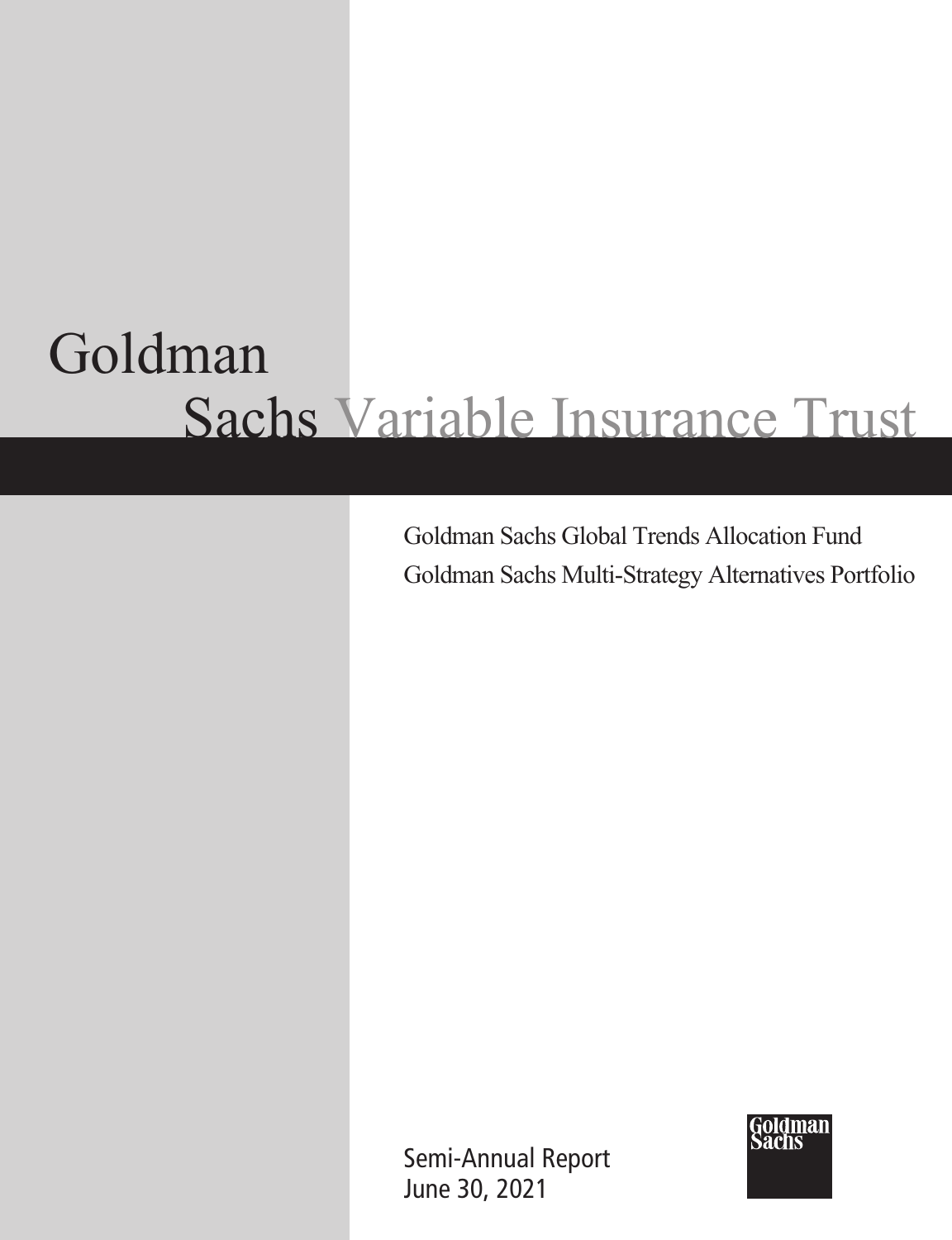# Goldman Sachs Variable Insurance Trust

Goldman Sachs Global Trends Allocation Fund

Goldman Sachs Multi-Strategy Alternatives Portfolio

Semi-Annual Report
June 30, 2021

Goldman Sachs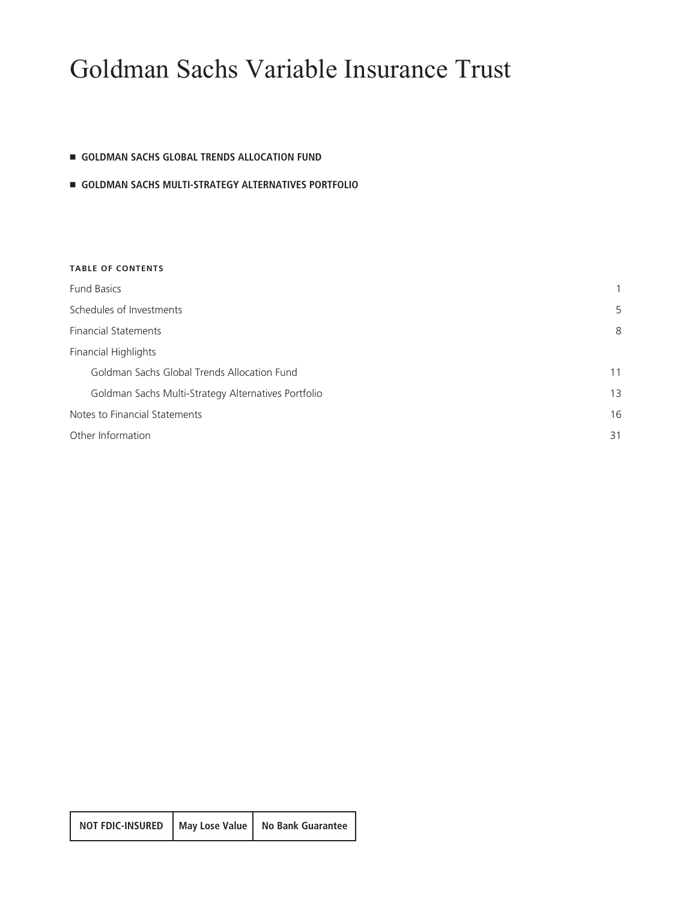# Goldman Sachs Variable Insurance Trust

- **GOLDMAN SACHS GLOBAL TRENDS ALLOCATION FUND**
- **GOLDMAN SACHS MULTI-STRATEGY ALTERNATIVES PORTFOLIO**

**TABLE OF CONTENTS**

| | |
|---|---|
| Fund Basics | 1 |
| Schedules of Investments | 5 |
| Financial Statements | 8 |
| Financial Highlights | |
| Goldman Sachs Global Trends Allocation Fund | 11 |
| Goldman Sachs Multi-Strategy Alternatives Portfolio | 13 |
| Notes to Financial Statements | 16 |
| Other Information | 31 |

| NOT FDIC-INSURED | May Lose Value | No Bank Guarantee |
|---|---|---|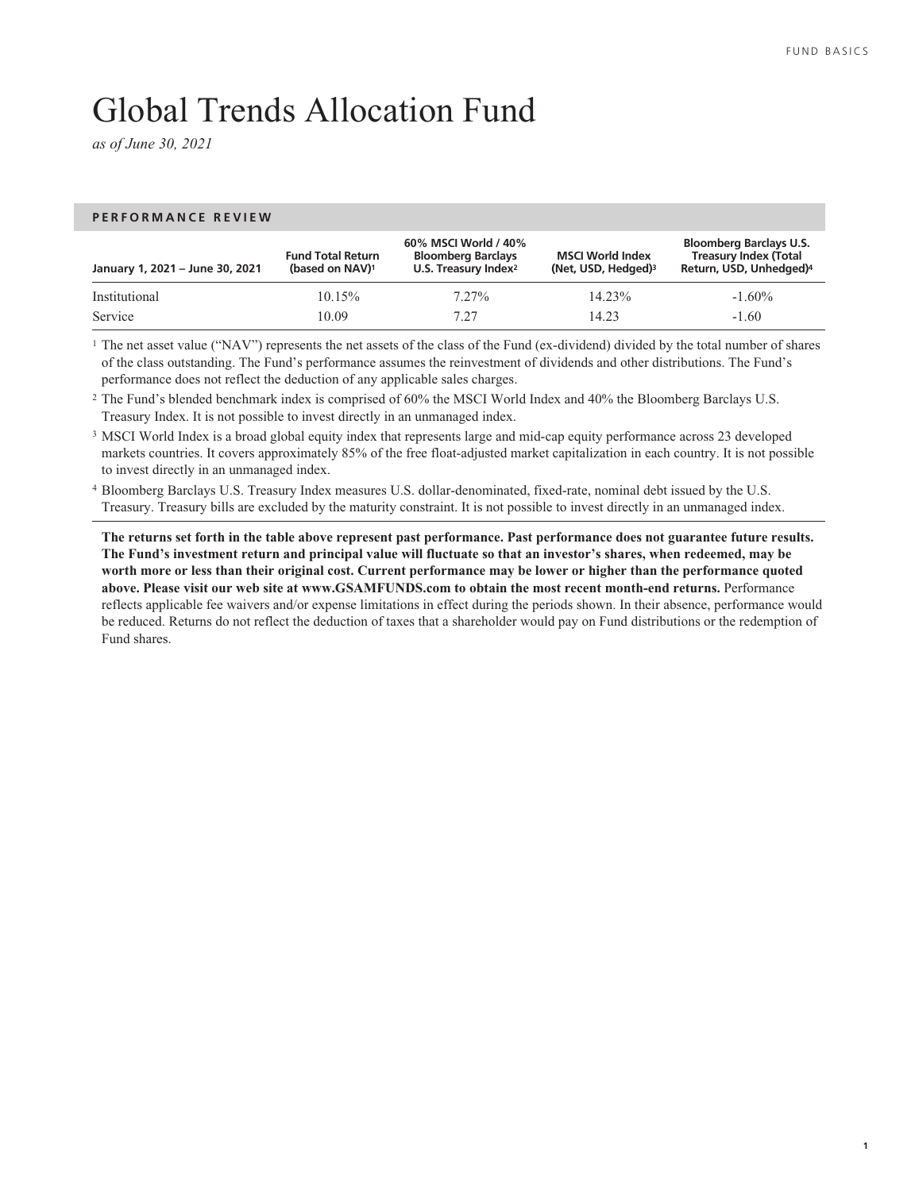# Global Trends Allocation Fund

*as of June 30, 2021*

## PERFORMANCE REVIEW

| January 1, 2021 – June 30, 2021 | Fund Total Return (based on NAV)[1] | 60% MSCI World / 40% Bloomberg Barclays U.S. Treasury Index[2] | MSCI World Index (Net, USD, Hedged)[3] | Bloomberg Barclays U.S. Treasury Index (Total Return, USD, Unhedged)[4] |
|---|---|---|---|---|
| Institutional | 10.15% | 7.27% | 14.23% | -1.60% |
| Service | 10.09 | 7.27 | 14.23 | -1.60 |

[1] The net asset value ("NAV") represents the net assets of the class of the Fund (ex-dividend) divided by the total number of shares of the class outstanding. The Fund's performance assumes the reinvestment of dividends and other distributions. The Fund's performance does not reflect the deduction of any applicable sales charges.

[2] The Fund's blended benchmark index is comprised of 60% the MSCI World Index and 40% the Bloomberg Barclays U.S. Treasury Index. It is not possible to invest directly in an unmanaged index.

[3] MSCI World Index is a broad global equity index that represents large and mid-cap equity performance across 23 developed markets countries. It covers approximately 85% of the free float-adjusted market capitalization in each country. It is not possible to invest directly in an unmanaged index.

[4] Bloomberg Barclays U.S. Treasury Index measures U.S. dollar-denominated, fixed-rate, nominal debt issued by the U.S. Treasury. Treasury bills are excluded by the maturity constraint. It is not possible to invest directly in an unmanaged index.

**The returns set forth in the table above represent past performance. Past performance does not guarantee future results. The Fund's investment return and principal value will fluctuate so that an investor's shares, when redeemed, may be worth more or less than their original cost. Current performance may be lower or higher than the performance quoted above. Please visit our web site at www.GSAMFUNDS.com to obtain the most recent month-end returns.** Performance reflects applicable fee waivers and/or expense limitations in effect during the periods shown. In their absence, performance would be reduced. Returns do not reflect the deduction of taxes that a shareholder would pay on Fund distributions or the redemption of Fund shares.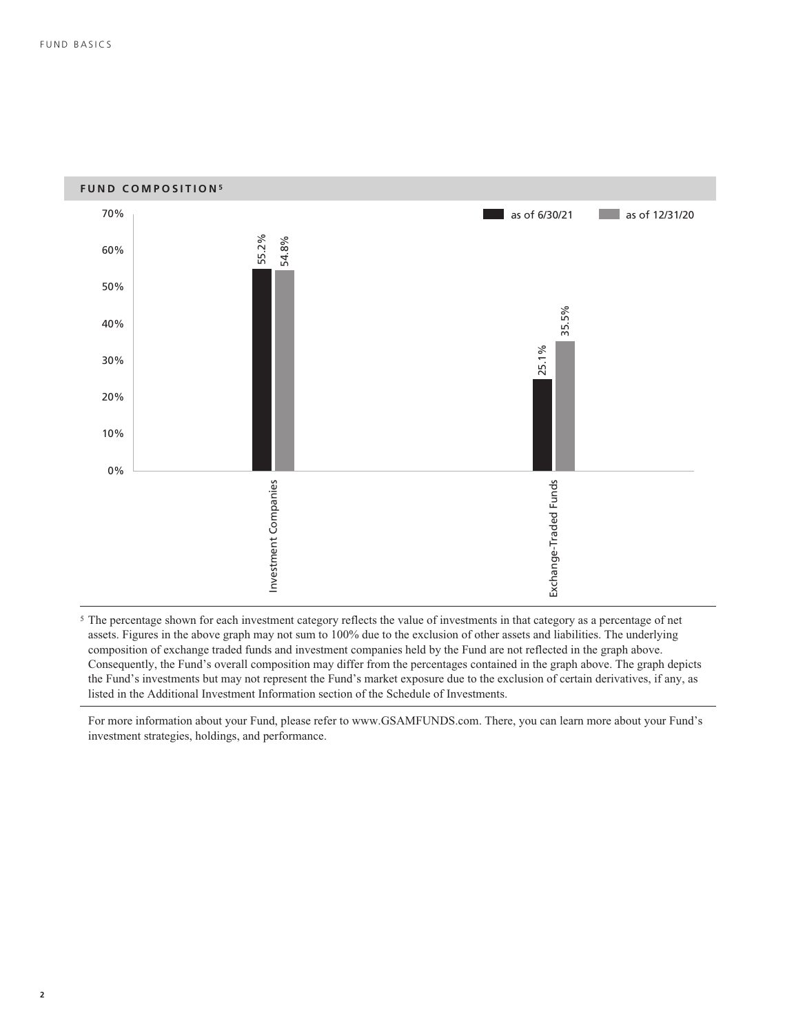## FUND COMPOSITION[5]

| | as of 6/30/21 | as of 12/31/20 |
|---|---|---|
| Investment Companies | 55.2% | 54.8% |
| Exchange-Traded Funds | 25.1% | 35.5% |

[5] The percentage shown for each investment category reflects the value of investments in that category as a percentage of net assets. Figures in the above graph may not sum to 100% due to the exclusion of other assets and liabilities. The underlying composition of exchange traded funds and investment companies held by the Fund are not reflected in the graph above. Consequently, the Fund's overall composition may differ from the percentages contained in the graph above. The graph depicts the Fund's investments but may not represent the Fund's market exposure due to the exclusion of certain derivatives, if any, as listed in the Additional Investment Information section of the Schedule of Investments.

For more information about your Fund, please refer to www.GSAMFUNDS.com. There, you can learn more about your Fund's investment strategies, holdings, and performance.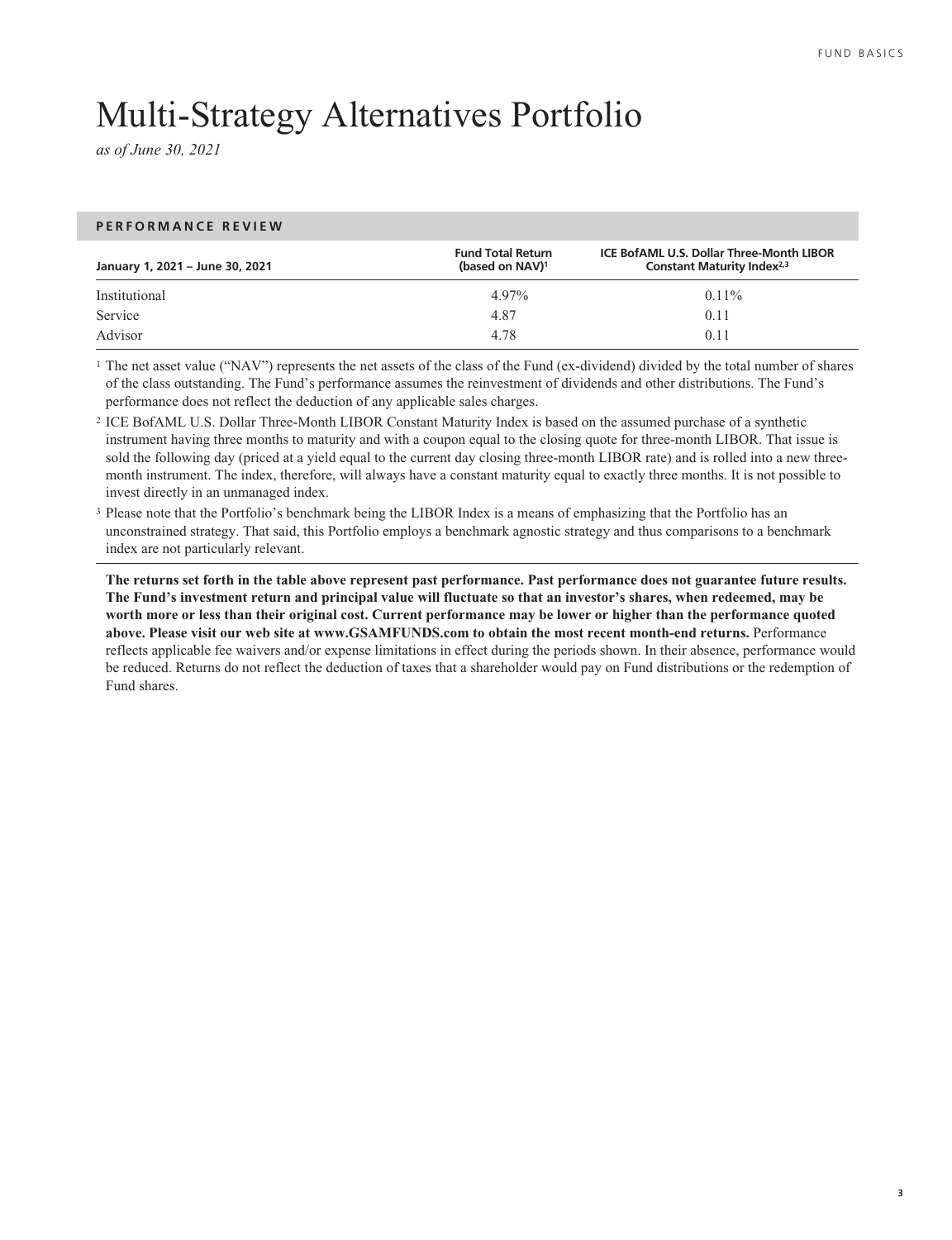# Multi-Strategy Alternatives Portfolio

*as of June 30, 2021*

**PERFORMANCE REVIEW**

| January 1, 2021 – June 30, 2021 | Fund Total Return (based on NAV)[1] | ICE BofAML U.S. Dollar Three-Month LIBOR Constant Maturity Index[2,3] |
|---|---|---|
| Institutional | 4.97% | 0.11% |
| Service | 4.87 | 0.11 |
| Advisor | 4.78 | 0.11 |

[1] The net asset value ("NAV") represents the net assets of the class of the Fund (ex-dividend) divided by the total number of shares of the class outstanding. The Fund's performance assumes the reinvestment of dividends and other distributions. The Fund's performance does not reflect the deduction of any applicable sales charges.

[2] ICE BofAML U.S. Dollar Three-Month LIBOR Constant Maturity Index is based on the assumed purchase of a synthetic instrument having three months to maturity and with a coupon equal to the closing quote for three-month LIBOR. That issue is sold the following day (priced at a yield equal to the current day closing three-month LIBOR rate) and is rolled into a new three-month instrument. The index, therefore, will always have a constant maturity equal to exactly three months. It is not possible to invest directly in an unmanaged index.

[3] Please note that the Portfolio's benchmark being the LIBOR Index is a means of emphasizing that the Portfolio has an unconstrained strategy. That said, this Portfolio employs a benchmark agnostic strategy and thus comparisons to a benchmark index are not particularly relevant.

**The returns set forth in the table above represent past performance. Past performance does not guarantee future results. The Fund's investment return and principal value will fluctuate so that an investor's shares, when redeemed, may be worth more or less than their original cost. Current performance may be lower or higher than the performance quoted above. Please visit our web site at www.GSAMFUNDS.com to obtain the most recent month-end returns.** Performance reflects applicable fee waivers and/or expense limitations in effect during the periods shown. In their absence, performance would be reduced. Returns do not reflect the deduction of taxes that a shareholder would pay on Fund distributions or the redemption of Fund shares.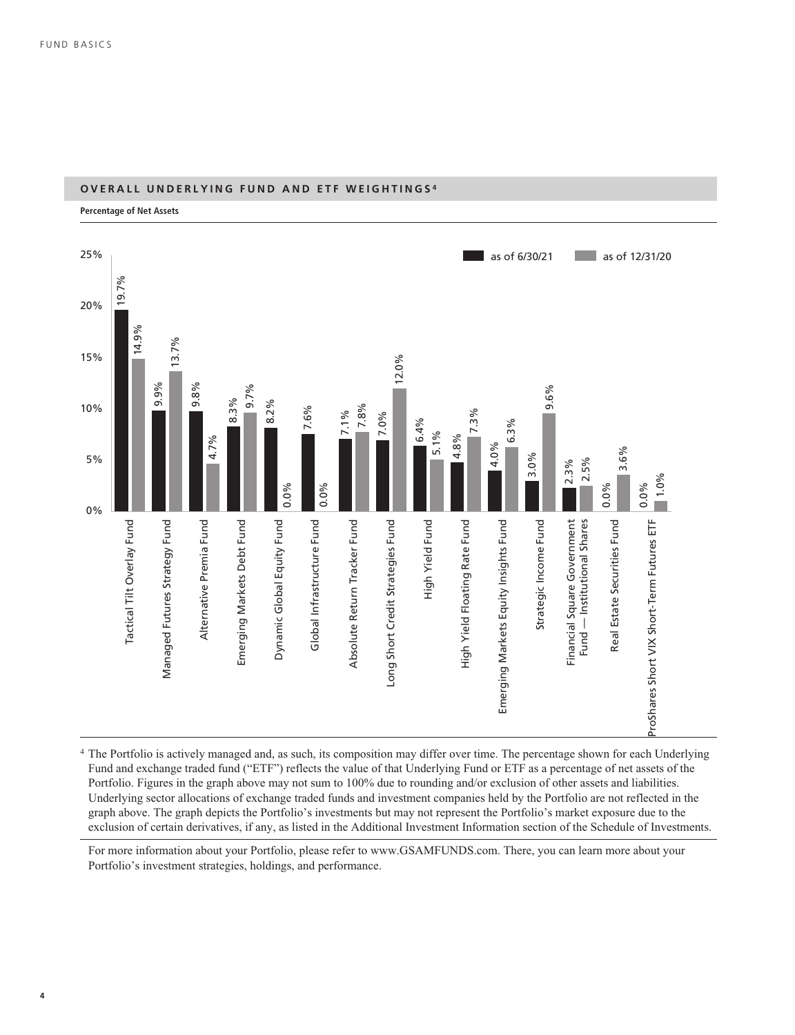## OVERALL UNDERLYING FUND AND ETF WEIGHTINGS[4]

**Percentage of Net Assets**

| Fund | as of 6/30/21 | as of 12/31/20 |
|---|---|---|
| Tactical Tilt Overlay Fund | 19.7% | 14.9% |
| Managed Futures Strategy Fund | 9.9% | 13.7% |
| Alternative Premia Fund | 9.8% | 4.7% |
| Emerging Markets Debt Fund | 8.3% | 9.7% |
| Dynamic Global Equity Fund | 8.2% | 0.0% |
| Global Infrastructure Fund | 7.6% | 0.0% |
| Absolute Return Tracker Fund | 7.1% | 7.8% |
| Long Short Credit Strategies Fund | 7.0% | 12.0% |
| High Yield Fund | 6.4% | 5.1% |
| High Yield Floating Rate Fund | 4.8% | 7.3% |
| Emerging Markets Equity Insights Fund | 4.0% | 6.3% |
| Strategic Income Fund | 3.0% | 9.6% |
| Financial Square Government Fund — Institutional Shares | 2.3% | 2.5% |
| Real Estate Securities Fund | 0.0% | 3.6% |
| ProShares Short VIX Short-Term Futures ETF | 0.0% | 1.0% |

[4] The Portfolio is actively managed and, as such, its composition may differ over time. The percentage shown for each Underlying Fund and exchange traded fund ("ETF") reflects the value of that Underlying Fund or ETF as a percentage of net assets of the Portfolio. Figures in the graph above may not sum to 100% due to rounding and/or exclusion of other assets and liabilities. Underlying sector allocations of exchange traded funds and investment companies held by the Portfolio are not reflected in the graph above. The graph depicts the Portfolio's investments but may not represent the Portfolio's market exposure due to the exclusion of certain derivatives, if any, as listed in the Additional Investment Information section of the Schedule of Investments.

For more information about your Portfolio, please refer to www.GSAMFUNDS.com. There, you can learn more about your Portfolio's investment strategies, holdings, and performance.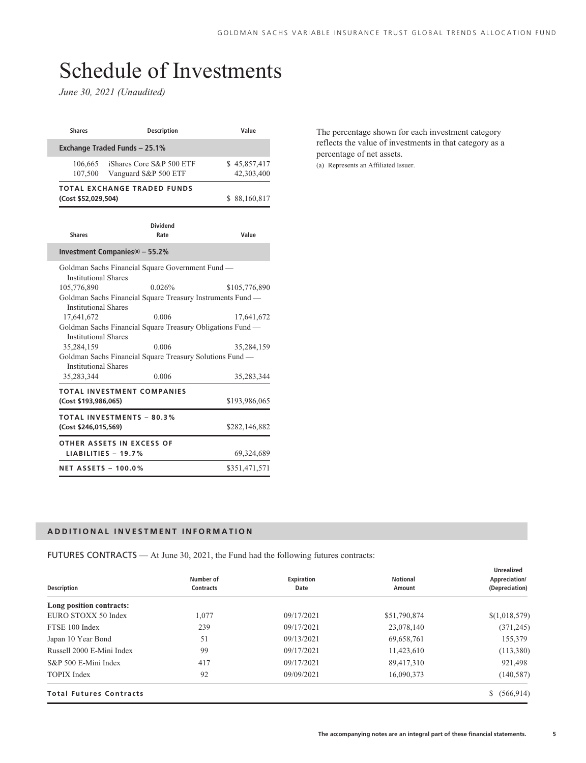# Schedule of Investments

*June 30, 2021 (Unaudited)*

| Shares | Description | Value |
|---|---|---|
| **Exchange Traded Funds – 25.1%** | | |
| 106,665 | iShares Core S&P 500 ETF | $ 45,857,417 |
| 107,500 | Vanguard S&P 500 ETF | 42,303,400 |
| **TOTAL EXCHANGE TRADED FUNDS (Cost $52,029,504)** | | $ 88,160,817 |

| Shares | Dividend Rate | Value |
|---|---|---|
| **Investment Companies[(a)] – 55.2%** | | |
| Goldman Sachs Financial Square Government Fund — Institutional Shares | | |
| 105,776,890 | 0.026% | $105,776,890 |
| Goldman Sachs Financial Square Treasury Instruments Fund — Institutional Shares | | |
| 17,641,672 | 0.006 | 17,641,672 |
| Goldman Sachs Financial Square Treasury Obligations Fund — Institutional Shares | | |
| 35,284,159 | 0.006 | 35,284,159 |
| Goldman Sachs Financial Square Treasury Solutions Fund — Institutional Shares | | |
| 35,283,344 | 0.006 | 35,283,344 |
| **TOTAL INVESTMENT COMPANIES (Cost $193,986,065)** | | $193,986,065 |
| **TOTAL INVESTMENTS – 80.3% (Cost $246,015,569)** | | $282,146,882 |
| **OTHER ASSETS IN EXCESS OF LIABILITIES – 19.7%** | | 69,324,689 |
| **NET ASSETS – 100.0%** | | $351,471,571 |

The percentage shown for each investment category reflects the value of investments in that category as a percentage of net assets.

(a) Represents an Affiliated Issuer.

## ADDITIONAL INVESTMENT INFORMATION

FUTURES CONTRACTS — At June 30, 2021, the Fund had the following futures contracts:

| Description | Number of Contracts | Expiration Date | Notional Amount | Unrealized Appreciation/ (Depreciation) |
|---|---|---|---|---|
| **Long position contracts:** | | | | |
| EURO STOXX 50 Index | 1,077 | 09/17/2021 | $51,790,874 | $(1,018,579) |
| FTSE 100 Index | 239 | 09/17/2021 | 23,078,140 | (371,245) |
| Japan 10 Year Bond | 51 | 09/13/2021 | 69,658,761 | 155,379 |
| Russell 2000 E-Mini Index | 99 | 09/17/2021 | 11,423,610 | (113,380) |
| S&P 500 E-Mini Index | 417 | 09/17/2021 | 89,417,310 | 921,498 |
| TOPIX Index | 92 | 09/09/2021 | 16,090,373 | (140,587) |
| **Total Futures Contracts** | | | | $ (566,914) |

The accompanying notes are an integral part of these financial statements.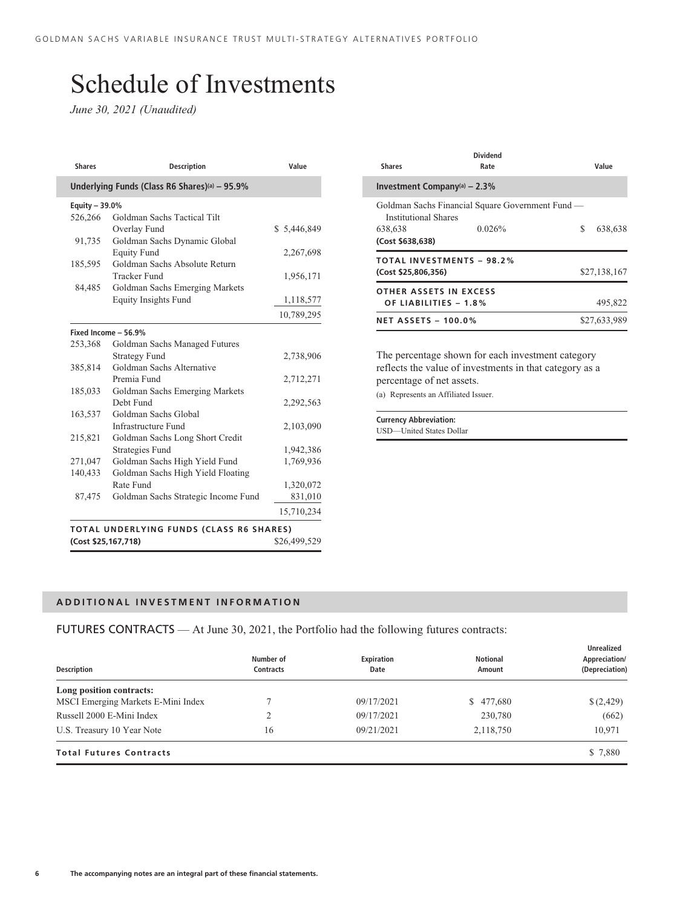// Schedule of Investments

*June 30, 2021 (Unaudited)*

| Shares | Description | Value |
|---|---|---|
| **Underlying Funds (Class R6 Shares)(a) – 95.9%** | | |
| **Equity – 39.0%** | | |
| 526,266 | Goldman Sachs Tactical Tilt Overlay Fund | $ 5,446,849 |
| 91,735 | Goldman Sachs Dynamic Global Equity Fund | 2,267,698 |
| 185,595 | Goldman Sachs Absolute Return Tracker Fund | 1,956,171 |
| 84,485 | Goldman Sachs Emerging Markets Equity Insights Fund | 1,118,577 |
| | | 10,789,295 |
| **Fixed Income – 56.9%** | | |
| 253,368 | Goldman Sachs Managed Futures Strategy Fund | 2,738,906 |
| 385,814 | Goldman Sachs Alternative Premia Fund | 2,712,271 |
| 185,033 | Goldman Sachs Emerging Markets Debt Fund | 2,292,563 |
| 163,537 | Goldman Sachs Global Infrastructure Fund | 2,103,090 |
| 215,821 | Goldman Sachs Long Short Credit Strategies Fund | 1,942,386 |
| 271,047 | Goldman Sachs High Yield Fund | 1,769,936 |
| 140,433 | Goldman Sachs High Yield Floating Rate Fund | 1,320,072 |
| 87,475 | Goldman Sachs Strategic Income Fund | 831,010 |
| | | 15,710,234 |
| **TOTAL UNDERLYING FUNDS (CLASS R6 SHARES)** | | |
| **(Cost $25,167,718)** | | $26,499,529 |

| Shares | Dividend Rate | Value |
|---|---|---|
| **Investment Company(a) – 2.3%** | | |
| Goldman Sachs Financial Square Government Fund — Institutional Shares | | |
| 638,638 | 0.026% | $ 638,638 |
| **(Cost $638,638)** | | |
| **TOTAL INVESTMENTS – 98.2%** | | |
| **(Cost $25,806,356)** | | $27,138,167 |
| **OTHER ASSETS IN EXCESS OF LIABILITIES – 1.8%** | | 495,822 |
| **NET ASSETS – 100.0%** | | $27,633,989 |

The percentage shown for each investment category reflects the value of investments in that category as a percentage of net assets.

(a) Represents an Affiliated Issuer.

**Currency Abbreviation:**
USD—United States Dollar

## ADDITIONAL INVESTMENT INFORMATION

FUTURES CONTRACTS — At June 30, 2021, the Portfolio had the following futures contracts:

| Description | Number of Contracts | Expiration Date | Notional Amount | Unrealized Appreciation/ (Depreciation) |
|---|---|---|---|---|
| **Long position contracts:** | | | | |
| MSCI Emerging Markets E-Mini Index | 7 | 09/17/2021 | $ 477,680 | $ (2,429) |
| Russell 2000 E-Mini Index | 2 | 09/17/2021 | 230,780 | (662) |
| U.S. Treasury 10 Year Note | 16 | 09/21/2021 | 2,118,750 | 10,971 |
| **Total Futures Contracts** | | | | $ 7,880 |

The accompanying notes are an integral part of these financial statements.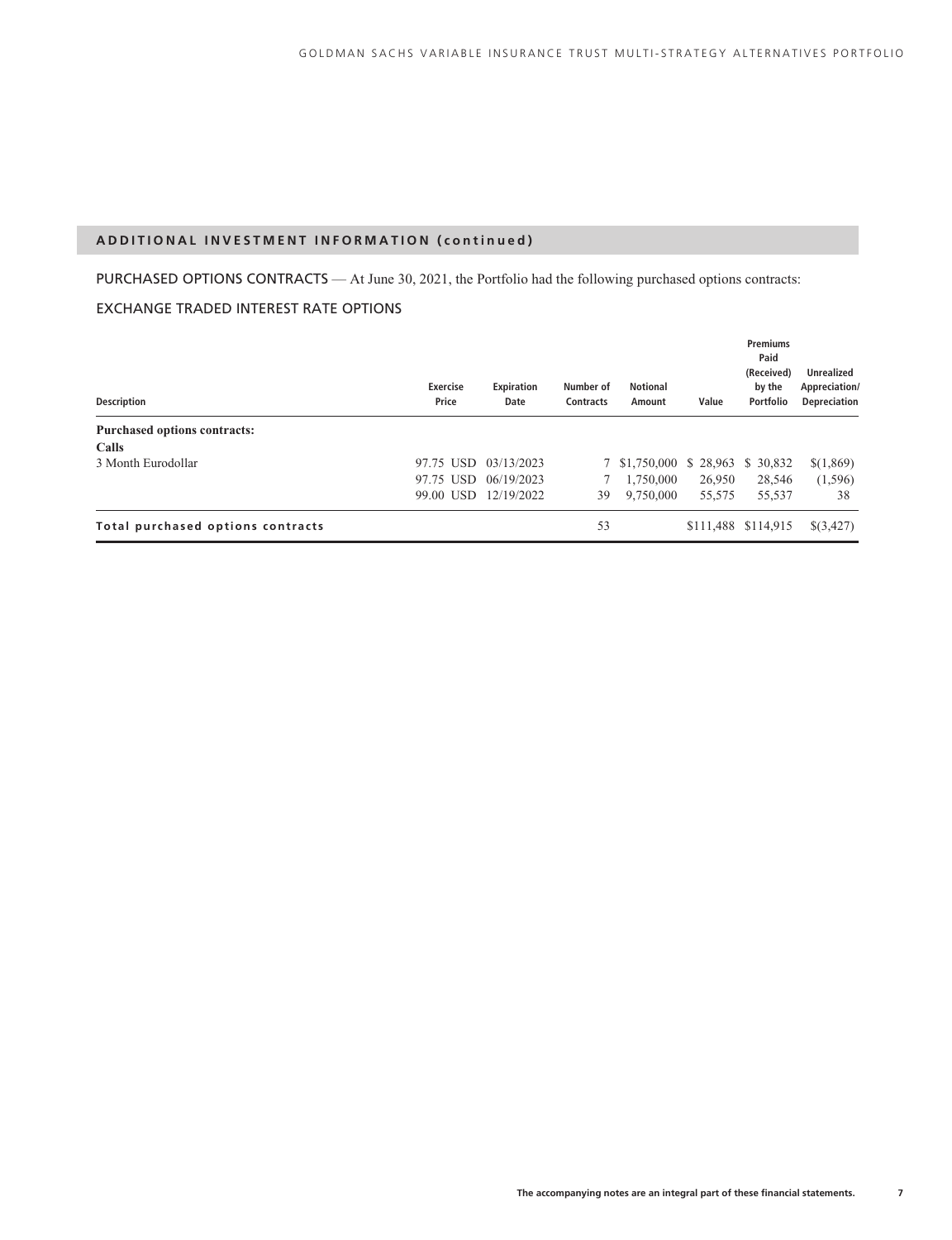## ADDITIONAL INVESTMENT INFORMATION (continued)

PURCHASED OPTIONS CONTRACTS — At June 30, 2021, the Portfolio had the following purchased options contracts:

### EXCHANGE TRADED INTEREST RATE OPTIONS

| Description | Exercise Price | Expiration Date | Number of Contracts | Notional Amount | Value | Premiums Paid (Received) by the Portfolio | Unrealized Appreciation/ Depreciation |
|---|---|---|---|---|---|---|---|
| **Purchased options contracts:** | | | | | | | |
| **Calls** | | | | | | | |
| 3 Month Eurodollar | 97.75 USD | 03/13/2023 | 7 | $1,750,000 | $ 28,963 | $ 30,832 | $(1,869) |
| | 97.75 USD | 06/19/2023 | 7 | 1,750,000 | 26,950 | 28,546 | (1,596) |
| | 99.00 USD | 12/19/2022 | 39 | 9,750,000 | 55,575 | 55,537 | 38 |
| **Total purchased options contracts** | | | 53 | | $111,488 | $114,915 | $(3,427) |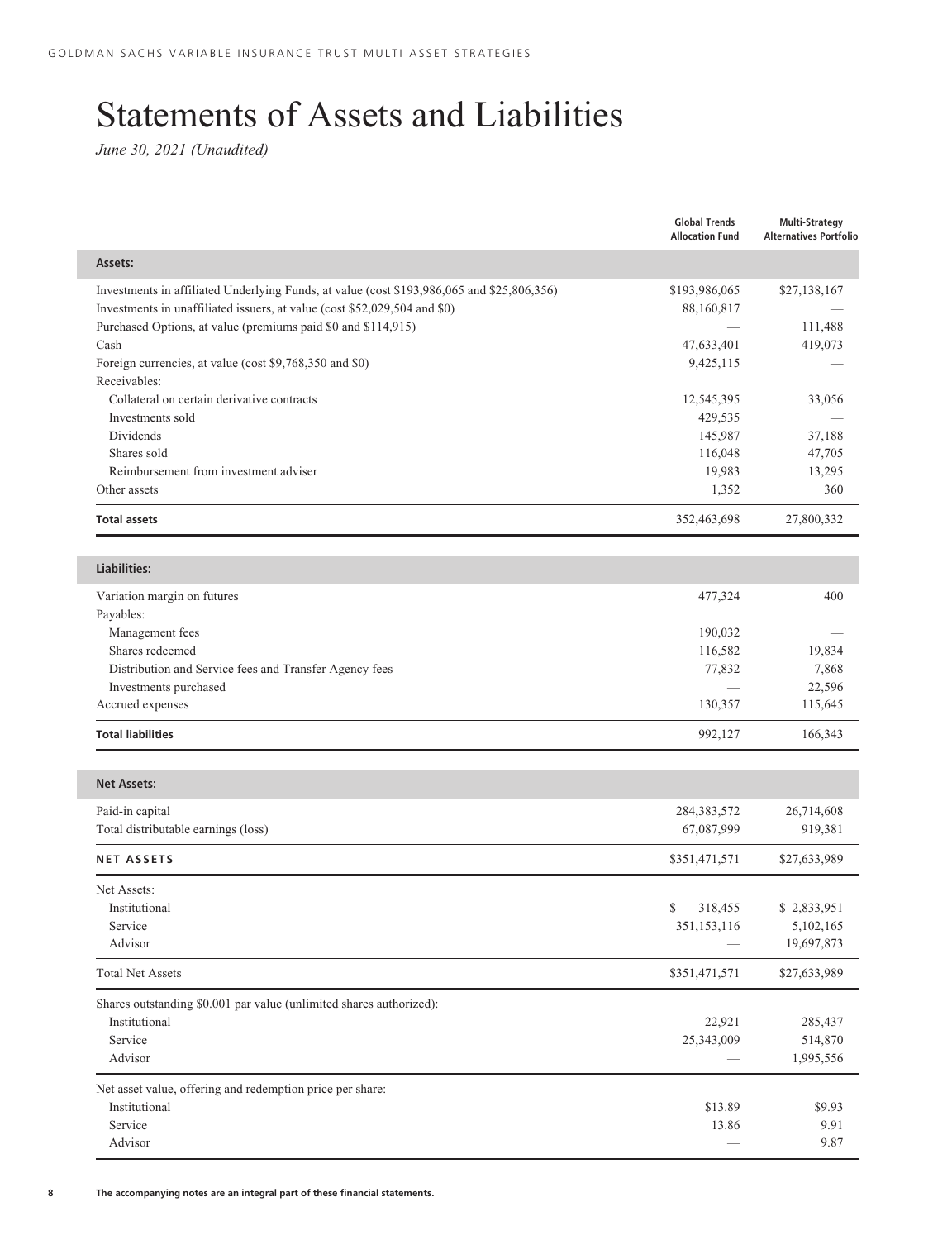# Statements of Assets and Liabilities

*June 30, 2021 (Unaudited)*

| | Global Trends Allocation Fund | Multi-Strategy Alternatives Portfolio |
|---|---|---|
| **Assets:** | | |
| Investments in affiliated Underlying Funds, at value (cost $193,986,065 and $25,806,356) | $193,986,065 | $27,138,167 |
| Investments in unaffiliated issuers, at value (cost $52,029,504 and $0) | 88,160,817 | — |
| Purchased Options, at value (premiums paid $0 and $114,915) | — | 111,488 |
| Cash | 47,633,401 | 419,073 |
| Foreign currencies, at value (cost $9,768,350 and $0) | 9,425,115 | — |
| Receivables: | | |
| Collateral on certain derivative contracts | 12,545,395 | 33,056 |
| Investments sold | 429,535 | — |
| Dividends | 145,987 | 37,188 |
| Shares sold | 116,048 | 47,705 |
| Reimbursement from investment adviser | 19,983 | 13,295 |
| Other assets | 1,352 | 360 |
| **Total assets** | 352,463,698 | 27,800,332 |
| **Liabilities:** | | |
| Variation margin on futures | 477,324 | 400 |
| Payables: | | |
| Management fees | 190,032 | — |
| Shares redeemed | 116,582 | 19,834 |
| Distribution and Service fees and Transfer Agency fees | 77,832 | 7,868 |
| Investments purchased | — | 22,596 |
| Accrued expenses | 130,357 | 115,645 |
| **Total liabilities** | 992,127 | 166,343 |
| **Net Assets:** | | |
| Paid-in capital | 284,383,572 | 26,714,608 |
| Total distributable earnings (loss) | 67,087,999 | 919,381 |
| **NET ASSETS** | $351,471,571 | $27,633,989 |
| Net Assets: | | |
| Institutional | $ 318,455 | $ 2,833,951 |
| Service | 351,153,116 | 5,102,165 |
| Advisor | — | 19,697,873 |
| Total Net Assets | $351,471,571 | $27,633,989 |
| Shares outstanding $0.001 par value (unlimited shares authorized): | | |
| Institutional | 22,921 | 285,437 |
| Service | 25,343,009 | 514,870 |
| Advisor | — | 1,995,556 |
| Net asset value, offering and redemption price per share: | | |
| Institutional | $13.89 | $9.93 |
| Service | 13.86 | 9.91 |
| Advisor | — | 9.87 |

**The accompanying notes are an integral part of these financial statements.**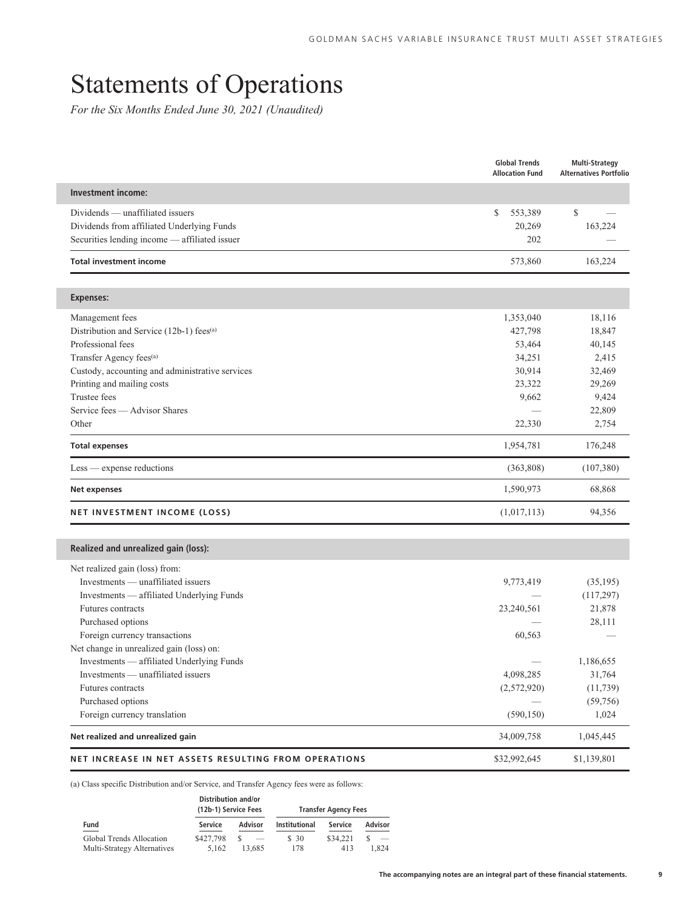# Statements of Operations

*For the Six Months Ended June 30, 2021 (Unaudited)*

| | Global Trends Allocation Fund | Multi-Strategy Alternatives Portfolio |
|---|---|---|
| **Investment income:** | | |
| Dividends — unaffiliated issuers | $ 553,389 | $ — |
| Dividends from affiliated Underlying Funds | 20,269 | 163,224 |
| Securities lending income — affiliated issuer | 202 | — |
| **Total investment income** | 573,860 | 163,224 |
| **Expenses:** | | |
| Management fees | 1,353,040 | 18,116 |
| Distribution and Service (12b-1) fees[(a)] | 427,798 | 18,847 |
| Professional fees | 53,464 | 40,145 |
| Transfer Agency fees[(a)] | 34,251 | 2,415 |
| Custody, accounting and administrative services | 30,914 | 32,469 |
| Printing and mailing costs | 23,322 | 29,269 |
| Trustee fees | 9,662 | 9,424 |
| Service fees — Advisor Shares | — | 22,809 |
| Other | 22,330 | 2,754 |
| **Total expenses** | 1,954,781 | 176,248 |
| Less — expense reductions | (363,808) | (107,380) |
| **Net expenses** | 1,590,973 | 68,868 |
| **NET INVESTMENT INCOME (LOSS)** | (1,017,113) | 94,356 |
| **Realized and unrealized gain (loss):** | | |
| Net realized gain (loss) from: | | |
| Investments — unaffiliated issuers | 9,773,419 | (35,195) |
| Investments — affiliated Underlying Funds | — | (117,297) |
| Futures contracts | 23,240,561 | 21,878 |
| Purchased options | — | 28,111 |
| Foreign currency transactions | 60,563 | — |
| Net change in unrealized gain (loss) on: | | |
| Investments — affiliated Underlying Funds | — | 1,186,655 |
| Investments — unaffiliated issuers | 4,098,285 | 31,764 |
| Futures contracts | (2,572,920) | (11,739) |
| Purchased options | — | (59,756) |
| Foreign currency translation | (590,150) | 1,024 |
| **Net realized and unrealized gain** | 34,009,758 | 1,045,445 |
| **NET INCREASE IN NET ASSETS RESULTING FROM OPERATIONS** | $32,992,645 | $1,139,801 |

(a) Class specific Distribution and/or Service, and Transfer Agency fees were as follows:

| | Distribution and/or (12b-1) Service Fees | | Transfer Agency Fees | | |
|---|---|---|---|---|---|
| Fund | Service | Advisor | Institutional | Service | Advisor |
| Global Trends Allocation | $427,798 | $ — | $ 30 | $34,221 | $ — |
| Multi-Strategy Alternatives | 5,162 | 13,685 | 178 | 413 | 1,824 |

**The accompanying notes are an integral part of these financial statements.**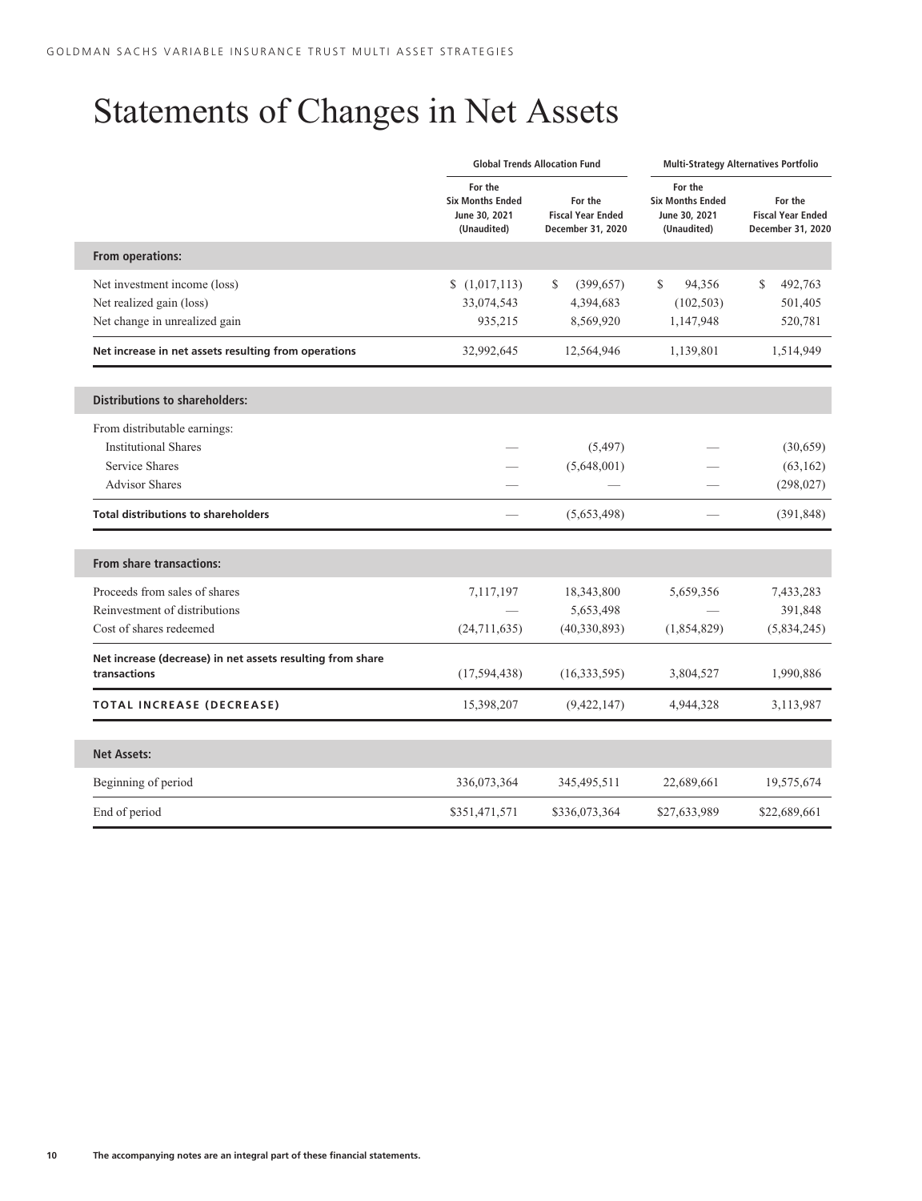# Statements of Changes in Net Assets

| | Global Trends Allocation Fund | | Multi-Strategy Alternatives Portfolio | |
|---|---|---|---|---|
| | For the Six Months Ended June 30, 2021 (Unaudited) | For the Fiscal Year Ended December 31, 2020 | For the Six Months Ended June 30, 2021 (Unaudited) | For the Fiscal Year Ended December 31, 2020 |
| **From operations:** | | | | |
| Net investment income (loss) | $ (1,017,113) | $ (399,657) | $ 94,356 | $ 492,763 |
| Net realized gain (loss) | 33,074,543 | 4,394,683 | (102,503) | 501,405 |
| Net change in unrealized gain | 935,215 | 8,569,920 | 1,147,948 | 520,781 |
| **Net increase in net assets resulting from operations** | 32,992,645 | 12,564,946 | 1,139,801 | 1,514,949 |
| **Distributions to shareholders:** | | | | |
| From distributable earnings: | | | | |
| Institutional Shares | — | (5,497) | — | (30,659) |
| Service Shares | — | (5,648,001) | — | (63,162) |
| Advisor Shares | — | — | — | (298,027) |
| **Total distributions to shareholders** | — | (5,653,498) | — | (391,848) |
| **From share transactions:** | | | | |
| Proceeds from sales of shares | 7,117,197 | 18,343,800 | 5,659,356 | 7,433,283 |
| Reinvestment of distributions | — | 5,653,498 | — | 391,848 |
| Cost of shares redeemed | (24,711,635) | (40,330,893) | (1,854,829) | (5,834,245) |
| **Net increase (decrease) in net assets resulting from share transactions** | (17,594,438) | (16,333,595) | 3,804,527 | 1,990,886 |
| **TOTAL INCREASE (DECREASE)** | 15,398,207 | (9,422,147) | 4,944,328 | 3,113,987 |
| **Net Assets:** | | | | |
| Beginning of period | 336,073,364 | 345,495,511 | 22,689,661 | 19,575,674 |
| End of period | $351,471,571 | $336,073,364 | $27,633,989 | $22,689,661 |

**The accompanying notes are an integral part of these financial statements.**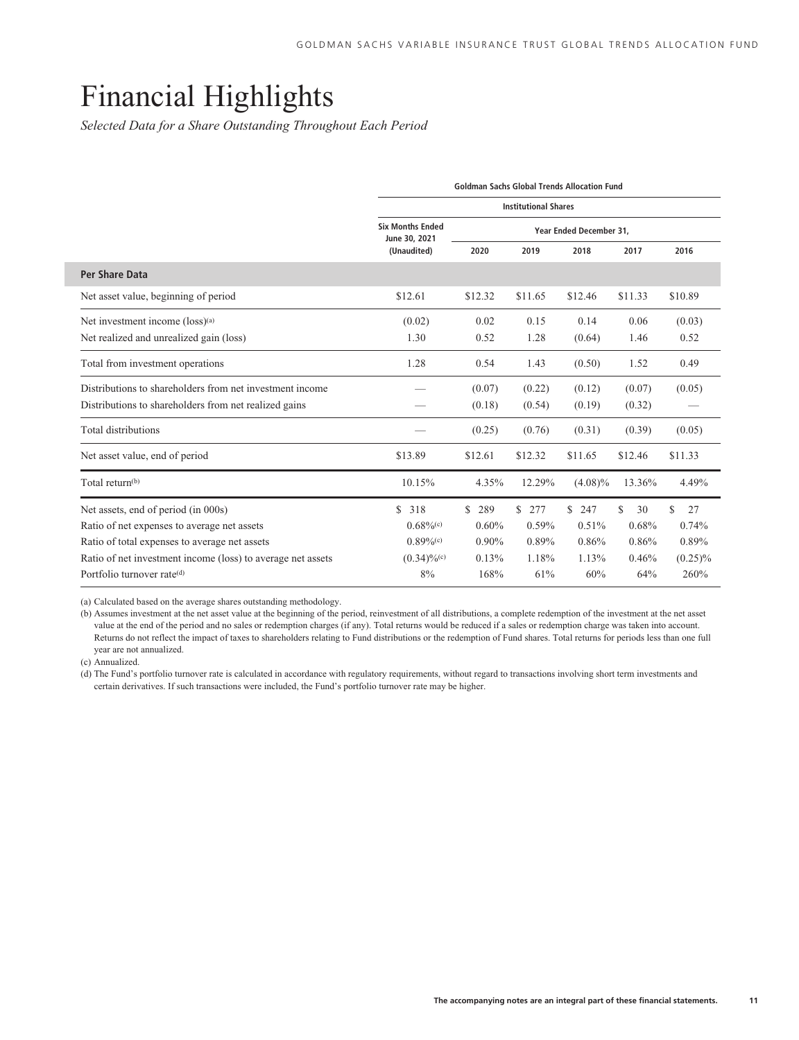# Financial Highlights

*Selected Data for a Share Outstanding Throughout Each Period*

| | Goldman Sachs Global Trends Allocation Fund | | | | | |
|---|---|---|---|---|---|---|
| | Institutional Shares | | | | | |
| | Six Months Ended June 30, 2021 (Unaudited) | Year Ended December 31, | | | | |
| | | 2020 | 2019 | 2018 | 2017 | 2016 |
| **Per Share Data** | | | | | | |
| Net asset value, beginning of period | $12.61 | $12.32 | $11.65 | $12.46 | $11.33 | $10.89 |
| Net investment income (loss)[(a)] | (0.02) | 0.02 | 0.15 | 0.14 | 0.06 | (0.03) |
| Net realized and unrealized gain (loss) | 1.30 | 0.52 | 1.28 | (0.64) | 1.46 | 0.52 |
| Total from investment operations | 1.28 | 0.54 | 1.43 | (0.50) | 1.52 | 0.49 |
| Distributions to shareholders from net investment income | — | (0.07) | (0.22) | (0.12) | (0.07) | (0.05) |
| Distributions to shareholders from net realized gains | — | (0.18) | (0.54) | (0.19) | (0.32) | — |
| Total distributions | — | (0.25) | (0.76) | (0.31) | (0.39) | (0.05) |
| Net asset value, end of period | $13.89 | $12.61 | $12.32 | $11.65 | $12.46 | $11.33 |
| Total return[(b)] | 10.15% | 4.35% | 12.29% | (4.08)% | 13.36% | 4.49% |
| Net assets, end of period (in 000s) | $ 318 | $ 289 | $ 277 | $ 247 | $ 30 | $ 27 |
| Ratio of net expenses to average net assets | 0.68%[(c)] | 0.60% | 0.59% | 0.51% | 0.68% | 0.74% |
| Ratio of total expenses to average net assets | 0.89%[(c)] | 0.90% | 0.89% | 0.86% | 0.86% | 0.89% |
| Ratio of net investment income (loss) to average net assets | (0.34)%[(c)] | 0.13% | 1.18% | 1.13% | 0.46% | (0.25)% |
| Portfolio turnover rate[(d)] | 8% | 168% | 61% | 60% | 64% | 260% |

(a) Calculated based on the average shares outstanding methodology.

(b) Assumes investment at the net asset value at the beginning of the period, reinvestment of all distributions, a complete redemption of the investment at the net asset value at the end of the period and no sales or redemption charges (if any). Total returns would be reduced if a sales or redemption charge was taken into account. Returns do not reflect the impact of taxes to shareholders relating to Fund distributions or the redemption of Fund shares. Total returns for periods less than one full year are not annualized.

(c) Annualized.

(d) The Fund's portfolio turnover rate is calculated in accordance with regulatory requirements, without regard to transactions involving short term investments and certain derivatives. If such transactions were included, the Fund's portfolio turnover rate may be higher.

**The accompanying notes are an integral part of these financial statements.**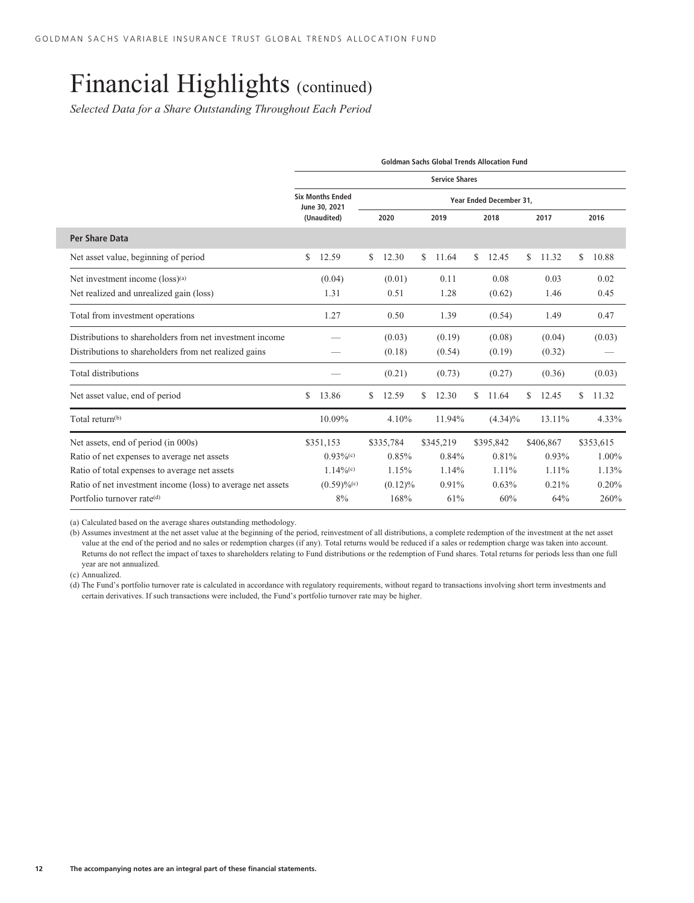# Financial Highlights (continued)

*Selected Data for a Share Outstanding Throughout Each Period*

| | Goldman Sachs Global Trends Allocation Fund | | | | | |
|---|---|---|---|---|---|---|
| | Service Shares | | | | | |
| | Six Months Ended June 30, 2021 (Unaudited) | Year Ended December 31, | | | | |
| | | 2020 | 2019 | 2018 | 2017 | 2016 |
| **Per Share Data** | | | | | | |
| Net asset value, beginning of period | $ 12.59 | $ 12.30 | $ 11.64 | $ 12.45 | $ 11.32 | $ 10.88 |
| Net investment income (loss)[(a)] | (0.04) | (0.01) | 0.11 | 0.08 | 0.03 | 0.02 |
| Net realized and unrealized gain (loss) | 1.31 | 0.51 | 1.28 | (0.62) | 1.46 | 0.45 |
| Total from investment operations | 1.27 | 0.50 | 1.39 | (0.54) | 1.49 | 0.47 |
| Distributions to shareholders from net investment income | — | (0.03) | (0.19) | (0.08) | (0.04) | (0.03) |
| Distributions to shareholders from net realized gains | — | (0.18) | (0.54) | (0.19) | (0.32) | — |
| Total distributions | — | (0.21) | (0.73) | (0.27) | (0.36) | (0.03) |
| Net asset value, end of period | $ 13.86 | $ 12.59 | $ 12.30 | $ 11.64 | $ 12.45 | $ 11.32 |
| Total return[(b)] | 10.09% | 4.10% | 11.94% | (4.34)% | 13.11% | 4.33% |
| Net assets, end of period (in 000s) | $351,153 | $335,784 | $345,219 | $395,842 | $406,867 | $353,615 |
| Ratio of net expenses to average net assets | 0.93%[(c)] | 0.85% | 0.84% | 0.81% | 0.93% | 1.00% |
| Ratio of total expenses to average net assets | 1.14%[(c)] | 1.15% | 1.14% | 1.11% | 1.11% | 1.13% |
| Ratio of net investment income (loss) to average net assets | (0.59)%[(c)] | (0.12)% | 0.91% | 0.63% | 0.21% | 0.20% |
| Portfolio turnover rate[(d)] | 8% | 168% | 61% | 60% | 64% | 260% |

(a) Calculated based on the average shares outstanding methodology.

(b) Assumes investment at the net asset value at the beginning of the period, reinvestment of all distributions, a complete redemption of the investment at the net asset value at the end of the period and no sales or redemption charges (if any). Total returns would be reduced if a sales or redemption charge was taken into account. Returns do not reflect the impact of taxes to shareholders relating to Fund distributions or the redemption of Fund shares. Total returns for periods less than one full year are not annualized.

(c) Annualized.

(d) The Fund's portfolio turnover rate is calculated in accordance with regulatory requirements, without regard to transactions involving short term investments and certain derivatives. If such transactions were included, the Fund's portfolio turnover rate may be higher.

**The accompanying notes are an integral part of these financial statements.**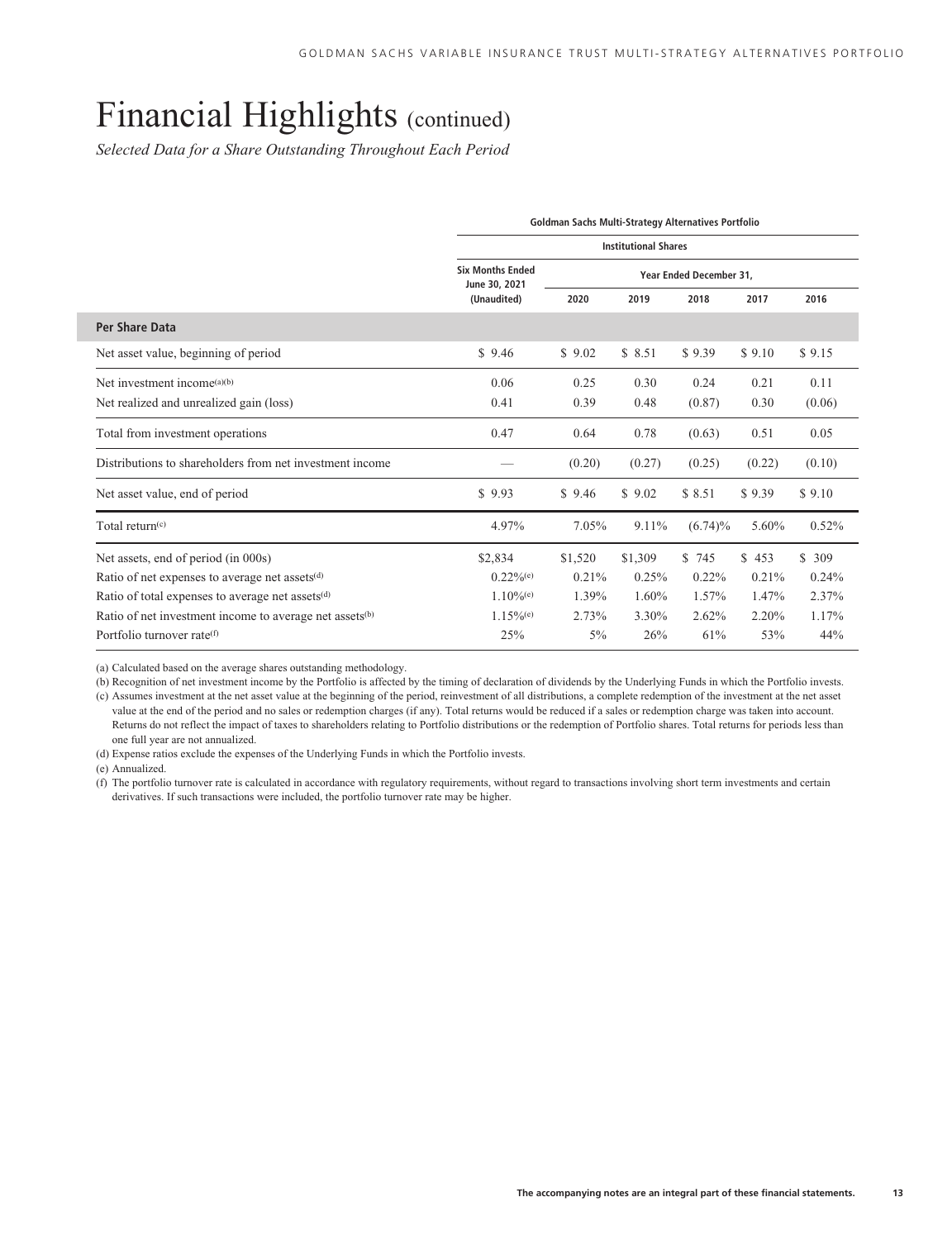# Financial Highlights (continued)

*Selected Data for a Share Outstanding Throughout Each Period*

| | Goldman Sachs Multi-Strategy Alternatives Portfolio | | | | | |
|---|---|---|---|---|---|---|
| | Institutional Shares | | | | | |
| | Six Months Ended June 30, 2021 (Unaudited) | Year Ended December 31, | | | | |
| | | 2020 | 2019 | 2018 | 2017 | 2016 |
| **Per Share Data** | | | | | | |
| Net asset value, beginning of period | $ 9.46 | $ 9.02 | $ 8.51 | $ 9.39 | $ 9.10 | $ 9.15 |
| Net investment income[(a)(b)] | 0.06 | 0.25 | 0.30 | 0.24 | 0.21 | 0.11 |
| Net realized and unrealized gain (loss) | 0.41 | 0.39 | 0.48 | (0.87) | 0.30 | (0.06) |
| Total from investment operations | 0.47 | 0.64 | 0.78 | (0.63) | 0.51 | 0.05 |
| Distributions to shareholders from net investment income | — | (0.20) | (0.27) | (0.25) | (0.22) | (0.10) |
| Net asset value, end of period | $ 9.93 | $ 9.46 | $ 9.02 | $ 8.51 | $ 9.39 | $ 9.10 |
| Total return[(c)] | 4.97% | 7.05% | 9.11% | (6.74)% | 5.60% | 0.52% |
| Net assets, end of period (in 000s) | $2,834 | $1,520 | $1,309 | $ 745 | $ 453 | $ 309 |
| Ratio of net expenses to average net assets[(d)] | 0.22%[(e)] | 0.21% | 0.25% | 0.22% | 0.21% | 0.24% |
| Ratio of total expenses to average net assets[(d)] | 1.10%[(e)] | 1.39% | 1.60% | 1.57% | 1.47% | 2.37% |
| Ratio of net investment income to average net assets[(b)] | 1.15%[(e)] | 2.73% | 3.30% | 2.62% | 2.20% | 1.17% |
| Portfolio turnover rate[(f)] | 25% | 5% | 26% | 61% | 53% | 44% |

(a) Calculated based on the average shares outstanding methodology.

(b) Recognition of net investment income by the Portfolio is affected by the timing of declaration of dividends by the Underlying Funds in which the Portfolio invests.

(c) Assumes investment at the net asset value at the beginning of the period, reinvestment of all distributions, a complete redemption of the investment at the net asset value at the end of the period and no sales or redemption charges (if any). Total returns would be reduced if a sales or redemption charge was taken into account. Returns do not reflect the impact of taxes to shareholders relating to Portfolio distributions or the redemption of Portfolio shares. Total returns for periods less than one full year are not annualized.

(d) Expense ratios exclude the expenses of the Underlying Funds in which the Portfolio invests.

(e) Annualized.

(f) The portfolio turnover rate is calculated in accordance with regulatory requirements, without regard to transactions involving short term investments and certain derivatives. If such transactions were included, the portfolio turnover rate may be higher.

**The accompanying notes are an integral part of these financial statements.**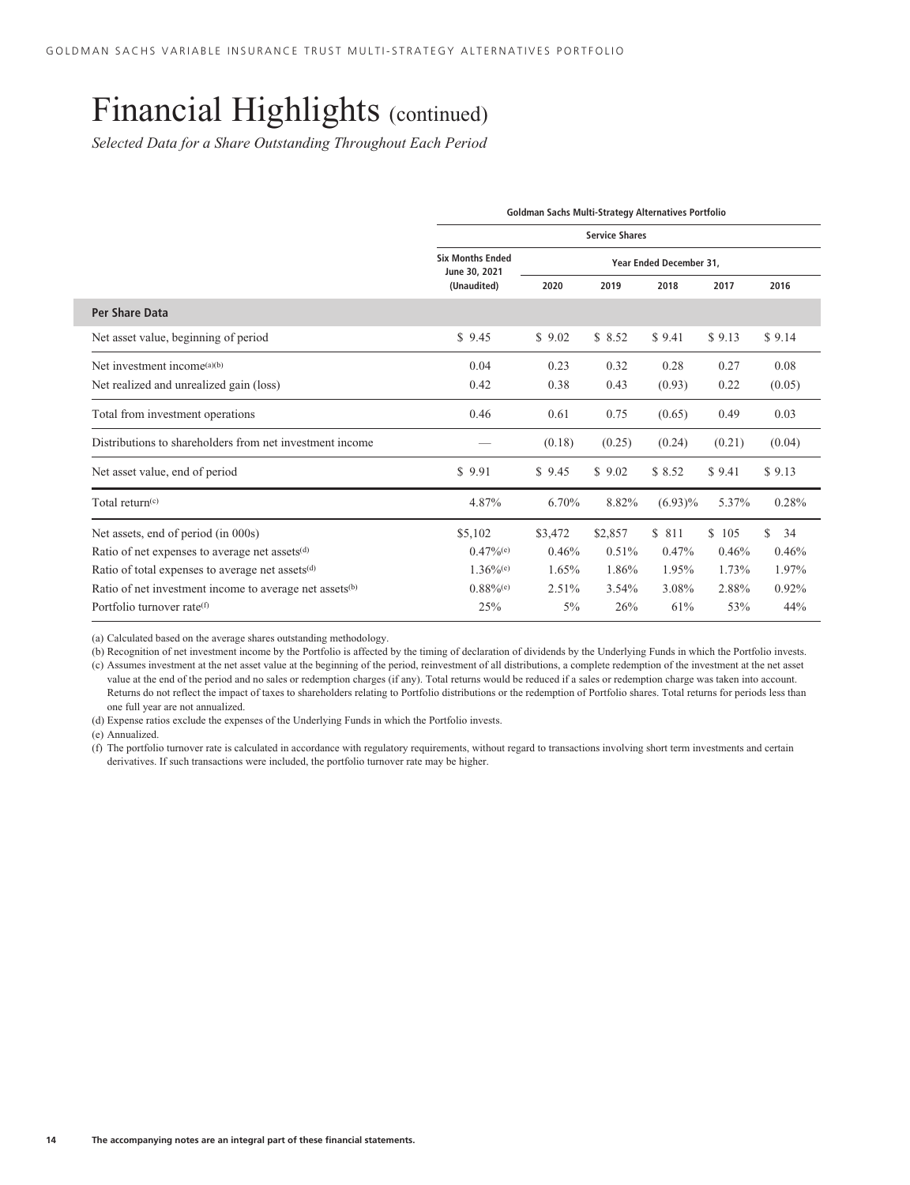# Financial Highlights (continued)

*Selected Data for a Share Outstanding Throughout Each Period*

| | Goldman Sachs Multi-Strategy Alternatives Portfolio | | | | | |
|---|---|---|---|---|---|---|
| | Service Shares | | | | | |
| | Six Months Ended June 30, 2021 (Unaudited) | Year Ended December 31, | | | | |
| | | 2020 | 2019 | 2018 | 2017 | 2016 |
| **Per Share Data** | | | | | | |
| Net asset value, beginning of period | $ 9.45 | $ 9.02 | $ 8.52 | $ 9.41 | $ 9.13 | $ 9.14 |
| Net investment income[(a)(b)] | 0.04 | 0.23 | 0.32 | 0.28 | 0.27 | 0.08 |
| Net realized and unrealized gain (loss) | 0.42 | 0.38 | 0.43 | (0.93) | 0.22 | (0.05) |
| Total from investment operations | 0.46 | 0.61 | 0.75 | (0.65) | 0.49 | 0.03 |
| Distributions to shareholders from net investment income | — | (0.18) | (0.25) | (0.24) | (0.21) | (0.04) |
| Net asset value, end of period | $ 9.91 | $ 9.45 | $ 9.02 | $ 8.52 | $ 9.41 | $ 9.13 |
| Total return[(c)] | 4.87% | 6.70% | 8.82% | (6.93)% | 5.37% | 0.28% |
| Net assets, end of period (in 000s) | $5,102 | $3,472 | $2,857 | $ 811 | $ 105 | $ 34 |
| Ratio of net expenses to average net assets[(d)] | 0.47%[(e)] | 0.46% | 0.51% | 0.47% | 0.46% | 0.46% |
| Ratio of total expenses to average net assets[(d)] | 1.36%[(e)] | 1.65% | 1.86% | 1.95% | 1.73% | 1.97% |
| Ratio of net investment income to average net assets[(b)] | 0.88%[(e)] | 2.51% | 3.54% | 3.08% | 2.88% | 0.92% |
| Portfolio turnover rate[(f)] | 25% | 5% | 26% | 61% | 53% | 44% |

(a) Calculated based on the average shares outstanding methodology.

(b) Recognition of net investment income by the Portfolio is affected by the timing of declaration of dividends by the Underlying Funds in which the Portfolio invests.

(c) Assumes investment at the net asset value at the beginning of the period, reinvestment of all distributions, a complete redemption of the investment at the net asset value at the end of the period and no sales or redemption charges (if any). Total returns would be reduced if a sales or redemption charge was taken into account. Returns do not reflect the impact of taxes to shareholders relating to Portfolio distributions or the redemption of Portfolio shares. Total returns for periods less than one full year are not annualized.

(d) Expense ratios exclude the expenses of the Underlying Funds in which the Portfolio invests.

(e) Annualized.

(f) The portfolio turnover rate is calculated in accordance with regulatory requirements, without regard to transactions involving short term investments and certain derivatives. If such transactions were included, the portfolio turnover rate may be higher.

**The accompanying notes are an integral part of these financial statements.**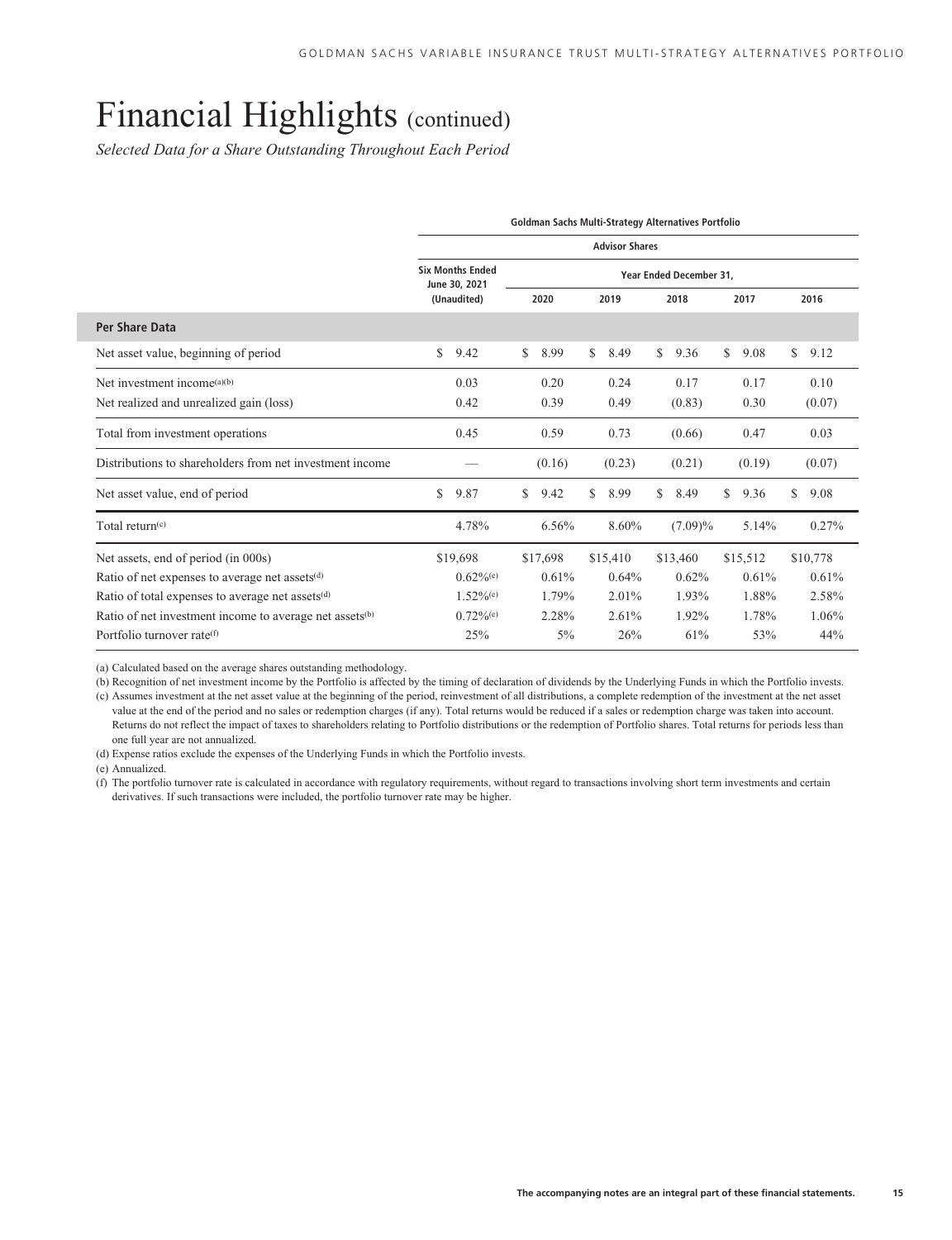# Financial Highlights (continued)

*Selected Data for a Share Outstanding Throughout Each Period*

| | Goldman Sachs Multi-Strategy Alternatives Portfolio | | | | | |
|---|---|---|---|---|---|---|
| | Advisor Shares | | | | | |
| | Six Months Ended June 30, 2021 (Unaudited) | Year Ended December 31, | | | | |
| | | 2020 | 2019 | 2018 | 2017 | 2016 |
| **Per Share Data** | | | | | | |
| Net asset value, beginning of period | $ 9.42 | $ 8.99 | $ 8.49 | $ 9.36 | $ 9.08 | $ 9.12 |
| Net investment income[(a)(b)] | 0.03 | 0.20 | 0.24 | 0.17 | 0.17 | 0.10 |
| Net realized and unrealized gain (loss) | 0.42 | 0.39 | 0.49 | (0.83) | 0.30 | (0.07) |
| Total from investment operations | 0.45 | 0.59 | 0.73 | (0.66) | 0.47 | 0.03 |
| Distributions to shareholders from net investment income | — | (0.16) | (0.23) | (0.21) | (0.19) | (0.07) |
| Net asset value, end of period | $ 9.87 | $ 9.42 | $ 8.99 | $ 8.49 | $ 9.36 | $ 9.08 |
| Total return[(c)] | 4.78% | 6.56% | 8.60% | (7.09)% | 5.14% | 0.27% |
| Net assets, end of period (in 000s) | $19,698 | $17,698 | $15,410 | $13,460 | $15,512 | $10,778 |
| Ratio of net expenses to average net assets[(d)] | 0.62%[(e)] | 0.61% | 0.64% | 0.62% | 0.61% | 0.61% |
| Ratio of total expenses to average net assets[(d)] | 1.52%[(e)] | 1.79% | 2.01% | 1.93% | 1.88% | 2.58% |
| Ratio of net investment income to average net assets[(b)] | 0.72%[(e)] | 2.28% | 2.61% | 1.92% | 1.78% | 1.06% |
| Portfolio turnover rate[(f)] | 25% | 5% | 26% | 61% | 53% | 44% |

(a) Calculated based on the average shares outstanding methodology.

(b) Recognition of net investment income by the Portfolio is affected by the timing of declaration of dividends by the Underlying Funds in which the Portfolio invests.

(c) Assumes investment at the net asset value at the beginning of the period, reinvestment of all distributions, a complete redemption of the investment at the net asset value at the end of the period and no sales or redemption charges (if any). Total returns would be reduced if a sales or redemption charge was taken into account. Returns do not reflect the impact of taxes to shareholders relating to Portfolio distributions or the redemption of Portfolio shares. Total returns for periods less than one full year are not annualized.

(d) Expense ratios exclude the expenses of the Underlying Funds in which the Portfolio invests.

(e) Annualized.

(f) The portfolio turnover rate is calculated in accordance with regulatory requirements, without regard to transactions involving short term investments and certain derivatives. If such transactions were included, the portfolio turnover rate may be higher.

**The accompanying notes are an integral part of these financial statements.**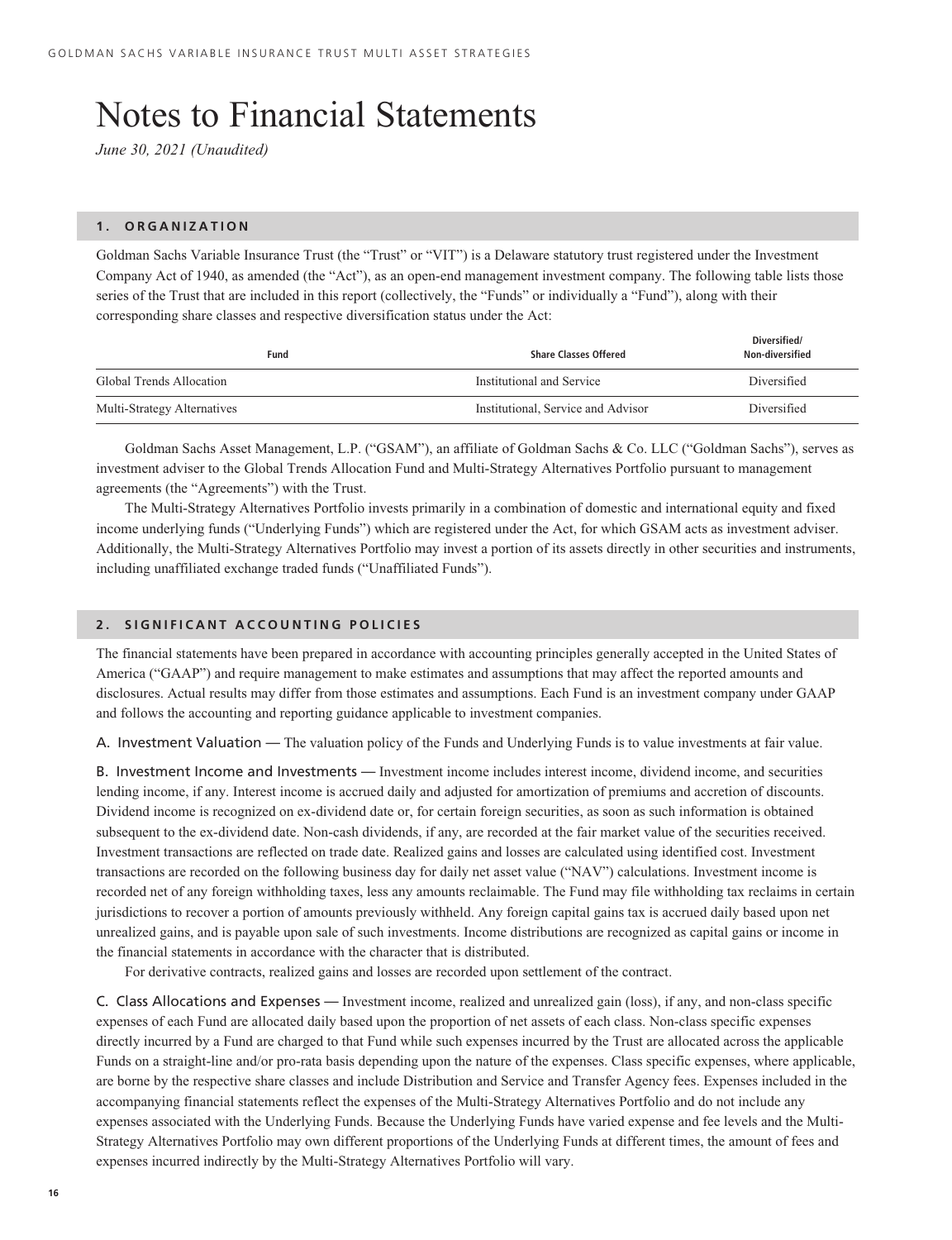# Notes to Financial Statements

*June 30, 2021 (Unaudited)*

## 1. ORGANIZATION

Goldman Sachs Variable Insurance Trust (the "Trust" or "VIT") is a Delaware statutory trust registered under the Investment Company Act of 1940, as amended (the "Act"), as an open-end management investment company. The following table lists those series of the Trust that are included in this report (collectively, the "Funds" or individually a "Fund"), along with their corresponding share classes and respective diversification status under the Act:

| Fund | Share Classes Offered | Diversified/ Non-diversified |
|---|---|---|
| Global Trends Allocation | Institutional and Service | Diversified |
| Multi-Strategy Alternatives | Institutional, Service and Advisor | Diversified |

Goldman Sachs Asset Management, L.P. ("GSAM"), an affiliate of Goldman Sachs & Co. LLC ("Goldman Sachs"), serves as investment adviser to the Global Trends Allocation Fund and Multi-Strategy Alternatives Portfolio pursuant to management agreements (the "Agreements") with the Trust.

The Multi-Strategy Alternatives Portfolio invests primarily in a combination of domestic and international equity and fixed income underlying funds ("Underlying Funds") which are registered under the Act, for which GSAM acts as investment adviser. Additionally, the Multi-Strategy Alternatives Portfolio may invest a portion of its assets directly in other securities and instruments, including unaffiliated exchange traded funds ("Unaffiliated Funds").

## 2. SIGNIFICANT ACCOUNTING POLICIES

The financial statements have been prepared in accordance with accounting principles generally accepted in the United States of America ("GAAP") and require management to make estimates and assumptions that may affect the reported amounts and disclosures. Actual results may differ from those estimates and assumptions. Each Fund is an investment company under GAAP and follows the accounting and reporting guidance applicable to investment companies.

A. Investment Valuation — The valuation policy of the Funds and Underlying Funds is to value investments at fair value.

B. Investment Income and Investments — Investment income includes interest income, dividend income, and securities lending income, if any. Interest income is accrued daily and adjusted for amortization of premiums and accretion of discounts. Dividend income is recognized on ex-dividend date or, for certain foreign securities, as soon as such information is obtained subsequent to the ex-dividend date. Non-cash dividends, if any, are recorded at the fair market value of the securities received. Investment transactions are reflected on trade date. Realized gains and losses are calculated using identified cost. Investment transactions are recorded on the following business day for daily net asset value ("NAV") calculations. Investment income is recorded net of any foreign withholding taxes, less any amounts reclaimable. The Fund may file withholding tax reclaims in certain jurisdictions to recover a portion of amounts previously withheld. Any foreign capital gains tax is accrued daily based upon net unrealized gains, and is payable upon sale of such investments. Income distributions are recognized as capital gains or income in the financial statements in accordance with the character that is distributed.

For derivative contracts, realized gains and losses are recorded upon settlement of the contract.

C. Class Allocations and Expenses — Investment income, realized and unrealized gain (loss), if any, and non-class specific expenses of each Fund are allocated daily based upon the proportion of net assets of each class. Non-class specific expenses directly incurred by a Fund are charged to that Fund while such expenses incurred by the Trust are allocated across the applicable Funds on a straight-line and/or pro-rata basis depending upon the nature of the expenses. Class specific expenses, where applicable, are borne by the respective share classes and include Distribution and Service and Transfer Agency fees. Expenses included in the accompanying financial statements reflect the expenses of the Multi-Strategy Alternatives Portfolio and do not include any expenses associated with the Underlying Funds. Because the Underlying Funds have varied expense and fee levels and the Multi-Strategy Alternatives Portfolio may own different proportions of the Underlying Funds at different times, the amount of fees and expenses incurred indirectly by the Multi-Strategy Alternatives Portfolio will vary.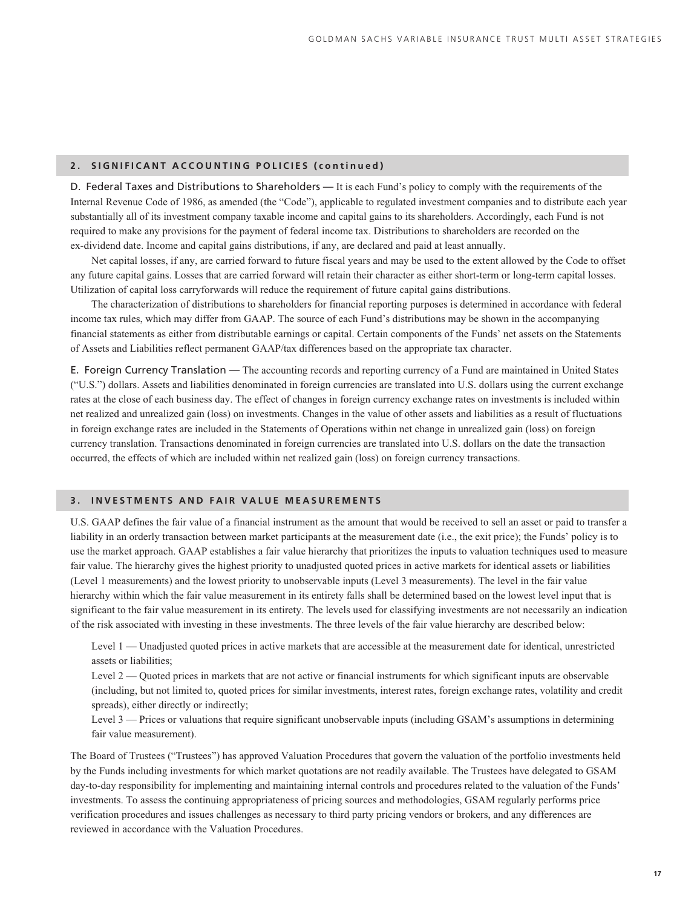## 2. SIGNIFICANT ACCOUNTING POLICIES (continued)

D. Federal Taxes and Distributions to Shareholders — It is each Fund's policy to comply with the requirements of the Internal Revenue Code of 1986, as amended (the "Code"), applicable to regulated investment companies and to distribute each year substantially all of its investment company taxable income and capital gains to its shareholders. Accordingly, each Fund is not required to make any provisions for the payment of federal income tax. Distributions to shareholders are recorded on the ex-dividend date. Income and capital gains distributions, if any, are declared and paid at least annually.

Net capital losses, if any, are carried forward to future fiscal years and may be used to the extent allowed by the Code to offset any future capital gains. Losses that are carried forward will retain their character as either short-term or long-term capital losses. Utilization of capital loss carryforwards will reduce the requirement of future capital gains distributions.

The characterization of distributions to shareholders for financial reporting purposes is determined in accordance with federal income tax rules, which may differ from GAAP. The source of each Fund's distributions may be shown in the accompanying financial statements as either from distributable earnings or capital. Certain components of the Funds' net assets on the Statements of Assets and Liabilities reflect permanent GAAP/tax differences based on the appropriate tax character.

E. Foreign Currency Translation — The accounting records and reporting currency of a Fund are maintained in United States ("U.S.") dollars. Assets and liabilities denominated in foreign currencies are translated into U.S. dollars using the current exchange rates at the close of each business day. The effect of changes in foreign currency exchange rates on investments is included within net realized and unrealized gain (loss) on investments. Changes in the value of other assets and liabilities as a result of fluctuations in foreign exchange rates are included in the Statements of Operations within net change in unrealized gain (loss) on foreign currency translation. Transactions denominated in foreign currencies are translated into U.S. dollars on the date the transaction occurred, the effects of which are included within net realized gain (loss) on foreign currency transactions.

## 3. INVESTMENTS AND FAIR VALUE MEASUREMENTS

U.S. GAAP defines the fair value of a financial instrument as the amount that would be received to sell an asset or paid to transfer a liability in an orderly transaction between market participants at the measurement date (i.e., the exit price); the Funds' policy is to use the market approach. GAAP establishes a fair value hierarchy that prioritizes the inputs to valuation techniques used to measure fair value. The hierarchy gives the highest priority to unadjusted quoted prices in active markets for identical assets or liabilities (Level 1 measurements) and the lowest priority to unobservable inputs (Level 3 measurements). The level in the fair value hierarchy within which the fair value measurement in its entirety falls shall be determined based on the lowest level input that is significant to the fair value measurement in its entirety. The levels used for classifying investments are not necessarily an indication of the risk associated with investing in these investments. The three levels of the fair value hierarchy are described below:

Level 1 — Unadjusted quoted prices in active markets that are accessible at the measurement date for identical, unrestricted assets or liabilities;

Level 2 — Quoted prices in markets that are not active or financial instruments for which significant inputs are observable (including, but not limited to, quoted prices for similar investments, interest rates, foreign exchange rates, volatility and credit spreads), either directly or indirectly;

Level 3 — Prices or valuations that require significant unobservable inputs (including GSAM's assumptions in determining fair value measurement).

The Board of Trustees ("Trustees") has approved Valuation Procedures that govern the valuation of the portfolio investments held by the Funds including investments for which market quotations are not readily available. The Trustees have delegated to GSAM day-to-day responsibility for implementing and maintaining internal controls and procedures related to the valuation of the Funds' investments. To assess the continuing appropriateness of pricing sources and methodologies, GSAM regularly performs price verification procedures and issues challenges as necessary to third party pricing vendors or brokers, and any differences are reviewed in accordance with the Valuation Procedures.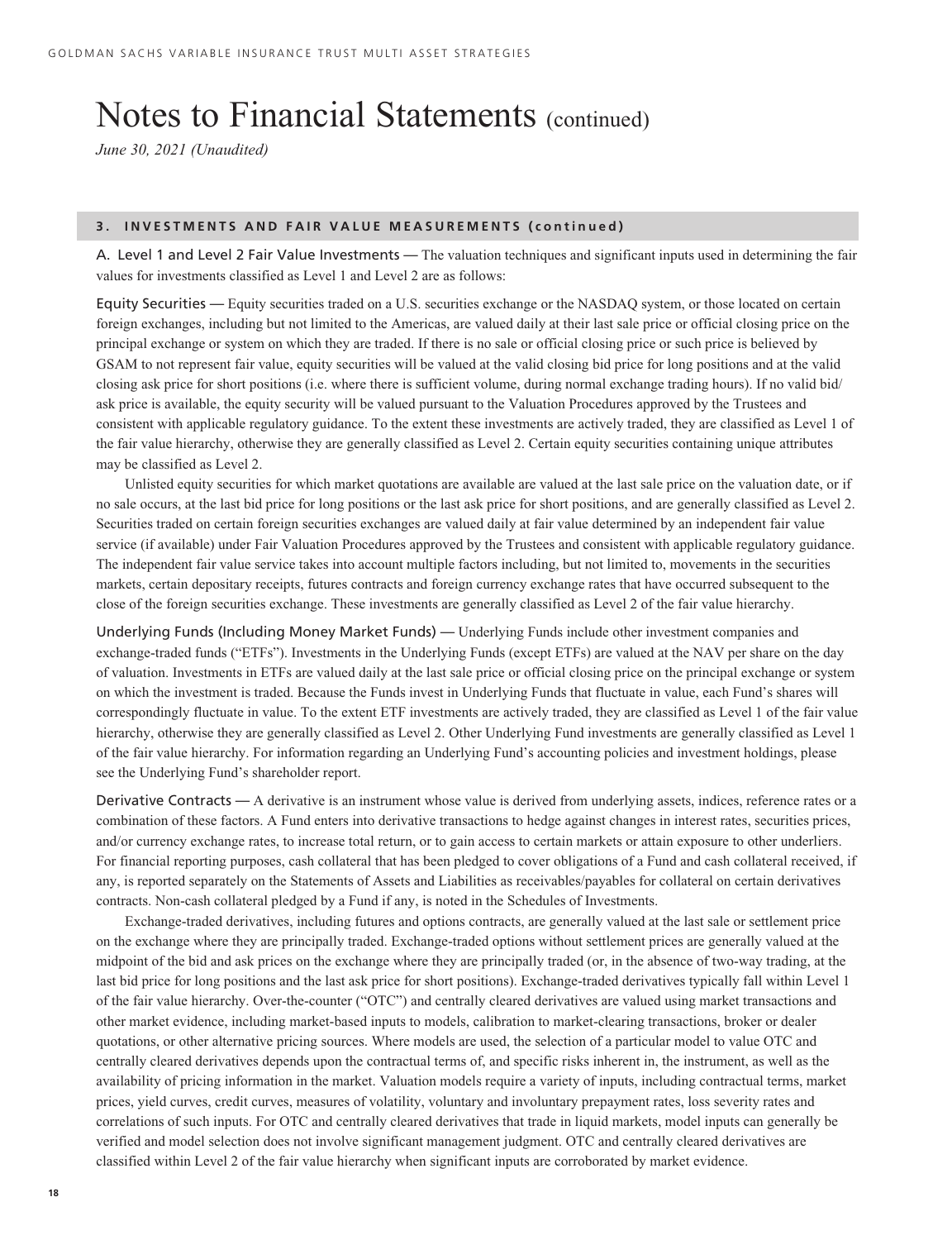# Notes to Financial Statements (continued)

*June 30, 2021 (Unaudited)*

## 3. INVESTMENTS AND FAIR VALUE MEASUREMENTS (continued)

A. Level 1 and Level 2 Fair Value Investments — The valuation techniques and significant inputs used in determining the fair values for investments classified as Level 1 and Level 2 are as follows:

Equity Securities — Equity securities traded on a U.S. securities exchange or the NASDAQ system, or those located on certain foreign exchanges, including but not limited to the Americas, are valued daily at their last sale price or official closing price on the principal exchange or system on which they are traded. If there is no sale or official closing price or such price is believed by GSAM to not represent fair value, equity securities will be valued at the valid closing bid price for long positions and at the valid closing ask price for short positions (i.e. where there is sufficient volume, during normal exchange trading hours). If no valid bid/ask price is available, the equity security will be valued pursuant to the Valuation Procedures approved by the Trustees and consistent with applicable regulatory guidance. To the extent these investments are actively traded, they are classified as Level 1 of the fair value hierarchy, otherwise they are generally classified as Level 2. Certain equity securities containing unique attributes may be classified as Level 2.

Unlisted equity securities for which market quotations are available are valued at the last sale price on the valuation date, or if no sale occurs, at the last bid price for long positions or the last ask price for short positions, and are generally classified as Level 2. Securities traded on certain foreign securities exchanges are valued daily at fair value determined by an independent fair value service (if available) under Fair Valuation Procedures approved by the Trustees and consistent with applicable regulatory guidance. The independent fair value service takes into account multiple factors including, but not limited to, movements in the securities markets, certain depositary receipts, futures contracts and foreign currency exchange rates that have occurred subsequent to the close of the foreign securities exchange. These investments are generally classified as Level 2 of the fair value hierarchy.

Underlying Funds (Including Money Market Funds) — Underlying Funds include other investment companies and exchange-traded funds ("ETFs"). Investments in the Underlying Funds (except ETFs) are valued at the NAV per share on the day of valuation. Investments in ETFs are valued daily at the last sale price or official closing price on the principal exchange or system on which the investment is traded. Because the Funds invest in Underlying Funds that fluctuate in value, each Fund's shares will correspondingly fluctuate in value. To the extent ETF investments are actively traded, they are classified as Level 1 of the fair value hierarchy, otherwise they are generally classified as Level 2. Other Underlying Fund investments are generally classified as Level 1 of the fair value hierarchy. For information regarding an Underlying Fund's accounting policies and investment holdings, please see the Underlying Fund's shareholder report.

Derivative Contracts — A derivative is an instrument whose value is derived from underlying assets, indices, reference rates or a combination of these factors. A Fund enters into derivative transactions to hedge against changes in interest rates, securities prices, and/or currency exchange rates, to increase total return, or to gain access to certain markets or attain exposure to other underliers. For financial reporting purposes, cash collateral that has been pledged to cover obligations of a Fund and cash collateral received, if any, is reported separately on the Statements of Assets and Liabilities as receivables/payables for collateral on certain derivatives contracts. Non-cash collateral pledged by a Fund if any, is noted in the Schedules of Investments.

Exchange-traded derivatives, including futures and options contracts, are generally valued at the last sale or settlement price on the exchange where they are principally traded. Exchange-traded options without settlement prices are generally valued at the midpoint of the bid and ask prices on the exchange where they are principally traded (or, in the absence of two-way trading, at the last bid price for long positions and the last ask price for short positions). Exchange-traded derivatives typically fall within Level 1 of the fair value hierarchy. Over-the-counter ("OTC") and centrally cleared derivatives are valued using market transactions and other market evidence, including market-based inputs to models, calibration to market-clearing transactions, broker or dealer quotations, or other alternative pricing sources. Where models are used, the selection of a particular model to value OTC and centrally cleared derivatives depends upon the contractual terms of, and specific risks inherent in, the instrument, as well as the availability of pricing information in the market. Valuation models require a variety of inputs, including contractual terms, market prices, yield curves, credit curves, measures of volatility, voluntary and involuntary prepayment rates, loss severity rates and correlations of such inputs. For OTC and centrally cleared derivatives that trade in liquid markets, model inputs can generally be verified and model selection does not involve significant management judgment. OTC and centrally cleared derivatives are classified within Level 2 of the fair value hierarchy when significant inputs are corroborated by market evidence.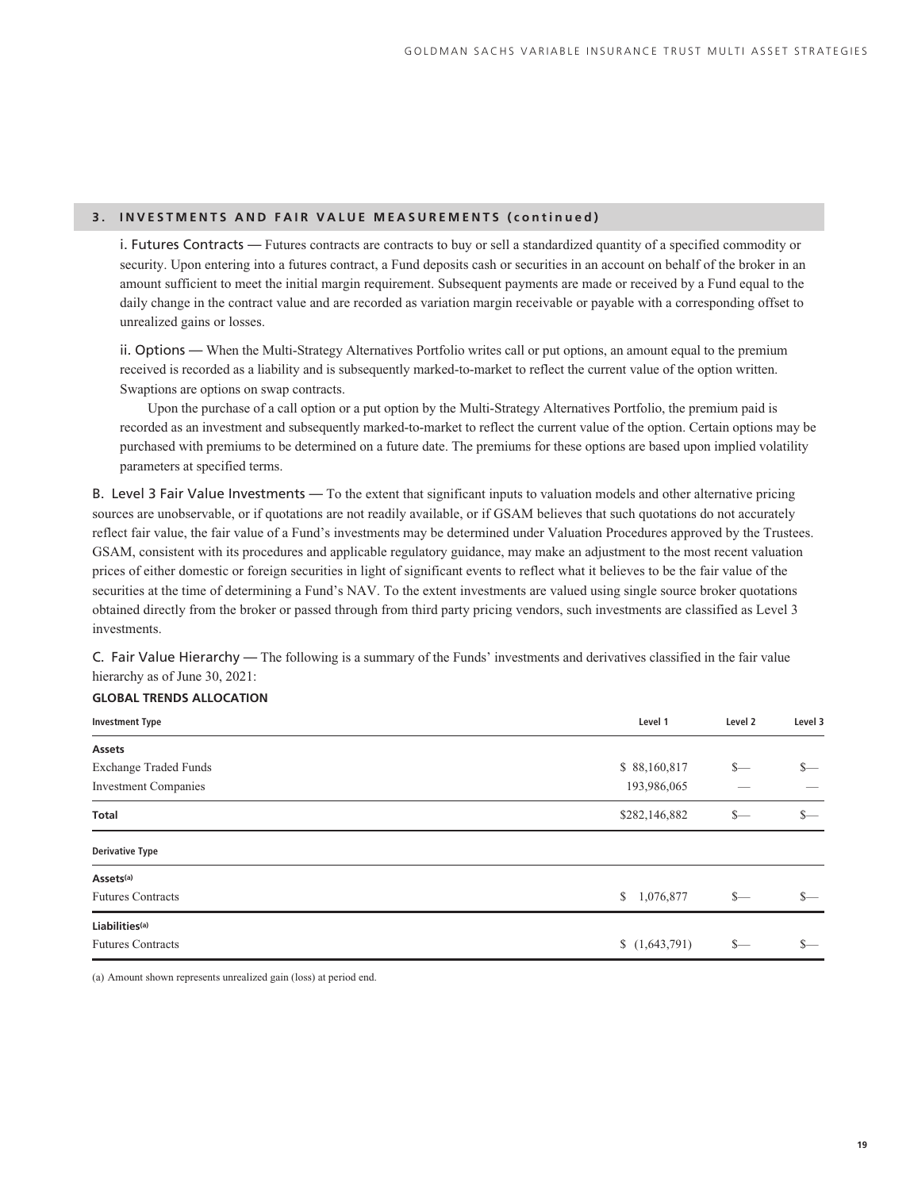## 3. INVESTMENTS AND FAIR VALUE MEASUREMENTS (continued)

i. Futures Contracts — Futures contracts are contracts to buy or sell a standardized quantity of a specified commodity or security. Upon entering into a futures contract, a Fund deposits cash or securities in an account on behalf of the broker in an amount sufficient to meet the initial margin requirement. Subsequent payments are made or received by a Fund equal to the daily change in the contract value and are recorded as variation margin receivable or payable with a corresponding offset to unrealized gains or losses.

ii. Options — When the Multi-Strategy Alternatives Portfolio writes call or put options, an amount equal to the premium received is recorded as a liability and is subsequently marked-to-market to reflect the current value of the option written. Swaptions are options on swap contracts.

Upon the purchase of a call option or a put option by the Multi-Strategy Alternatives Portfolio, the premium paid is recorded as an investment and subsequently marked-to-market to reflect the current value of the option. Certain options may be purchased with premiums to be determined on a future date. The premiums for these options are based upon implied volatility parameters at specified terms.

B. Level 3 Fair Value Investments — To the extent that significant inputs to valuation models and other alternative pricing sources are unobservable, or if quotations are not readily available, or if GSAM believes that such quotations do not accurately reflect fair value, the fair value of a Fund's investments may be determined under Valuation Procedures approved by the Trustees. GSAM, consistent with its procedures and applicable regulatory guidance, may make an adjustment to the most recent valuation prices of either domestic or foreign securities in light of significant events to reflect what it believes to be the fair value of the securities at the time of determining a Fund's NAV. To the extent investments are valued using single source broker quotations obtained directly from the broker or passed through from third party pricing vendors, such investments are classified as Level 3 investments.

C. Fair Value Hierarchy — The following is a summary of the Funds' investments and derivatives classified in the fair value hierarchy as of June 30, 2021:

**GLOBAL TRENDS ALLOCATION**

| Investment Type | Level 1 | Level 2 | Level 3 |
|---|---|---|---|
| **Assets** | | | |
| Exchange Traded Funds | $ 88,160,817 | $— | $— |
| Investment Companies | 193,986,065 | — | — |
| **Total** | $282,146,882 | $— | $— |
| **Derivative Type** | | | |
| **Assets**[(a)] | | | |
| Futures Contracts | $ 1,076,877 | $— | $— |
| **Liabilities**[(a)] | | | |
| Futures Contracts | $ (1,643,791) | $— | $— |

(a) Amount shown represents unrealized gain (loss) at period end.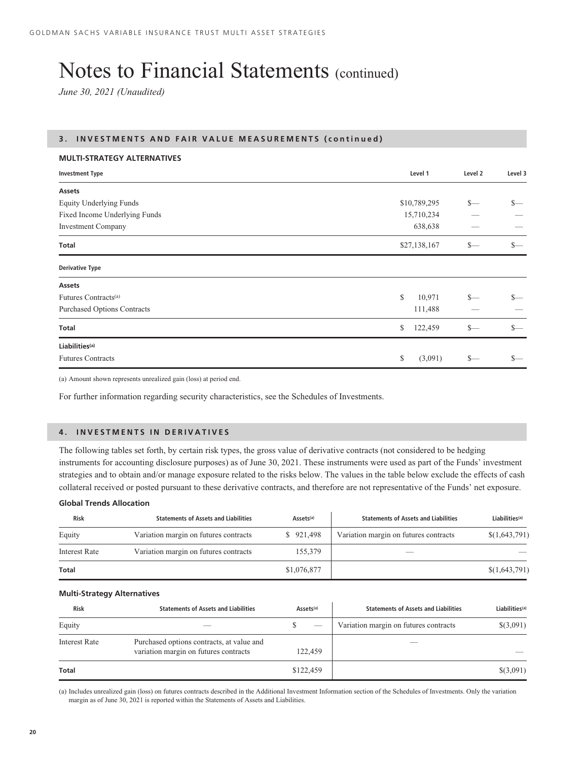# Notes to Financial Statements (continued)

*June 30, 2021 (Unaudited)*

## 3. INVESTMENTS AND FAIR VALUE MEASUREMENTS (continued)

**MULTI-STRATEGY ALTERNATIVES**

| Investment Type | Level 1 | Level 2 | Level 3 |
|---|---|---|---|
| **Assets** | | | |
| Equity Underlying Funds | $10,789,295 | $— | $— |
| Fixed Income Underlying Funds | 15,710,234 | — | — |
| Investment Company | 638,638 | — | — |
| **Total** | $27,138,167 | $— | $— |
| **Derivative Type** | | | |
| **Assets** | | | |
| Futures Contracts[(a)] | $ 10,971 | $— | $— |
| Purchased Options Contracts | 111,488 | — | — |
| **Total** | $ 122,459 | $— | $— |
| **Liabilities[(a)]** | | | |
| Futures Contracts | $ (3,091) | $— | $— |

(a) Amount shown represents unrealized gain (loss) at period end.

For further information regarding security characteristics, see the Schedules of Investments.

## 4. INVESTMENTS IN DERIVATIVES

The following tables set forth, by certain risk types, the gross value of derivative contracts (not considered to be hedging instruments for accounting disclosure purposes) as of June 30, 2021. These instruments were used as part of the Funds' investment strategies and to obtain and/or manage exposure related to the risks below. The values in the table below exclude the effects of cash collateral received or posted pursuant to these derivative contracts, and therefore are not representative of the Funds' net exposure.

**Global Trends Allocation**

| Risk | Statements of Assets and Liabilities | Assets[(a)] | Statements of Assets and Liabilities | Liabilities[(a)] |
|---|---|---|---|---|
| Equity | Variation margin on futures contracts | $ 921,498 | Variation margin on futures contracts | $(1,643,791) |
| Interest Rate | Variation margin on futures contracts | 155,379 | — | — |
| **Total** | | $1,076,877 | | $(1,643,791) |

**Multi-Strategy Alternatives**

| Risk | Statements of Assets and Liabilities | Assets[(a)] | Statements of Assets and Liabilities | Liabilities[(a)] |
|---|---|---|---|---|
| Equity | — | $ — | Variation margin on futures contracts | $(3,091) |
| Interest Rate | Purchased options contracts, at value and variation margin on futures contracts | 122,459 | — | — |
| **Total** | | $122,459 | | $(3,091) |

(a) Includes unrealized gain (loss) on futures contracts described in the Additional Investment Information section of the Schedules of Investments. Only the variation margin as of June 30, 2021 is reported within the Statements of Assets and Liabilities.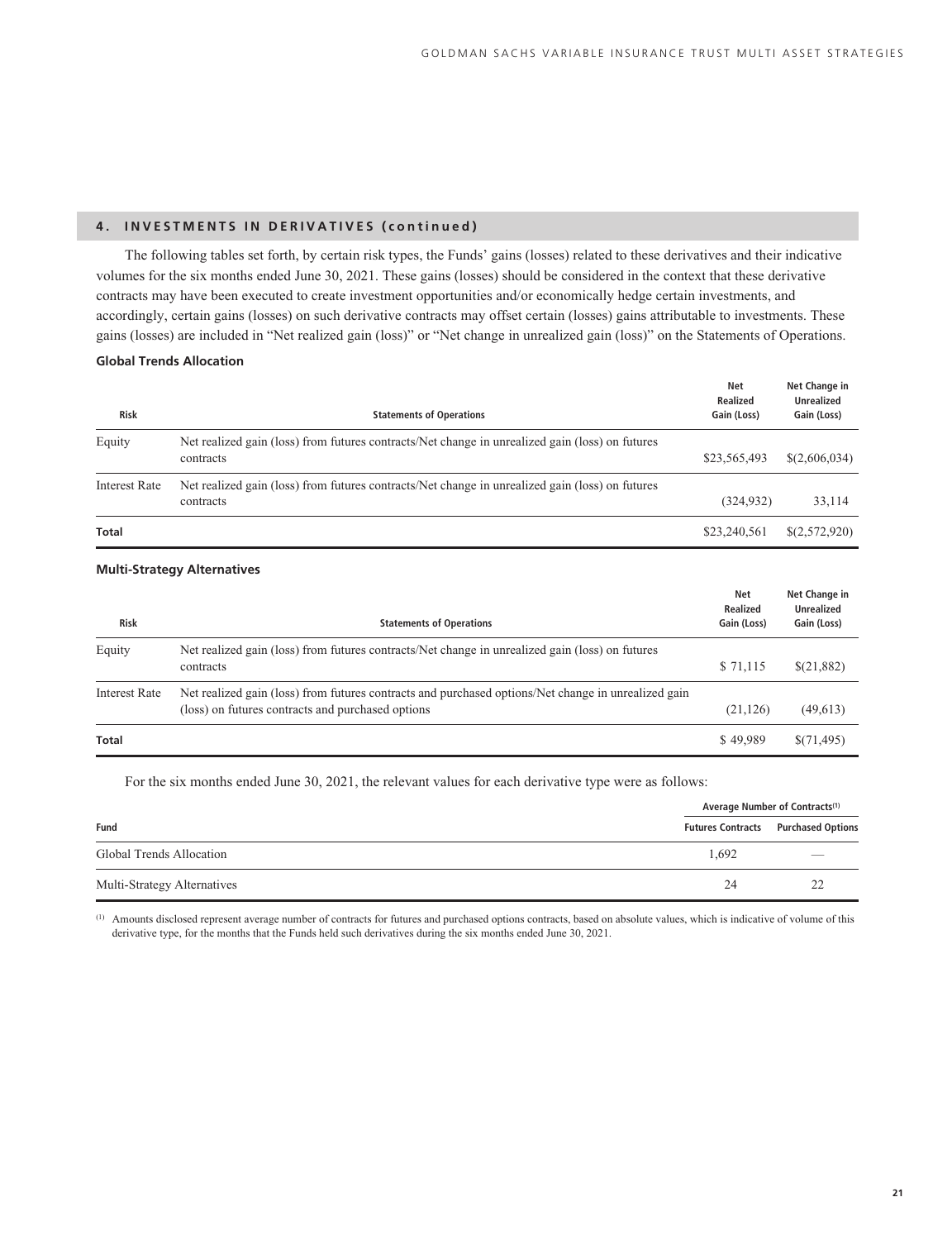## 4. INVESTMENTS IN DERIVATIVES (continued)

The following tables set forth, by certain risk types, the Funds' gains (losses) related to these derivatives and their indicative volumes for the six months ended June 30, 2021. These gains (losses) should be considered in the context that these derivative contracts may have been executed to create investment opportunities and/or economically hedge certain investments, and accordingly, certain gains (losses) on such derivative contracts may offset certain (losses) gains attributable to investments. These gains (losses) are included in "Net realized gain (loss)" or "Net change in unrealized gain (loss)" on the Statements of Operations.

**Global Trends Allocation**

| Risk | Statements of Operations | Net Realized Gain (Loss) | Net Change in Unrealized Gain (Loss) |
|---|---|---|---|
| Equity | Net realized gain (loss) from futures contracts/Net change in unrealized gain (loss) on futures contracts | $23,565,493 | $(2,606,034) |
| Interest Rate | Net realized gain (loss) from futures contracts/Net change in unrealized gain (loss) on futures contracts | (324,932) | 33,114 |
| **Total** | | $23,240,561 | $(2,572,920) |

**Multi-Strategy Alternatives**

| Risk | Statements of Operations | Net Realized Gain (Loss) | Net Change in Unrealized Gain (Loss) |
|---|---|---|---|
| Equity | Net realized gain (loss) from futures contracts/Net change in unrealized gain (loss) on futures contracts | $ 71,115 | $(21,882) |
| Interest Rate | Net realized gain (loss) from futures contracts and purchased options/Net change in unrealized gain (loss) on futures contracts and purchased options | (21,126) | (49,613) |
| **Total** | | $ 49,989 | $(71,495) |

For the six months ended June 30, 2021, the relevant values for each derivative type were as follows:

| | Average Number of Contracts[(1)] | |
|---|---|---|
| **Fund** | **Futures Contracts** | **Purchased Options** |
| Global Trends Allocation | 1,692 | — |
| Multi-Strategy Alternatives | 24 | 22 |

[(1)] Amounts disclosed represent average number of contracts for futures and purchased options contracts, based on absolute values, which is indicative of volume of this derivative type, for the months that the Funds held such derivatives during the six months ended June 30, 2021.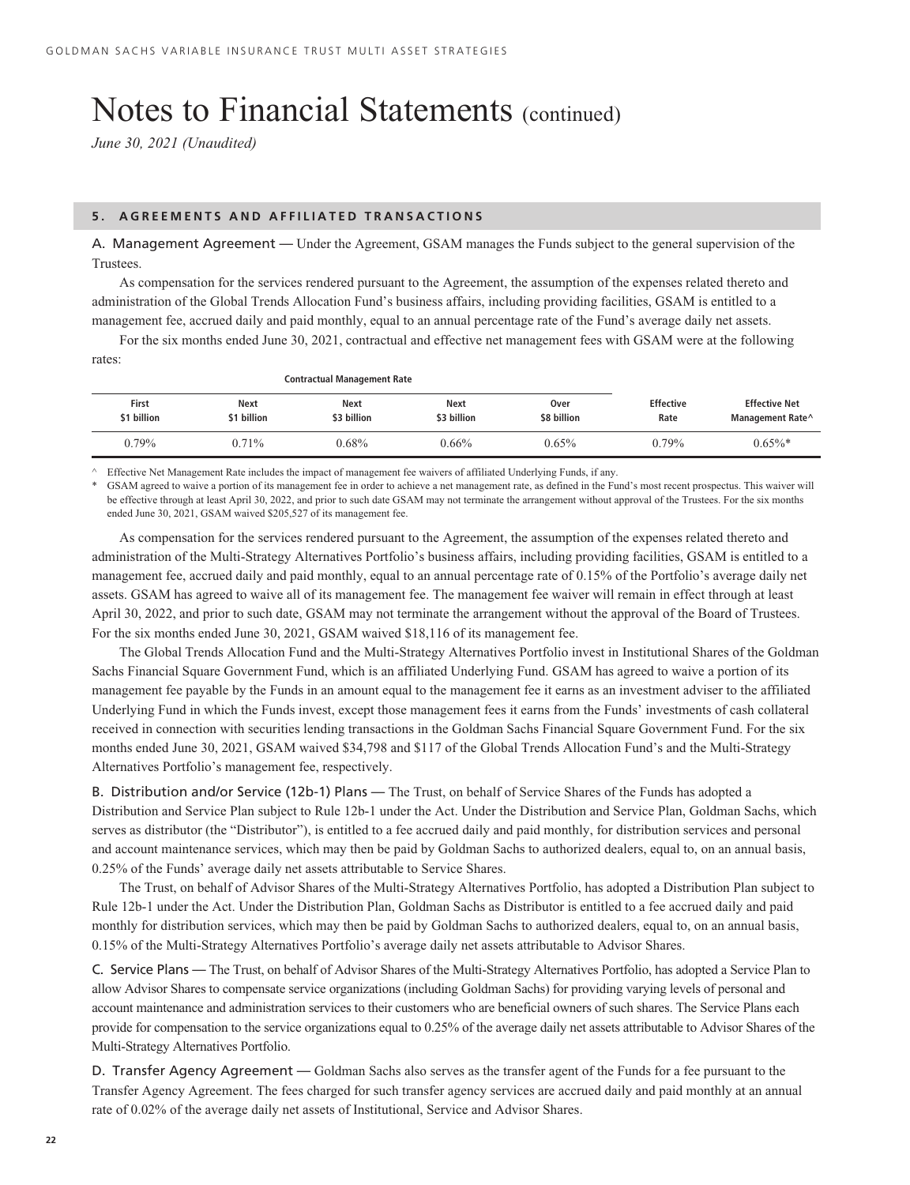# Notes to Financial Statements (continued)

*June 30, 2021 (Unaudited)*

## 5. AGREEMENTS AND AFFILIATED TRANSACTIONS

A. Management Agreement — Under the Agreement, GSAM manages the Funds subject to the general supervision of the Trustees.

As compensation for the services rendered pursuant to the Agreement, the assumption of the expenses related thereto and administration of the Global Trends Allocation Fund's business affairs, including providing facilities, GSAM is entitled to a management fee, accrued daily and paid monthly, equal to an annual percentage rate of the Fund's average daily net assets.

For the six months ended June 30, 2021, contractual and effective net management fees with GSAM were at the following rates:

| Contractual Management Rate | | | | | | |
|---|---|---|---|---|---|---|
| First $1 billion | Next $1 billion | Next $3 billion | Next $3 billion | Over $8 billion | Effective Rate | Effective Net Management Rate^ |
| 0.79% | 0.71% | 0.68% | 0.66% | 0.65% | 0.79% | 0.65%* |

^ Effective Net Management Rate includes the impact of management fee waivers of affiliated Underlying Funds, if any.

\* GSAM agreed to waive a portion of its management fee in order to achieve a net management rate, as defined in the Fund's most recent prospectus. This waiver will be effective through at least April 30, 2022, and prior to such date GSAM may not terminate the arrangement without approval of the Trustees. For the six months ended June 30, 2021, GSAM waived $205,527 of its management fee.

As compensation for the services rendered pursuant to the Agreement, the assumption of the expenses related thereto and administration of the Multi-Strategy Alternatives Portfolio's business affairs, including providing facilities, GSAM is entitled to a management fee, accrued daily and paid monthly, equal to an annual percentage rate of 0.15% of the Portfolio's average daily net assets. GSAM has agreed to waive all of its management fee. The management fee waiver will remain in effect through at least April 30, 2022, and prior to such date, GSAM may not terminate the arrangement without the approval of the Board of Trustees. For the six months ended June 30, 2021, GSAM waived $18,116 of its management fee.

The Global Trends Allocation Fund and the Multi-Strategy Alternatives Portfolio invest in Institutional Shares of the Goldman Sachs Financial Square Government Fund, which is an affiliated Underlying Fund. GSAM has agreed to waive a portion of its management fee payable by the Funds in an amount equal to the management fee it earns as an investment adviser to the affiliated Underlying Fund in which the Funds invest, except those management fees it earns from the Funds' investments of cash collateral received in connection with securities lending transactions in the Goldman Sachs Financial Square Government Fund. For the six months ended June 30, 2021, GSAM waived $34,798 and $117 of the Global Trends Allocation Fund's and the Multi-Strategy Alternatives Portfolio's management fee, respectively.

B. Distribution and/or Service (12b-1) Plans — The Trust, on behalf of Service Shares of the Funds has adopted a Distribution and Service Plan subject to Rule 12b-1 under the Act. Under the Distribution and Service Plan, Goldman Sachs, which serves as distributor (the "Distributor"), is entitled to a fee accrued daily and paid monthly, for distribution services and personal and account maintenance services, which may then be paid by Goldman Sachs to authorized dealers, equal to, on an annual basis, 0.25% of the Funds' average daily net assets attributable to Service Shares.

The Trust, on behalf of Advisor Shares of the Multi-Strategy Alternatives Portfolio, has adopted a Distribution Plan subject to Rule 12b-1 under the Act. Under the Distribution Plan, Goldman Sachs as Distributor is entitled to a fee accrued daily and paid monthly for distribution services, which may then be paid by Goldman Sachs to authorized dealers, equal to, on an annual basis, 0.15% of the Multi-Strategy Alternatives Portfolio's average daily net assets attributable to Advisor Shares.

C. Service Plans — The Trust, on behalf of Advisor Shares of the Multi-Strategy Alternatives Portfolio, has adopted a Service Plan to allow Advisor Shares to compensate service organizations (including Goldman Sachs) for providing varying levels of personal and account maintenance and administration services to their customers who are beneficial owners of such shares. The Service Plans each provide for compensation to the service organizations equal to 0.25% of the average daily net assets attributable to Advisor Shares of the Multi-Strategy Alternatives Portfolio.

D. Transfer Agency Agreement — Goldman Sachs also serves as the transfer agent of the Funds for a fee pursuant to the Transfer Agency Agreement. The fees charged for such transfer agency services are accrued daily and paid monthly at an annual rate of 0.02% of the average daily net assets of Institutional, Service and Advisor Shares.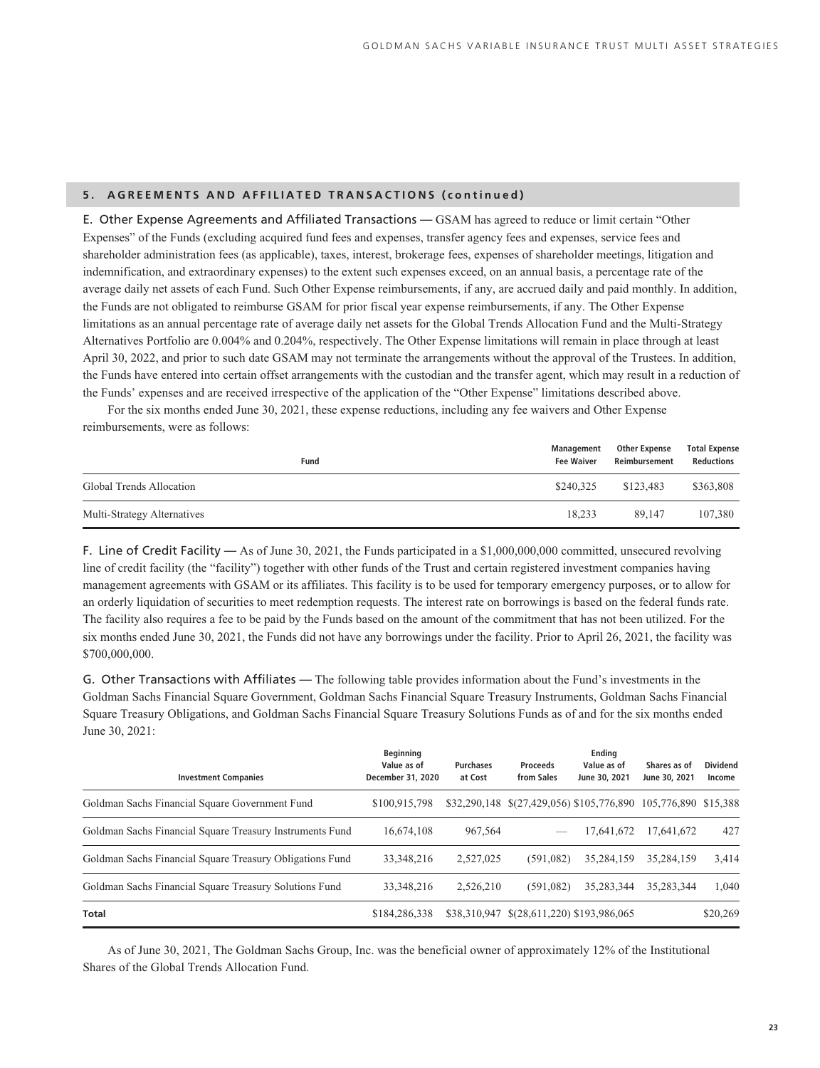## 5. AGREEMENTS AND AFFILIATED TRANSACTIONS (continued)

E. Other Expense Agreements and Affiliated Transactions — GSAM has agreed to reduce or limit certain "Other Expenses" of the Funds (excluding acquired fund fees and expenses, transfer agency fees and expenses, service fees and shareholder administration fees (as applicable), taxes, interest, brokerage fees, expenses of shareholder meetings, litigation and indemnification, and extraordinary expenses) to the extent such expenses exceed, on an annual basis, a percentage rate of the average daily net assets of each Fund. Such Other Expense reimbursements, if any, are accrued daily and paid monthly. In addition, the Funds are not obligated to reimburse GSAM for prior fiscal year expense reimbursements, if any. The Other Expense limitations as an annual percentage rate of average daily net assets for the Global Trends Allocation Fund and the Multi-Strategy Alternatives Portfolio are 0.004% and 0.204%, respectively. The Other Expense limitations will remain in place through at least April 30, 2022, and prior to such date GSAM may not terminate the arrangements without the approval of the Trustees. In addition, the Funds have entered into certain offset arrangements with the custodian and the transfer agent, which may result in a reduction of the Funds' expenses and are received irrespective of the application of the "Other Expense" limitations described above.

For the six months ended June 30, 2021, these expense reductions, including any fee waivers and Other Expense reimbursements, were as follows:

| Fund | Management Fee Waiver | Other Expense Reimbursement | Total Expense Reductions |
|---|---|---|---|
| Global Trends Allocation | $240,325 | $123,483 | $363,808 |
| Multi-Strategy Alternatives | 18,233 | 89,147 | 107,380 |

F. Line of Credit Facility — As of June 30, 2021, the Funds participated in a $1,000,000,000 committed, unsecured revolving line of credit facility (the "facility") together with other funds of the Trust and certain registered investment companies having management agreements with GSAM or its affiliates. This facility is to be used for temporary emergency purposes, or to allow for an orderly liquidation of securities to meet redemption requests. The interest rate on borrowings is based on the federal funds rate. The facility also requires a fee to be paid by the Funds based on the amount of the commitment that has not been utilized. For the six months ended June 30, 2021, the Funds did not have any borrowings under the facility. Prior to April 26, 2021, the facility was $700,000,000.

G. Other Transactions with Affiliates — The following table provides information about the Fund's investments in the Goldman Sachs Financial Square Government, Goldman Sachs Financial Square Treasury Instruments, Goldman Sachs Financial Square Treasury Obligations, and Goldman Sachs Financial Square Treasury Solutions Funds as of and for the six months ended June 30, 2021:

| Investment Companies | Beginning Value as of December 31, 2020 | Purchases at Cost | Proceeds from Sales | Ending Value as of June 30, 2021 | Shares as of June 30, 2021 | Dividend Income |
|---|---|---|---|---|---|---|
| Goldman Sachs Financial Square Government Fund | $100,915,798 | $32,290,148 | $(27,429,056) | $105,776,890 | 105,776,890 | $15,388 |
| Goldman Sachs Financial Square Treasury Instruments Fund | 16,674,108 | 967,564 | — | 17,641,672 | 17,641,672 | 427 |
| Goldman Sachs Financial Square Treasury Obligations Fund | 33,348,216 | 2,527,025 | (591,082) | 35,284,159 | 35,284,159 | 3,414 |
| Goldman Sachs Financial Square Treasury Solutions Fund | 33,348,216 | 2,526,210 | (591,082) | 35,283,344 | 35,283,344 | 1,040 |
| **Total** | $184,286,338 | $38,310,947 | $(28,611,220) | $193,986,065 | | $20,269 |

As of June 30, 2021, The Goldman Sachs Group, Inc. was the beneficial owner of approximately 12% of the Institutional Shares of the Global Trends Allocation Fund.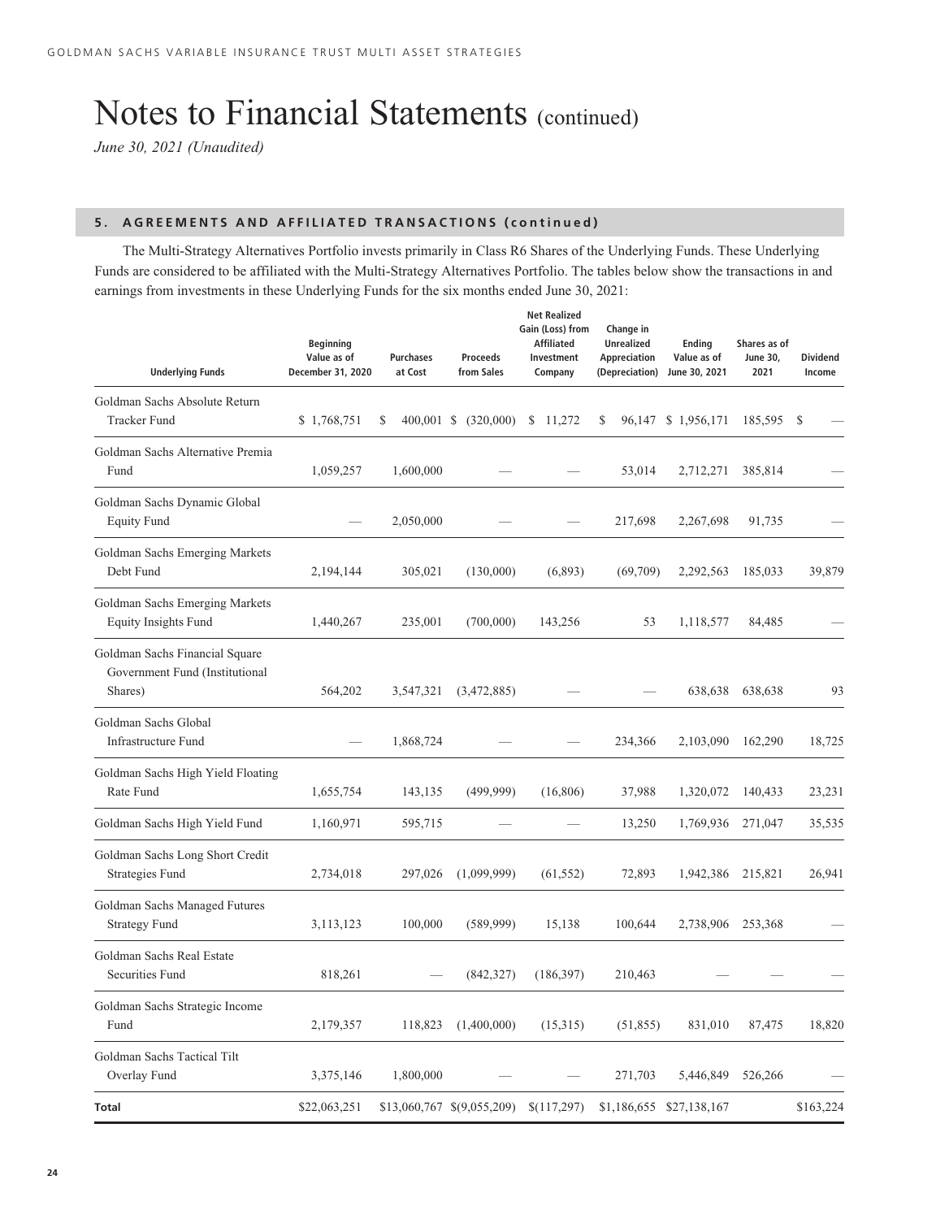# Notes to Financial Statements (continued)

*June 30, 2021 (Unaudited)*

## 5. AGREEMENTS AND AFFILIATED TRANSACTIONS (continued)

The Multi-Strategy Alternatives Portfolio invests primarily in Class R6 Shares of the Underlying Funds. These Underlying Funds are considered to be affiliated with the Multi-Strategy Alternatives Portfolio. The tables below show the transactions in and earnings from investments in these Underlying Funds for the six months ended June 30, 2021:

| Underlying Funds | Beginning Value as of December 31, 2020 | Purchases at Cost | Proceeds from Sales | Net Realized Gain (Loss) from Affiliated Investment Company | Change in Unrealized Appreciation (Depreciation) | Ending Value as of June 30, 2021 | Shares as of June 30, 2021 | Dividend Income |
|---|---|---|---|---|---|---|---|---|
| Goldman Sachs Absolute Return Tracker Fund | $ 1,768,751 | $ 400,001 | $ (320,000) | $ 11,272 | $ 96,147 | $ 1,956,171 | 185,595 | $ — |
| Goldman Sachs Alternative Premia Fund | 1,059,257 | 1,600,000 | — | — | 53,014 | 2,712,271 | 385,814 | — |
| Goldman Sachs Dynamic Global Equity Fund | — | 2,050,000 | — | — | 217,698 | 2,267,698 | 91,735 | — |
| Goldman Sachs Emerging Markets Debt Fund | 2,194,144 | 305,021 | (130,000) | (6,893) | (69,709) | 2,292,563 | 185,033 | 39,879 |
| Goldman Sachs Emerging Markets Equity Insights Fund | 1,440,267 | 235,001 | (700,000) | 143,256 | 53 | 1,118,577 | 84,485 | — |
| Goldman Sachs Financial Square Government Fund (Institutional Shares) | 564,202 | 3,547,321 | (3,472,885) | — | — | 638,638 | 638,638 | 93 |
| Goldman Sachs Global Infrastructure Fund | — | 1,868,724 | — | — | 234,366 | 2,103,090 | 162,290 | 18,725 |
| Goldman Sachs High Yield Floating Rate Fund | 1,655,754 | 143,135 | (499,999) | (16,806) | 37,988 | 1,320,072 | 140,433 | 23,231 |
| Goldman Sachs High Yield Fund | 1,160,971 | 595,715 | — | — | 13,250 | 1,769,936 | 271,047 | 35,535 |
| Goldman Sachs Long Short Credit Strategies Fund | 2,734,018 | 297,026 | (1,099,999) | (61,552) | 72,893 | 1,942,386 | 215,821 | 26,941 |
| Goldman Sachs Managed Futures Strategy Fund | 3,113,123 | 100,000 | (589,999) | 15,138 | 100,644 | 2,738,906 | 253,368 | — |
| Goldman Sachs Real Estate Securities Fund | 818,261 | — | (842,327) | (186,397) | 210,463 | — | — | — |
| Goldman Sachs Strategic Income Fund | 2,179,357 | 118,823 | (1,400,000) | (15,315) | (51,855) | 831,010 | 87,475 | 18,820 |
| Goldman Sachs Tactical Tilt Overlay Fund | 3,375,146 | 1,800,000 | — | — | 271,703 | 5,446,849 | 526,266 | — |
| **Total** | $22,063,251 | $13,060,767 | $(9,055,209) | $(117,297) | $1,186,655 | $27,138,167 | | $163,224 |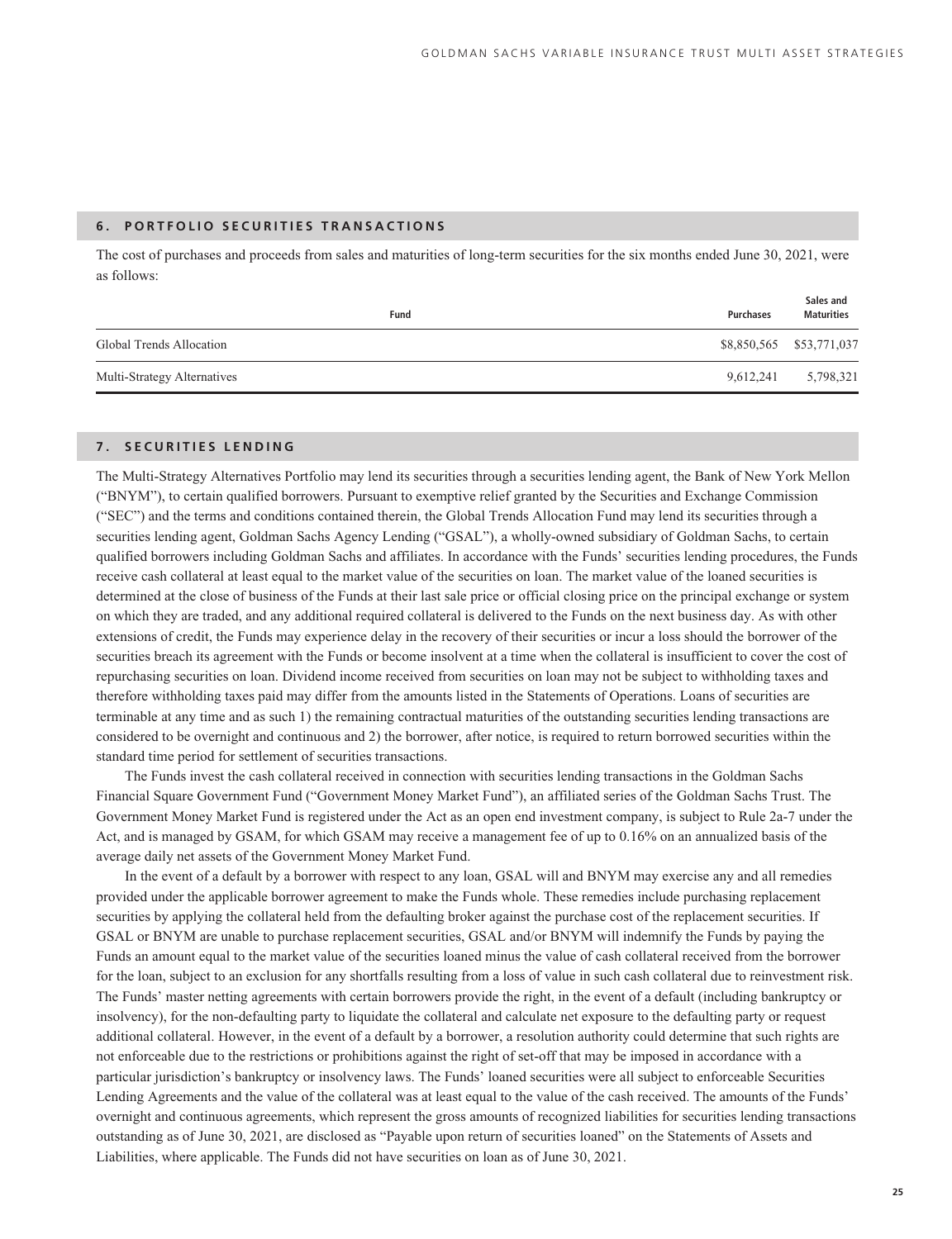## 6. PORTFOLIO SECURITIES TRANSACTIONS

The cost of purchases and proceeds from sales and maturities of long-term securities for the six months ended June 30, 2021, were as follows:

| Fund | Purchases | Sales and Maturities |
|---|---|---|
| Global Trends Allocation | $8,850,565 | $53,771,037 |
| Multi-Strategy Alternatives | 9,612,241 | 5,798,321 |

## 7. SECURITIES LENDING

The Multi-Strategy Alternatives Portfolio may lend its securities through a securities lending agent, the Bank of New York Mellon ("BNYM"), to certain qualified borrowers. Pursuant to exemptive relief granted by the Securities and Exchange Commission ("SEC") and the terms and conditions contained therein, the Global Trends Allocation Fund may lend its securities through a securities lending agent, Goldman Sachs Agency Lending ("GSAL"), a wholly-owned subsidiary of Goldman Sachs, to certain qualified borrowers including Goldman Sachs and affiliates. In accordance with the Funds' securities lending procedures, the Funds receive cash collateral at least equal to the market value of the securities on loan. The market value of the loaned securities is determined at the close of business of the Funds at their last sale price or official closing price on the principal exchange or system on which they are traded, and any additional required collateral is delivered to the Funds on the next business day. As with other extensions of credit, the Funds may experience delay in the recovery of their securities or incur a loss should the borrower of the securities breach its agreement with the Funds or become insolvent at a time when the collateral is insufficient to cover the cost of repurchasing securities on loan. Dividend income received from securities on loan may not be subject to withholding taxes and therefore withholding taxes paid may differ from the amounts listed in the Statements of Operations. Loans of securities are terminable at any time and as such 1) the remaining contractual maturities of the outstanding securities lending transactions are considered to be overnight and continuous and 2) the borrower, after notice, is required to return borrowed securities within the standard time period for settlement of securities transactions.

The Funds invest the cash collateral received in connection with securities lending transactions in the Goldman Sachs Financial Square Government Fund ("Government Money Market Fund"), an affiliated series of the Goldman Sachs Trust. The Government Money Market Fund is registered under the Act as an open end investment company, is subject to Rule 2a-7 under the Act, and is managed by GSAM, for which GSAM may receive a management fee of up to 0.16% on an annualized basis of the average daily net assets of the Government Money Market Fund.

In the event of a default by a borrower with respect to any loan, GSAL will and BNYM may exercise any and all remedies provided under the applicable borrower agreement to make the Funds whole. These remedies include purchasing replacement securities by applying the collateral held from the defaulting broker against the purchase cost of the replacement securities. If GSAL or BNYM are unable to purchase replacement securities, GSAL and/or BNYM will indemnify the Funds by paying the Funds an amount equal to the market value of the securities loaned minus the value of cash collateral received from the borrower for the loan, subject to an exclusion for any shortfalls resulting from a loss of value in such cash collateral due to reinvestment risk. The Funds' master netting agreements with certain borrowers provide the right, in the event of a default (including bankruptcy or insolvency), for the non-defaulting party to liquidate the collateral and calculate net exposure to the defaulting party or request additional collateral. However, in the event of a default by a borrower, a resolution authority could determine that such rights are not enforceable due to the restrictions or prohibitions against the right of set-off that may be imposed in accordance with a particular jurisdiction's bankruptcy or insolvency laws. The Funds' loaned securities were all subject to enforceable Securities Lending Agreements and the value of the collateral was at least equal to the value of the cash received. The amounts of the Funds' overnight and continuous agreements, which represent the gross amounts of recognized liabilities for securities lending transactions outstanding as of June 30, 2021, are disclosed as "Payable upon return of securities loaned" on the Statements of Assets and Liabilities, where applicable. The Funds did not have securities on loan as of June 30, 2021.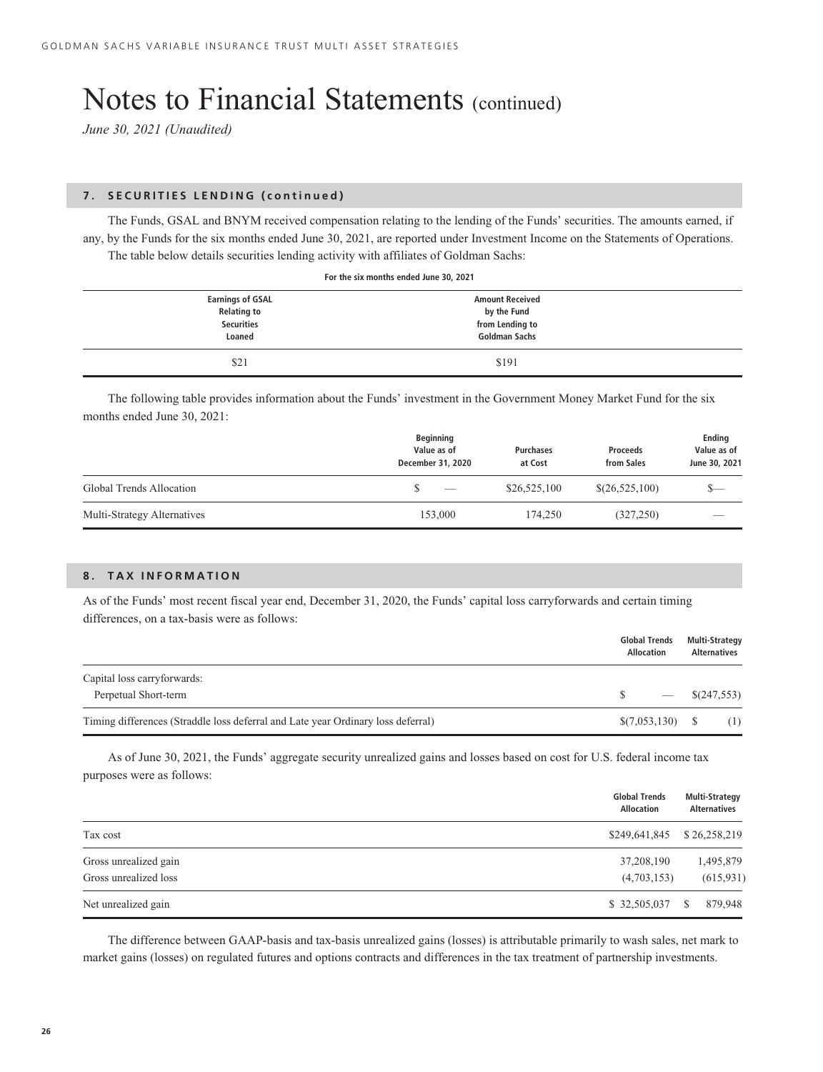# Notes to Financial Statements (continued)

*June 30, 2021 (Unaudited)*

## 7. SECURITIES LENDING (continued)

The Funds, GSAL and BNYM received compensation relating to the lending of the Funds' securities. The amounts earned, if any, by the Funds for the six months ended June 30, 2021, are reported under Investment Income on the Statements of Operations.

The table below details securities lending activity with affiliates of Goldman Sachs:

| For the six months ended June 30, 2021 | |
|---|---|
| Earnings of GSAL Relating to Securities Loaned | Amount Received by the Fund from Lending to Goldman Sachs |
| $21 | $191 |

The following table provides information about the Funds' investment in the Government Money Market Fund for the six months ended June 30, 2021:

| | Beginning Value as of December 31, 2020 | Purchases at Cost | Proceeds from Sales | Ending Value as of June 30, 2021 |
|---|---|---|---|---|
| Global Trends Allocation | $ — | $26,525,100 | $(26,525,100) | $— |
| Multi-Strategy Alternatives | 153,000 | 174,250 | (327,250) | — |

## 8. TAX INFORMATION

As of the Funds' most recent fiscal year end, December 31, 2020, the Funds' capital loss carryforwards and certain timing differences, on a tax-basis were as follows:

| | Global Trends Allocation | Multi-Strategy Alternatives |
|---|---|---|
| Capital loss carryforwards: | | |
| Perpetual Short-term | $ — | $(247,553) |
| Timing differences (Straddle loss deferral and Late year Ordinary loss deferral) | $(7,053,130) | $ (1) |

As of June 30, 2021, the Funds' aggregate security unrealized gains and losses based on cost for U.S. federal income tax purposes were as follows:

| | Global Trends Allocation | Multi-Strategy Alternatives |
|---|---|---|
| Tax cost | $249,641,845 | $ 26,258,219 |
| Gross unrealized gain | 37,208,190 | 1,495,879 |
| Gross unrealized loss | (4,703,153) | (615,931) |
| Net unrealized gain | $ 32,505,037 | $ 879,948 |

The difference between GAAP-basis and tax-basis unrealized gains (losses) is attributable primarily to wash sales, net mark to market gains (losses) on regulated futures and options contracts and differences in the tax treatment of partnership investments.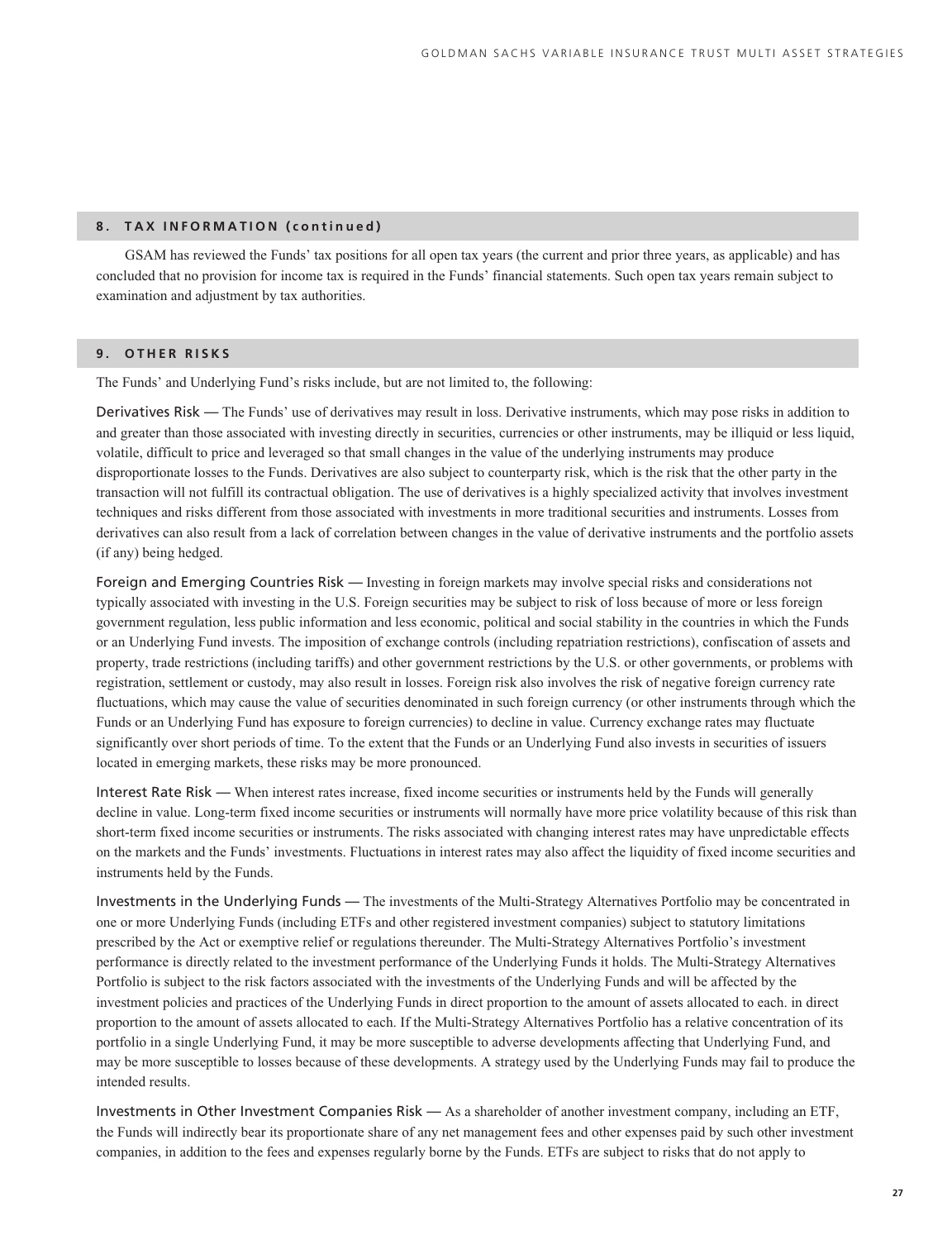## 8. TAX INFORMATION (continued)

GSAM has reviewed the Funds' tax positions for all open tax years (the current and prior three years, as applicable) and has concluded that no provision for income tax is required in the Funds' financial statements. Such open tax years remain subject to examination and adjustment by tax authorities.

## 9. OTHER RISKS

The Funds' and Underlying Fund's risks include, but are not limited to, the following:

Derivatives Risk — The Funds' use of derivatives may result in loss. Derivative instruments, which may pose risks in addition to and greater than those associated with investing directly in securities, currencies or other instruments, may be illiquid or less liquid, volatile, difficult to price and leveraged so that small changes in the value of the underlying instruments may produce disproportionate losses to the Funds. Derivatives are also subject to counterparty risk, which is the risk that the other party in the transaction will not fulfill its contractual obligation. The use of derivatives is a highly specialized activity that involves investment techniques and risks different from those associated with investments in more traditional securities and instruments. Losses from derivatives can also result from a lack of correlation between changes in the value of derivative instruments and the portfolio assets (if any) being hedged.

Foreign and Emerging Countries Risk — Investing in foreign markets may involve special risks and considerations not typically associated with investing in the U.S. Foreign securities may be subject to risk of loss because of more or less foreign government regulation, less public information and less economic, political and social stability in the countries in which the Funds or an Underlying Fund invests. The imposition of exchange controls (including repatriation restrictions), confiscation of assets and property, trade restrictions (including tariffs) and other government restrictions by the U.S. or other governments, or problems with registration, settlement or custody, may also result in losses. Foreign risk also involves the risk of negative foreign currency rate fluctuations, which may cause the value of securities denominated in such foreign currency (or other instruments through which the Funds or an Underlying Fund has exposure to foreign currencies) to decline in value. Currency exchange rates may fluctuate significantly over short periods of time. To the extent that the Funds or an Underlying Fund also invests in securities of issuers located in emerging markets, these risks may be more pronounced.

Interest Rate Risk — When interest rates increase, fixed income securities or instruments held by the Funds will generally decline in value. Long-term fixed income securities or instruments will normally have more price volatility because of this risk than short-term fixed income securities or instruments. The risks associated with changing interest rates may have unpredictable effects on the markets and the Funds' investments. Fluctuations in interest rates may also affect the liquidity of fixed income securities and instruments held by the Funds.

Investments in the Underlying Funds — The investments of the Multi-Strategy Alternatives Portfolio may be concentrated in one or more Underlying Funds (including ETFs and other registered investment companies) subject to statutory limitations prescribed by the Act or exemptive relief or regulations thereunder. The Multi-Strategy Alternatives Portfolio's investment performance is directly related to the investment performance of the Underlying Funds it holds. The Multi-Strategy Alternatives Portfolio is subject to the risk factors associated with the investments of the Underlying Funds and will be affected by the investment policies and practices of the Underlying Funds in direct proportion to the amount of assets allocated to each. in direct proportion to the amount of assets allocated to each. If the Multi-Strategy Alternatives Portfolio has a relative concentration of its portfolio in a single Underlying Fund, it may be more susceptible to adverse developments affecting that Underlying Fund, and may be more susceptible to losses because of these developments. A strategy used by the Underlying Funds may fail to produce the intended results.

Investments in Other Investment Companies Risk — As a shareholder of another investment company, including an ETF, the Funds will indirectly bear its proportionate share of any net management fees and other expenses paid by such other investment companies, in addition to the fees and expenses regularly borne by the Funds. ETFs are subject to risks that do not apply to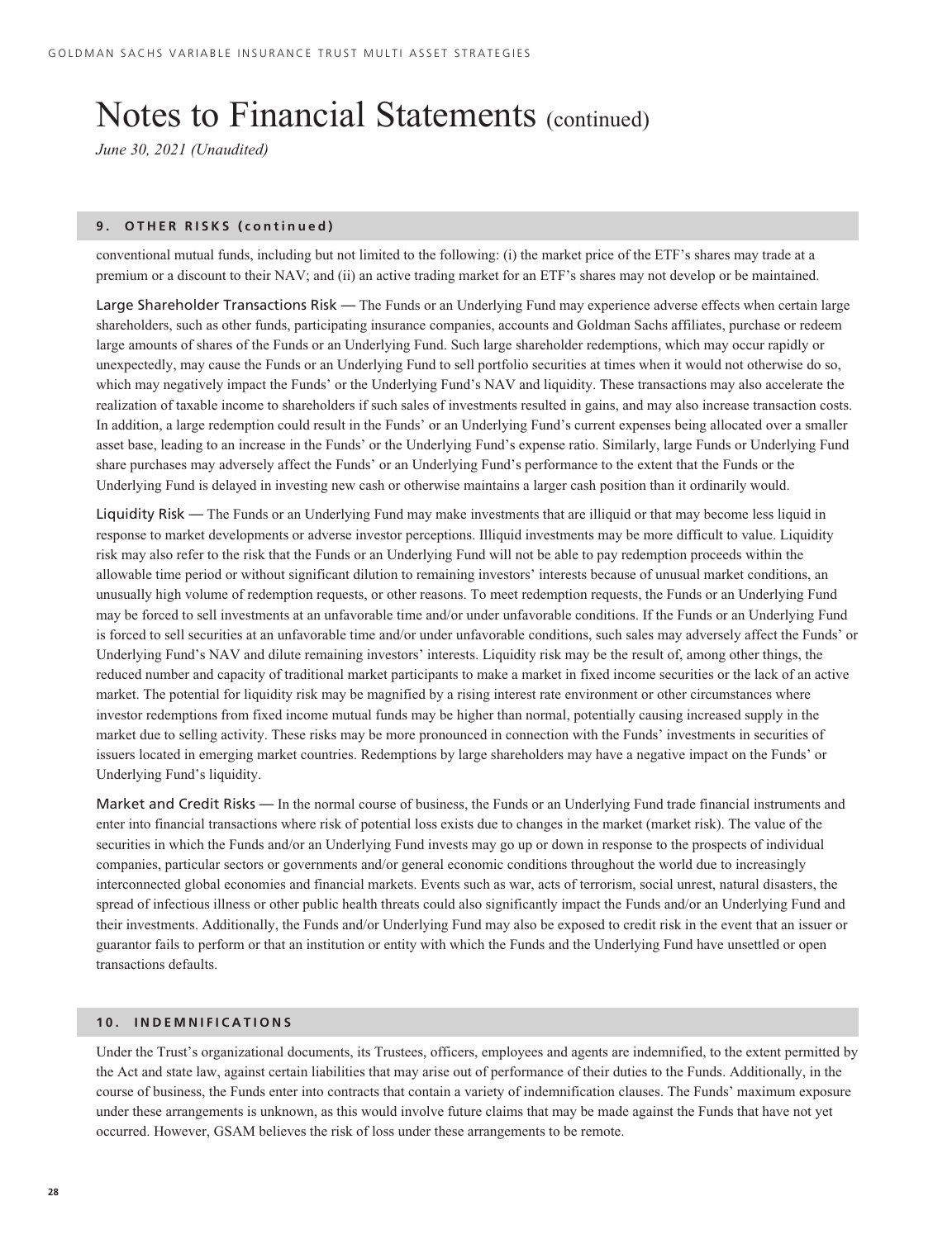# Notes to Financial Statements (continued)

*June 30, 2021 (Unaudited)*

## 9. OTHER RISKS (continued)

conventional mutual funds, including but not limited to the following: (i) the market price of the ETF's shares may trade at a premium or a discount to their NAV; and (ii) an active trading market for an ETF's shares may not develop or be maintained.

Large Shareholder Transactions Risk — The Funds or an Underlying Fund may experience adverse effects when certain large shareholders, such as other funds, participating insurance companies, accounts and Goldman Sachs affiliates, purchase or redeem large amounts of shares of the Funds or an Underlying Fund. Such large shareholder redemptions, which may occur rapidly or unexpectedly, may cause the Funds or an Underlying Fund to sell portfolio securities at times when it would not otherwise do so, which may negatively impact the Funds' or the Underlying Fund's NAV and liquidity. These transactions may also accelerate the realization of taxable income to shareholders if such sales of investments resulted in gains, and may also increase transaction costs. In addition, a large redemption could result in the Funds' or an Underlying Fund's current expenses being allocated over a smaller asset base, leading to an increase in the Funds' or the Underlying Fund's expense ratio. Similarly, large Funds or Underlying Fund share purchases may adversely affect the Funds' or an Underlying Fund's performance to the extent that the Funds or the Underlying Fund is delayed in investing new cash or otherwise maintains a larger cash position than it ordinarily would.

Liquidity Risk — The Funds or an Underlying Fund may make investments that are illiquid or that may become less liquid in response to market developments or adverse investor perceptions. Illiquid investments may be more difficult to value. Liquidity risk may also refer to the risk that the Funds or an Underlying Fund will not be able to pay redemption proceeds within the allowable time period or without significant dilution to remaining investors' interests because of unusual market conditions, an unusually high volume of redemption requests, or other reasons. To meet redemption requests, the Funds or an Underlying Fund may be forced to sell investments at an unfavorable time and/or under unfavorable conditions. If the Funds or an Underlying Fund is forced to sell securities at an unfavorable time and/or under unfavorable conditions, such sales may adversely affect the Funds' or Underlying Fund's NAV and dilute remaining investors' interests. Liquidity risk may be the result of, among other things, the reduced number and capacity of traditional market participants to make a market in fixed income securities or the lack of an active market. The potential for liquidity risk may be magnified by a rising interest rate environment or other circumstances where investor redemptions from fixed income mutual funds may be higher than normal, potentially causing increased supply in the market due to selling activity. These risks may be more pronounced in connection with the Funds' investments in securities of issuers located in emerging market countries. Redemptions by large shareholders may have a negative impact on the Funds' or Underlying Fund's liquidity.

Market and Credit Risks — In the normal course of business, the Funds or an Underlying Fund trade financial instruments and enter into financial transactions where risk of potential loss exists due to changes in the market (market risk). The value of the securities in which the Funds and/or an Underlying Fund invests may go up or down in response to the prospects of individual companies, particular sectors or governments and/or general economic conditions throughout the world due to increasingly interconnected global economies and financial markets. Events such as war, acts of terrorism, social unrest, natural disasters, the spread of infectious illness or other public health threats could also significantly impact the Funds and/or an Underlying Fund and their investments. Additionally, the Funds and/or Underlying Fund may also be exposed to credit risk in the event that an issuer or guarantor fails to perform or that an institution or entity with which the Funds and the Underlying Fund have unsettled or open transactions defaults.

## 10. INDEMNIFICATIONS

Under the Trust's organizational documents, its Trustees, officers, employees and agents are indemnified, to the extent permitted by the Act and state law, against certain liabilities that may arise out of performance of their duties to the Funds. Additionally, in the course of business, the Funds enter into contracts that contain a variety of indemnification clauses. The Funds' maximum exposure under these arrangements is unknown, as this would involve future claims that may be made against the Funds that have not yet occurred. However, GSAM believes the risk of loss under these arrangements to be remote.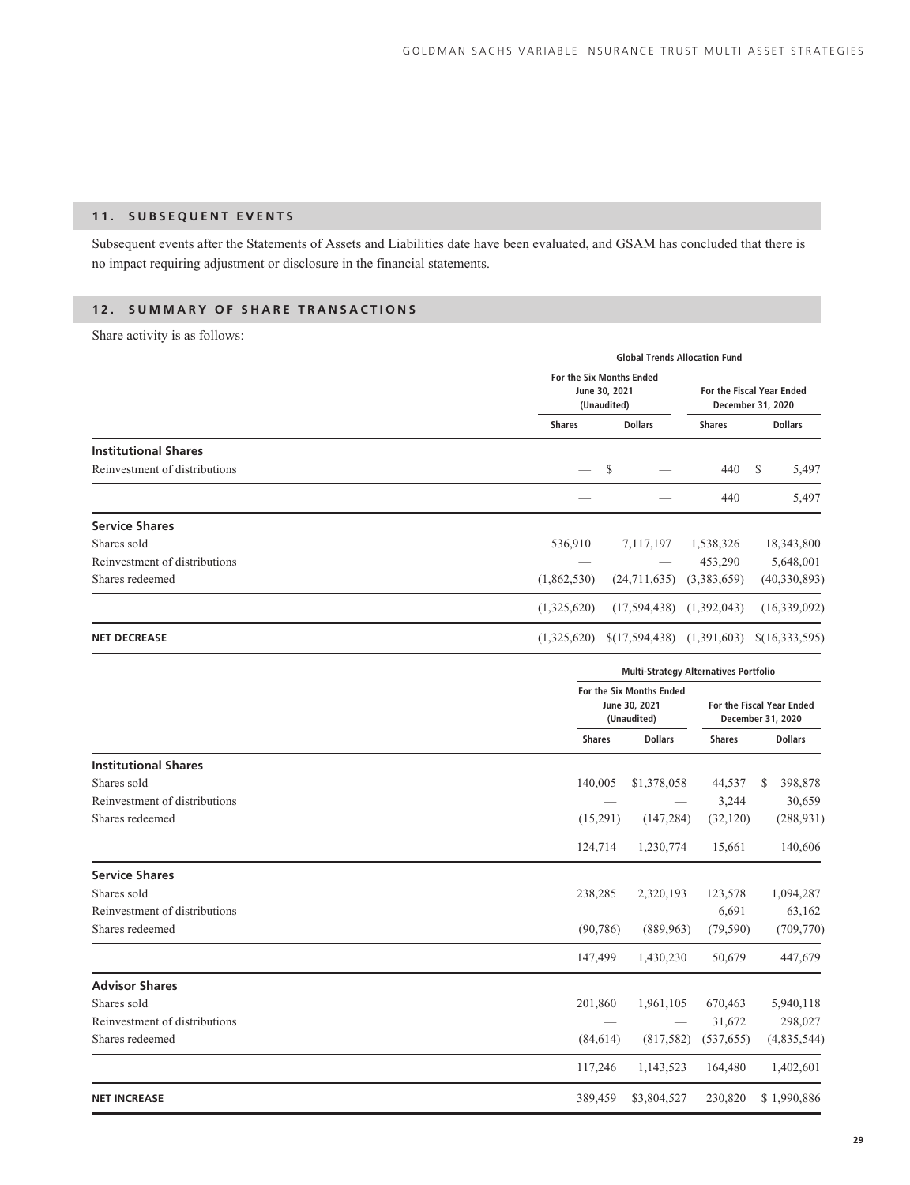## 11. SUBSEQUENT EVENTS

Subsequent events after the Statements of Assets and Liabilities date have been evaluated, and GSAM has concluded that there is no impact requiring adjustment or disclosure in the financial statements.

## 12. SUMMARY OF SHARE TRANSACTIONS

Share activity is as follows:

| | Global Trends Allocation Fund | | | |
|---|---|---|---|---|
| | For the Six Months Ended June 30, 2021 (Unaudited) | | For the Fiscal Year Ended December 31, 2020 | |
| | Shares | Dollars | Shares | Dollars |
| **Institutional Shares** | | | | |
| Reinvestment of distributions | — | $ — | 440 | $ 5,497 |
| | — | — | 440 | 5,497 |
| **Service Shares** | | | | |
| Shares sold | 536,910 | 7,117,197 | 1,538,326 | 18,343,800 |
| Reinvestment of distributions | — | — | 453,290 | 5,648,001 |
| Shares redeemed | (1,862,530) | (24,711,635) | (3,383,659) | (40,330,893) |
| | (1,325,620) | (17,594,438) | (1,392,043) | (16,339,092) |
| **NET DECREASE** | (1,325,620) | $(17,594,438) | (1,391,603) | $(16,333,595) |

| | Multi-Strategy Alternatives Portfolio | | | |
|---|---|---|---|---|
| | For the Six Months Ended June 30, 2021 (Unaudited) | | For the Fiscal Year Ended December 31, 2020 | |
| | Shares | Dollars | Shares | Dollars |
| **Institutional Shares** | | | | |
| Shares sold | 140,005 | $1,378,058 | 44,537 | $ 398,878 |
| Reinvestment of distributions | — | — | 3,244 | 30,659 |
| Shares redeemed | (15,291) | (147,284) | (32,120) | (288,931) |
| | 124,714 | 1,230,774 | 15,661 | 140,606 |
| **Service Shares** | | | | |
| Shares sold | 238,285 | 2,320,193 | 123,578 | 1,094,287 |
| Reinvestment of distributions | — | — | 6,691 | 63,162 |
| Shares redeemed | (90,786) | (889,963) | (79,590) | (709,770) |
| | 147,499 | 1,430,230 | 50,679 | 447,679 |
| **Advisor Shares** | | | | |
| Shares sold | 201,860 | 1,961,105 | 670,463 | 5,940,118 |
| Reinvestment of distributions | — | — | 31,672 | 298,027 |
| Shares redeemed | (84,614) | (817,582) | (537,655) | (4,835,544) |
| | 117,246 | 1,143,523 | 164,480 | 1,402,601 |
| **NET INCREASE** | 389,459 | $3,804,527 | 230,820 | $ 1,990,886 |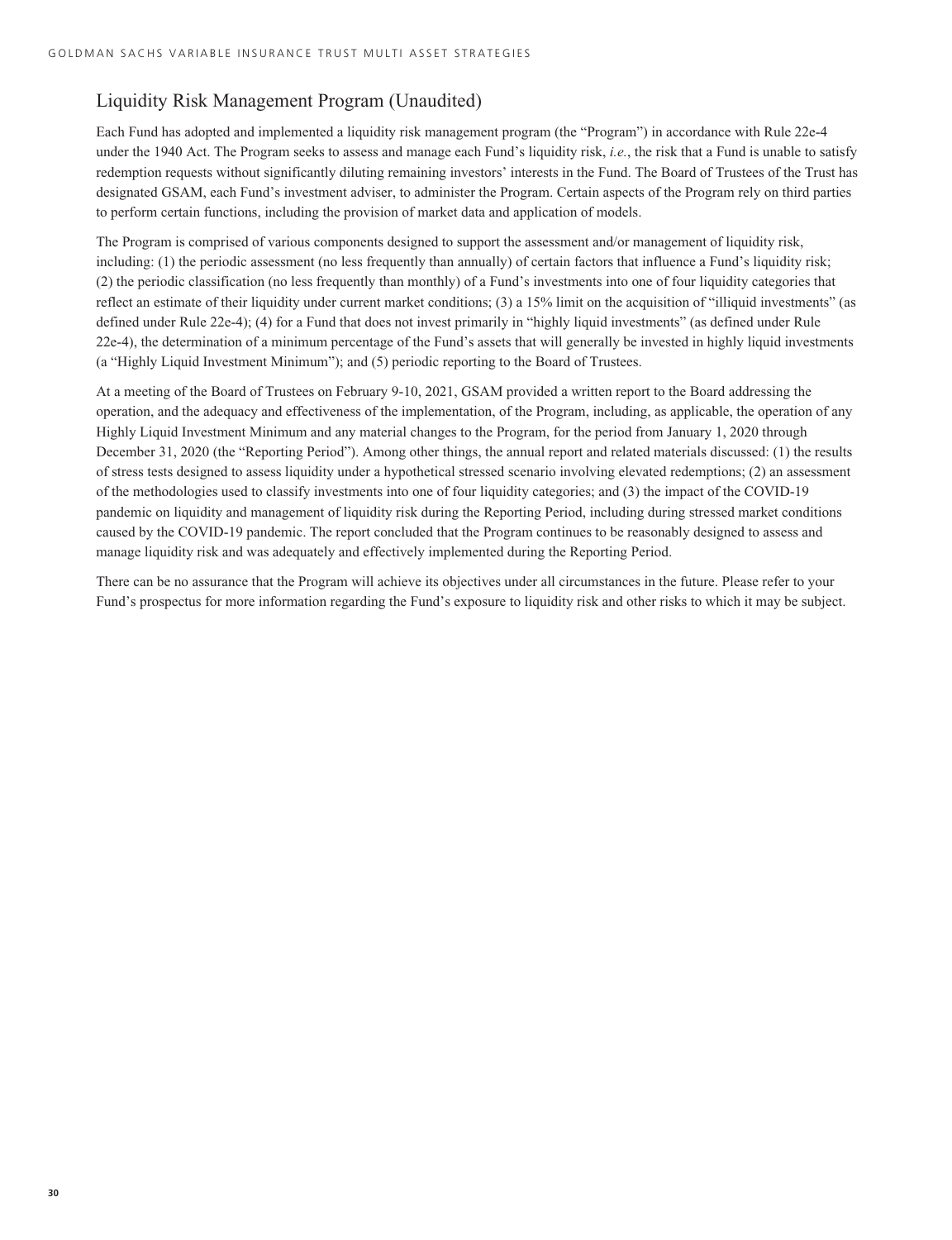## Liquidity Risk Management Program (Unaudited)

Each Fund has adopted and implemented a liquidity risk management program (the "Program") in accordance with Rule 22e-4 under the 1940 Act. The Program seeks to assess and manage each Fund's liquidity risk, *i.e.*, the risk that a Fund is unable to satisfy redemption requests without significantly diluting remaining investors' interests in the Fund. The Board of Trustees of the Trust has designated GSAM, each Fund's investment adviser, to administer the Program. Certain aspects of the Program rely on third parties to perform certain functions, including the provision of market data and application of models.

The Program is comprised of various components designed to support the assessment and/or management of liquidity risk, including: (1) the periodic assessment (no less frequently than annually) of certain factors that influence a Fund's liquidity risk; (2) the periodic classification (no less frequently than monthly) of a Fund's investments into one of four liquidity categories that reflect an estimate of their liquidity under current market conditions; (3) a 15% limit on the acquisition of "illiquid investments" (as defined under Rule 22e-4); (4) for a Fund that does not invest primarily in "highly liquid investments" (as defined under Rule 22e-4), the determination of a minimum percentage of the Fund's assets that will generally be invested in highly liquid investments (a "Highly Liquid Investment Minimum"); and (5) periodic reporting to the Board of Trustees.

At a meeting of the Board of Trustees on February 9-10, 2021, GSAM provided a written report to the Board addressing the operation, and the adequacy and effectiveness of the implementation, of the Program, including, as applicable, the operation of any Highly Liquid Investment Minimum and any material changes to the Program, for the period from January 1, 2020 through December 31, 2020 (the "Reporting Period"). Among other things, the annual report and related materials discussed: (1) the results of stress tests designed to assess liquidity under a hypothetical stressed scenario involving elevated redemptions; (2) an assessment of the methodologies used to classify investments into one of four liquidity categories; and (3) the impact of the COVID-19 pandemic on liquidity and management of liquidity risk during the Reporting Period, including during stressed market conditions caused by the COVID-19 pandemic. The report concluded that the Program continues to be reasonably designed to assess and manage liquidity risk and was adequately and effectively implemented during the Reporting Period.

There can be no assurance that the Program will achieve its objectives under all circumstances in the future. Please refer to your Fund's prospectus for more information regarding the Fund's exposure to liquidity risk and other risks to which it may be subject.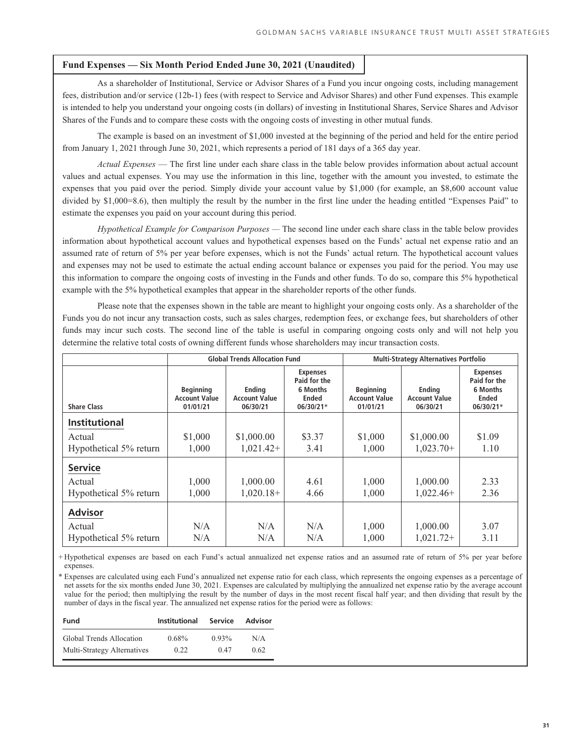## Fund Expenses — Six Month Period Ended June 30, 2021 (Unaudited)

As a shareholder of Institutional, Service or Advisor Shares of a Fund you incur ongoing costs, including management fees, distribution and/or service (12b-1) fees (with respect to Service and Advisor Shares) and other Fund expenses. This example is intended to help you understand your ongoing costs (in dollars) of investing in Institutional Shares, Service Shares and Advisor Shares of the Funds and to compare these costs with the ongoing costs of investing in other mutual funds.

The example is based on an investment of $1,000 invested at the beginning of the period and held for the entire period from January 1, 2021 through June 30, 2021, which represents a period of 181 days of a 365 day year.

*Actual Expenses* — The first line under each share class in the table below provides information about actual account values and actual expenses. You may use the information in this line, together with the amount you invested, to estimate the expenses that you paid over the period. Simply divide your account value by $1,000 (for example, an $8,600 account value divided by $1,000=8.6), then multiply the result by the number in the first line under the heading entitled "Expenses Paid" to estimate the expenses you paid on your account during this period.

*Hypothetical Example for Comparison Purposes* — The second line under each share class in the table below provides information about hypothetical account values and hypothetical expenses based on the Funds' actual net expense ratio and an assumed rate of return of 5% per year before expenses, which is not the Funds' actual return. The hypothetical account values and expenses may not be used to estimate the actual ending account balance or expenses you paid for the period. You may use this information to compare the ongoing costs of investing in the Funds and other funds. To do so, compare this 5% hypothetical example with the 5% hypothetical examples that appear in the shareholder reports of the other funds.

Please note that the expenses shown in the table are meant to highlight your ongoing costs only. As a shareholder of the Funds you do not incur any transaction costs, such as sales charges, redemption fees, or exchange fees, but shareholders of other funds may incur such costs. The second line of the table is useful in comparing ongoing costs only and will not help you determine the relative total costs of owning different funds whose shareholders may incur transaction costs.

| | Global Trends Allocation Fund | | | Multi-Strategy Alternatives Portfolio | | |
|---|---|---|---|---|---|---|
| Share Class | Beginning Account Value 01/01/21 | Ending Account Value 06/30/21 | Expenses Paid for the 6 Months Ended 06/30/21* | Beginning Account Value 01/01/21 | Ending Account Value 06/30/21 | Expenses Paid for the 6 Months Ended 06/30/21* |
| **Institutional** | | | | | | |
| Actual | $1,000 | $1,000.00 | $3.37 | $1,000 | $1,000.00 | $1.09 |
| Hypothetical 5% return | 1,000 | 1,021.42+ | 3.41 | 1,000 | 1,023.70+ | 1.10 |
| **Service** | | | | | | |
| Actual | 1,000 | 1,000.00 | 4.61 | 1,000 | 1,000.00 | 2.33 |
| Hypothetical 5% return | 1,000 | 1,020.18+ | 4.66 | 1,000 | 1,022.46+ | 2.36 |
| **Advisor** | | | | | | |
| Actual | N/A | N/A | N/A | 1,000 | 1,000.00 | 3.07 |
| Hypothetical 5% return | N/A | N/A | N/A | 1,000 | 1,021.72+ | 3.11 |

\+ Hypothetical expenses are based on each Fund's actual annualized net expense ratios and an assumed rate of return of 5% per year before expenses.

\* Expenses are calculated using each Fund's annualized net expense ratio for each class, which represents the ongoing expenses as a percentage of net assets for the six months ended June 30, 2021. Expenses are calculated by multiplying the annualized net expense ratio by the average account value for the period; then multiplying the result by the number of days in the most recent fiscal half year; and then dividing that result by the number of days in the fiscal year. The annualized net expense ratios for the period were as follows:

| Fund | Institutional | Service | Advisor |
|---|---|---|---|
| Global Trends Allocation | 0.68% | 0.93% | N/A |
| Multi-Strategy Alternatives | 0.22 | 0.47 | 0.62 |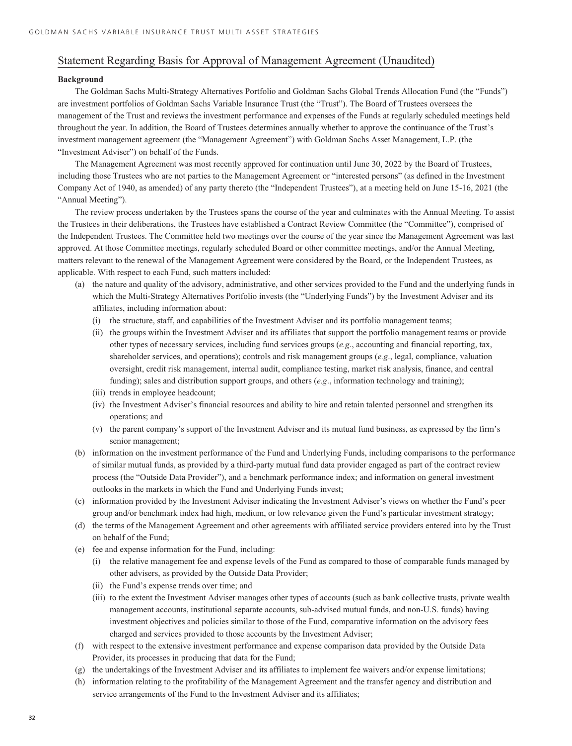## Statement Regarding Basis for Approval of Management Agreement (Unaudited)

**Background**

The Goldman Sachs Multi-Strategy Alternatives Portfolio and Goldman Sachs Global Trends Allocation Fund (the "Funds") are investment portfolios of Goldman Sachs Variable Insurance Trust (the "Trust"). The Board of Trustees oversees the management of the Trust and reviews the investment performance and expenses of the Funds at regularly scheduled meetings held throughout the year. In addition, the Board of Trustees determines annually whether to approve the continuance of the Trust's investment management agreement (the "Management Agreement") with Goldman Sachs Asset Management, L.P. (the "Investment Adviser") on behalf of the Funds.

The Management Agreement was most recently approved for continuation until June 30, 2022 by the Board of Trustees, including those Trustees who are not parties to the Management Agreement or "interested persons" (as defined in the Investment Company Act of 1940, as amended) of any party thereto (the "Independent Trustees"), at a meeting held on June 15-16, 2021 (the "Annual Meeting").

The review process undertaken by the Trustees spans the course of the year and culminates with the Annual Meeting. To assist the Trustees in their deliberations, the Trustees have established a Contract Review Committee (the "Committee"), comprised of the Independent Trustees. The Committee held two meetings over the course of the year since the Management Agreement was last approved. At those Committee meetings, regularly scheduled Board or other committee meetings, and/or the Annual Meeting, matters relevant to the renewal of the Management Agreement were considered by the Board, or the Independent Trustees, as applicable. With respect to each Fund, such matters included:

(a) the nature and quality of the advisory, administrative, and other services provided to the Fund and the underlying funds in which the Multi-Strategy Alternatives Portfolio invests (the "Underlying Funds") by the Investment Adviser and its affiliates, including information about:
  (i) the structure, staff, and capabilities of the Investment Adviser and its portfolio management teams;
  (ii) the groups within the Investment Adviser and its affiliates that support the portfolio management teams or provide other types of necessary services, including fund services groups (*e.g.*, accounting and financial reporting, tax, shareholder services, and operations); controls and risk management groups (*e.g.*, legal, compliance, valuation oversight, credit risk management, internal audit, compliance testing, market risk analysis, finance, and central funding); sales and distribution support groups, and others (*e.g.*, information technology and training);
  (iii) trends in employee headcount;
  (iv) the Investment Adviser's financial resources and ability to hire and retain talented personnel and strengthen its operations; and
  (v) the parent company's support of the Investment Adviser and its mutual fund business, as expressed by the firm's senior management;

(b) information on the investment performance of the Fund and Underlying Funds, including comparisons to the performance of similar mutual funds, as provided by a third-party mutual fund data provider engaged as part of the contract review process (the "Outside Data Provider"), and a benchmark performance index; and information on general investment outlooks in the markets in which the Fund and Underlying Funds invest;

(c) information provided by the Investment Adviser indicating the Investment Adviser's views on whether the Fund's peer group and/or benchmark index had high, medium, or low relevance given the Fund's particular investment strategy;

(d) the terms of the Management Agreement and other agreements with affiliated service providers entered into by the Trust on behalf of the Fund;

(e) fee and expense information for the Fund, including:
  (i) the relative management fee and expense levels of the Fund as compared to those of comparable funds managed by other advisers, as provided by the Outside Data Provider;
  (ii) the Fund's expense trends over time; and
  (iii) to the extent the Investment Adviser manages other types of accounts (such as bank collective trusts, private wealth management accounts, institutional separate accounts, sub-advised mutual funds, and non-U.S. funds) having investment objectives and policies similar to those of the Fund, comparative information on the advisory fees charged and services provided to those accounts by the Investment Adviser;

(f) with respect to the extensive investment performance and expense comparison data provided by the Outside Data Provider, its processes in producing that data for the Fund;

(g) the undertakings of the Investment Adviser and its affiliates to implement fee waivers and/or expense limitations;

(h) information relating to the profitability of the Management Agreement and the transfer agency and distribution and service arrangements of the Fund to the Investment Adviser and its affiliates;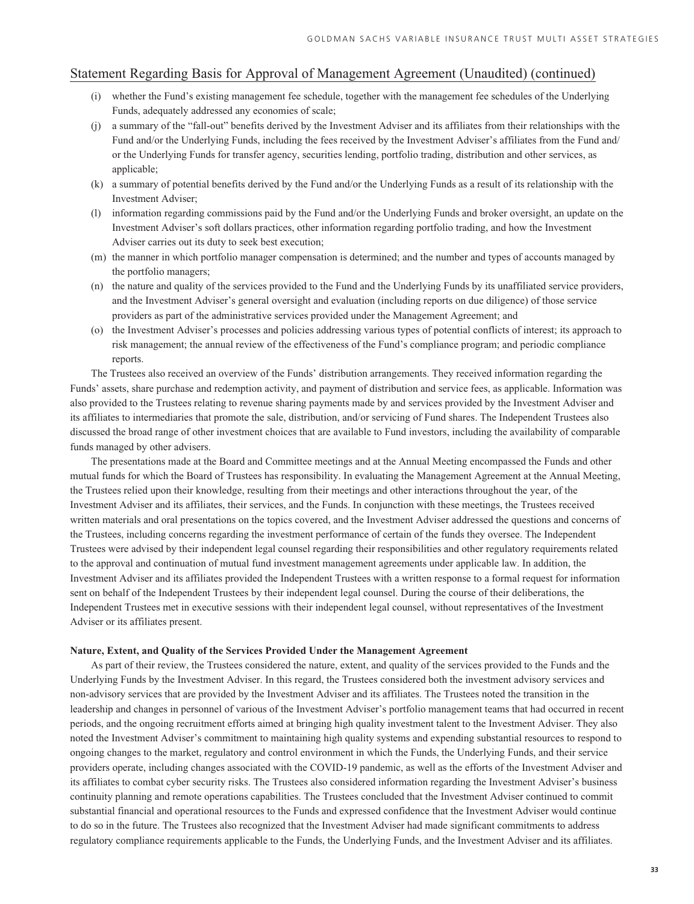## Statement Regarding Basis for Approval of Management Agreement (Unaudited) (continued)

(i) whether the Fund's existing management fee schedule, together with the management fee schedules of the Underlying Funds, adequately addressed any economies of scale;

(j) a summary of the "fall-out" benefits derived by the Investment Adviser and its affiliates from their relationships with the Fund and/or the Underlying Funds, including the fees received by the Investment Adviser's affiliates from the Fund and/or the Underlying Funds for transfer agency, securities lending, portfolio trading, distribution and other services, as applicable;

(k) a summary of potential benefits derived by the Fund and/or the Underlying Funds as a result of its relationship with the Investment Adviser;

(l) information regarding commissions paid by the Fund and/or the Underlying Funds and broker oversight, an update on the Investment Adviser's soft dollars practices, other information regarding portfolio trading, and how the Investment Adviser carries out its duty to seek best execution;

(m) the manner in which portfolio manager compensation is determined; and the number and types of accounts managed by the portfolio managers;

(n) the nature and quality of the services provided to the Fund and the Underlying Funds by its unaffiliated service providers, and the Investment Adviser's general oversight and evaluation (including reports on due diligence) of those service providers as part of the administrative services provided under the Management Agreement; and

(o) the Investment Adviser's processes and policies addressing various types of potential conflicts of interest; its approach to risk management; the annual review of the effectiveness of the Fund's compliance program; and periodic compliance reports.

The Trustees also received an overview of the Funds' distribution arrangements. They received information regarding the Funds' assets, share purchase and redemption activity, and payment of distribution and service fees, as applicable. Information was also provided to the Trustees relating to revenue sharing payments made by and services provided by the Investment Adviser and its affiliates to intermediaries that promote the sale, distribution, and/or servicing of Fund shares. The Independent Trustees also discussed the broad range of other investment choices that are available to Fund investors, including the availability of comparable funds managed by other advisers.

The presentations made at the Board and Committee meetings and at the Annual Meeting encompassed the Funds and other mutual funds for which the Board of Trustees has responsibility. In evaluating the Management Agreement at the Annual Meeting, the Trustees relied upon their knowledge, resulting from their meetings and other interactions throughout the year, of the Investment Adviser and its affiliates, their services, and the Funds. In conjunction with these meetings, the Trustees received written materials and oral presentations on the topics covered, and the Investment Adviser addressed the questions and concerns of the Trustees, including concerns regarding the investment performance of certain of the funds they oversee. The Independent Trustees were advised by their independent legal counsel regarding their responsibilities and other regulatory requirements related to the approval and continuation of mutual fund investment management agreements under applicable law. In addition, the Investment Adviser and its affiliates provided the Independent Trustees with a written response to a formal request for information sent on behalf of the Independent Trustees by their independent legal counsel. During the course of their deliberations, the Independent Trustees met in executive sessions with their independent legal counsel, without representatives of the Investment Adviser or its affiliates present.

**Nature, Extent, and Quality of the Services Provided Under the Management Agreement**

As part of their review, the Trustees considered the nature, extent, and quality of the services provided to the Funds and the Underlying Funds by the Investment Adviser. In this regard, the Trustees considered both the investment advisory services and non-advisory services that are provided by the Investment Adviser and its affiliates. The Trustees noted the transition in the leadership and changes in personnel of various of the Investment Adviser's portfolio management teams that had occurred in recent periods, and the ongoing recruitment efforts aimed at bringing high quality investment talent to the Investment Adviser. They also noted the Investment Adviser's commitment to maintaining high quality systems and expending substantial resources to respond to ongoing changes to the market, regulatory and control environment in which the Funds, the Underlying Funds, and their service providers operate, including changes associated with the COVID-19 pandemic, as well as the efforts of the Investment Adviser and its affiliates to combat cyber security risks. The Trustees also considered information regarding the Investment Adviser's business continuity planning and remote operations capabilities. The Trustees concluded that the Investment Adviser continued to commit substantial financial and operational resources to the Funds and expressed confidence that the Investment Adviser would continue to do so in the future. The Trustees also recognized that the Investment Adviser had made significant commitments to address regulatory compliance requirements applicable to the Funds, the Underlying Funds, and the Investment Adviser and its affiliates.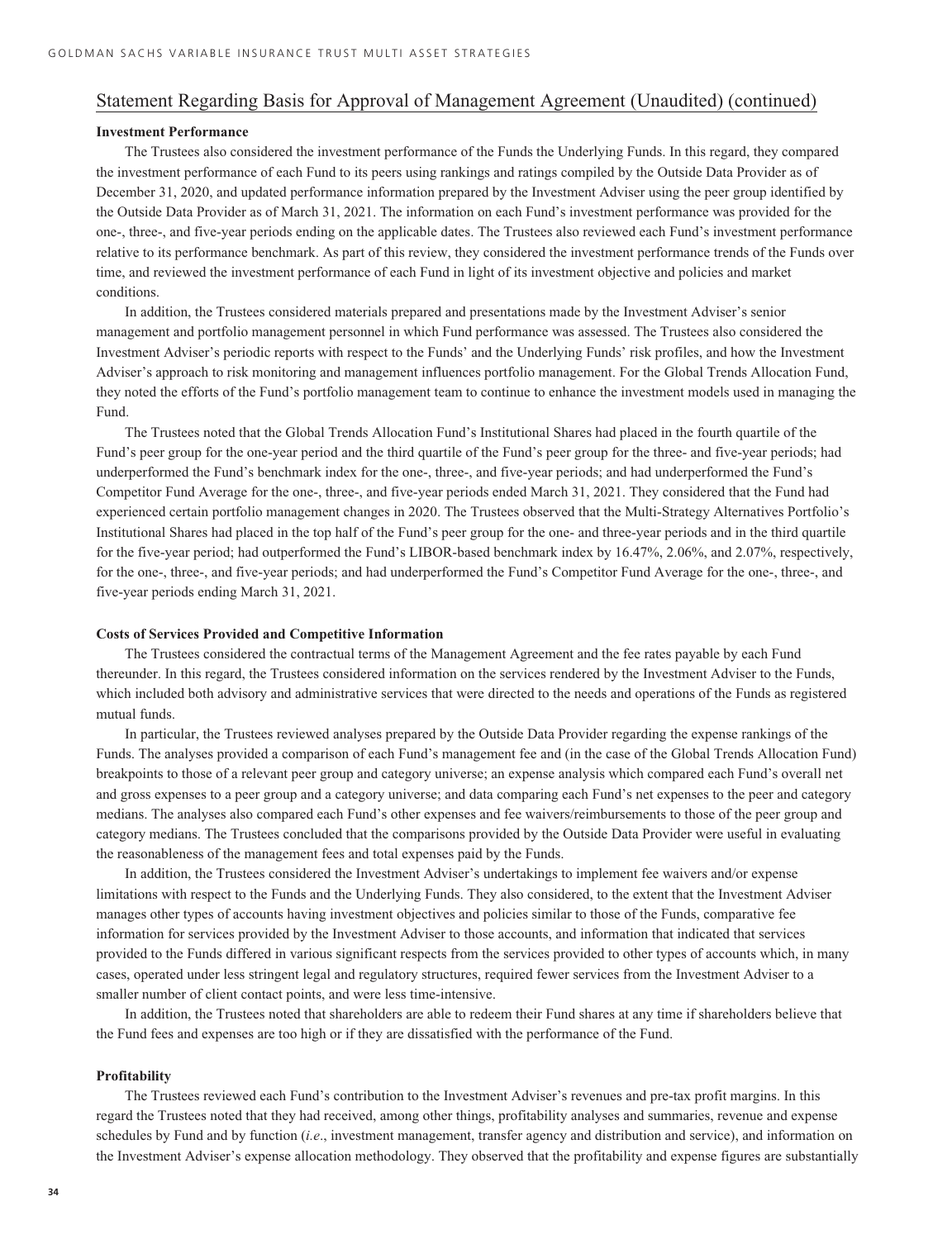## Statement Regarding Basis for Approval of Management Agreement (Unaudited) (continued)

**Investment Performance**

The Trustees also considered the investment performance of the Funds the Underlying Funds. In this regard, they compared the investment performance of each Fund to its peers using rankings and ratings compiled by the Outside Data Provider as of December 31, 2020, and updated performance information prepared by the Investment Adviser using the peer group identified by the Outside Data Provider as of March 31, 2021. The information on each Fund's investment performance was provided for the one-, three-, and five-year periods ending on the applicable dates. The Trustees also reviewed each Fund's investment performance relative to its performance benchmark. As part of this review, they considered the investment performance trends of the Funds over time, and reviewed the investment performance of each Fund in light of its investment objective and policies and market conditions.

In addition, the Trustees considered materials prepared and presentations made by the Investment Adviser's senior management and portfolio management personnel in which Fund performance was assessed. The Trustees also considered the Investment Adviser's periodic reports with respect to the Funds' and the Underlying Funds' risk profiles, and how the Investment Adviser's approach to risk monitoring and management influences portfolio management. For the Global Trends Allocation Fund, they noted the efforts of the Fund's portfolio management team to continue to enhance the investment models used in managing the Fund.

The Trustees noted that the Global Trends Allocation Fund's Institutional Shares had placed in the fourth quartile of the Fund's peer group for the one-year period and the third quartile of the Fund's peer group for the three- and five-year periods; had underperformed the Fund's benchmark index for the one-, three-, and five-year periods; and had underperformed the Fund's Competitor Fund Average for the one-, three-, and five-year periods ended March 31, 2021. They considered that the Fund had experienced certain portfolio management changes in 2020. The Trustees observed that the Multi-Strategy Alternatives Portfolio's Institutional Shares had placed in the top half of the Fund's peer group for the one- and three-year periods and in the third quartile for the five-year period; had outperformed the Fund's LIBOR-based benchmark index by 16.47%, 2.06%, and 2.07%, respectively, for the one-, three-, and five-year periods; and had underperformed the Fund's Competitor Fund Average for the one-, three-, and five-year periods ending March 31, 2021.

**Costs of Services Provided and Competitive Information**

The Trustees considered the contractual terms of the Management Agreement and the fee rates payable by each Fund thereunder. In this regard, the Trustees considered information on the services rendered by the Investment Adviser to the Funds, which included both advisory and administrative services that were directed to the needs and operations of the Funds as registered mutual funds.

In particular, the Trustees reviewed analyses prepared by the Outside Data Provider regarding the expense rankings of the Funds. The analyses provided a comparison of each Fund's management fee and (in the case of the Global Trends Allocation Fund) breakpoints to those of a relevant peer group and category universe; an expense analysis which compared each Fund's overall net and gross expenses to a peer group and a category universe; and data comparing each Fund's net expenses to the peer and category medians. The analyses also compared each Fund's other expenses and fee waivers/reimbursements to those of the peer group and category medians. The Trustees concluded that the comparisons provided by the Outside Data Provider were useful in evaluating the reasonableness of the management fees and total expenses paid by the Funds.

In addition, the Trustees considered the Investment Adviser's undertakings to implement fee waivers and/or expense limitations with respect to the Funds and the Underlying Funds. They also considered, to the extent that the Investment Adviser manages other types of accounts having investment objectives and policies similar to those of the Funds, comparative fee information for services provided by the Investment Adviser to those accounts, and information that indicated that services provided to the Funds differed in various significant respects from the services provided to other types of accounts which, in many cases, operated under less stringent legal and regulatory structures, required fewer services from the Investment Adviser to a smaller number of client contact points, and were less time-intensive.

In addition, the Trustees noted that shareholders are able to redeem their Fund shares at any time if shareholders believe that the Fund fees and expenses are too high or if they are dissatisfied with the performance of the Fund.

**Profitability**

The Trustees reviewed each Fund's contribution to the Investment Adviser's revenues and pre-tax profit margins. In this regard the Trustees noted that they had received, among other things, profitability analyses and summaries, revenue and expense schedules by Fund and by function (*i.e*., investment management, transfer agency and distribution and service), and information on the Investment Adviser's expense allocation methodology. They observed that the profitability and expense figures are substantially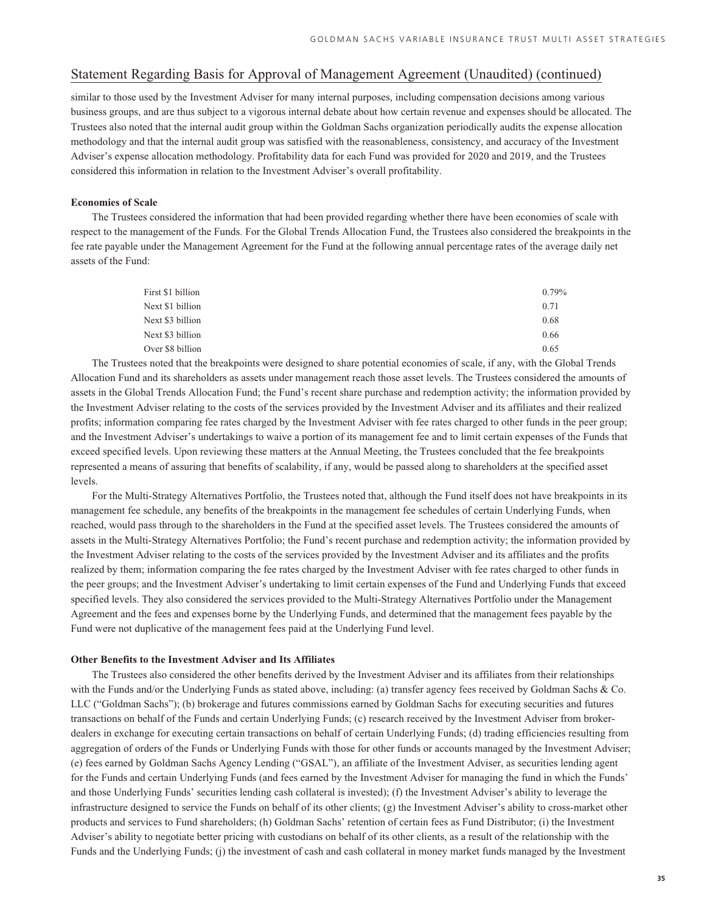## Statement Regarding Basis for Approval of Management Agreement (Unaudited) (continued)

similar to those used by the Investment Adviser for many internal purposes, including compensation decisions among various business groups, and are thus subject to a vigorous internal debate about how certain revenue and expenses should be allocated. The Trustees also noted that the internal audit group within the Goldman Sachs organization periodically audits the expense allocation methodology and that the internal audit group was satisfied with the reasonableness, consistency, and accuracy of the Investment Adviser's expense allocation methodology. Profitability data for each Fund was provided for 2020 and 2019, and the Trustees considered this information in relation to the Investment Adviser's overall profitability.

**Economies of Scale**

The Trustees considered the information that had been provided regarding whether there have been economies of scale with respect to the management of the Funds. For the Global Trends Allocation Fund, the Trustees also considered the breakpoints in the fee rate payable under the Management Agreement for the Fund at the following annual percentage rates of the average daily net assets of the Fund:

| | |
|---|---|
| First $1 billion | 0.79% |
| Next $1 billion | 0.71 |
| Next $3 billion | 0.68 |
| Next $3 billion | 0.66 |
| Over $8 billion | 0.65 |

The Trustees noted that the breakpoints were designed to share potential economies of scale, if any, with the Global Trends Allocation Fund and its shareholders as assets under management reach those asset levels. The Trustees considered the amounts of assets in the Global Trends Allocation Fund; the Fund's recent share purchase and redemption activity; the information provided by the Investment Adviser relating to the costs of the services provided by the Investment Adviser and its affiliates and their realized profits; information comparing fee rates charged by the Investment Adviser with fee rates charged to other funds in the peer group; and the Investment Adviser's undertakings to waive a portion of its management fee and to limit certain expenses of the Funds that exceed specified levels. Upon reviewing these matters at the Annual Meeting, the Trustees concluded that the fee breakpoints represented a means of assuring that benefits of scalability, if any, would be passed along to shareholders at the specified asset levels.

For the Multi-Strategy Alternatives Portfolio, the Trustees noted that, although the Fund itself does not have breakpoints in its management fee schedule, any benefits of the breakpoints in the management fee schedules of certain Underlying Funds, when reached, would pass through to the shareholders in the Fund at the specified asset levels. The Trustees considered the amounts of assets in the Multi-Strategy Alternatives Portfolio; the Fund's recent purchase and redemption activity; the information provided by the Investment Adviser relating to the costs of the services provided by the Investment Adviser and its affiliates and the profits realized by them; information comparing the fee rates charged by the Investment Adviser with fee rates charged to other funds in the peer groups; and the Investment Adviser's undertaking to limit certain expenses of the Fund and Underlying Funds that exceed specified levels. They also considered the services provided to the Multi-Strategy Alternatives Portfolio under the Management Agreement and the fees and expenses borne by the Underlying Funds, and determined that the management fees payable by the Fund were not duplicative of the management fees paid at the Underlying Fund level.

**Other Benefits to the Investment Adviser and Its Affiliates**

The Trustees also considered the other benefits derived by the Investment Adviser and its affiliates from their relationships with the Funds and/or the Underlying Funds as stated above, including: (a) transfer agency fees received by Goldman Sachs & Co. LLC ("Goldman Sachs"); (b) brokerage and futures commissions earned by Goldman Sachs for executing securities and futures transactions on behalf of the Funds and certain Underlying Funds; (c) research received by the Investment Adviser from broker-dealers in exchange for executing certain transactions on behalf of certain Underlying Funds; (d) trading efficiencies resulting from aggregation of orders of the Funds or Underlying Funds with those for other funds or accounts managed by the Investment Adviser; (e) fees earned by Goldman Sachs Agency Lending ("GSAL"), an affiliate of the Investment Adviser, as securities lending agent for the Funds and certain Underlying Funds (and fees earned by the Investment Adviser for managing the fund in which the Funds' and those Underlying Funds' securities lending cash collateral is invested); (f) the Investment Adviser's ability to leverage the infrastructure designed to service the Funds on behalf of its other clients; (g) the Investment Adviser's ability to cross-market other products and services to Fund shareholders; (h) Goldman Sachs' retention of certain fees as Fund Distributor; (i) the Investment Adviser's ability to negotiate better pricing with custodians on behalf of its other clients, as a result of the relationship with the Funds and the Underlying Funds; (j) the investment of cash and cash collateral in money market funds managed by the Investment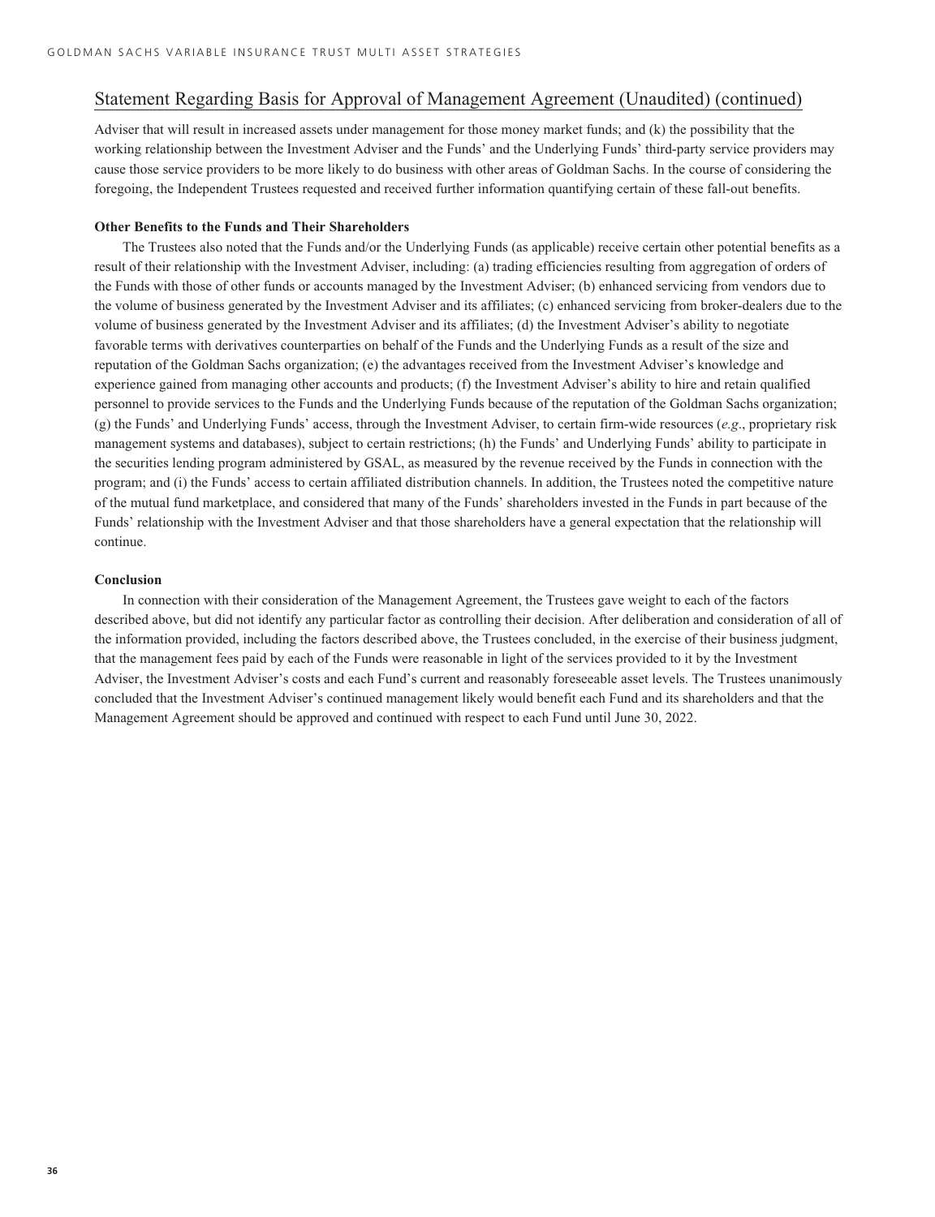## Statement Regarding Basis for Approval of Management Agreement (Unaudited) (continued)

Adviser that will result in increased assets under management for those money market funds; and (k) the possibility that the working relationship between the Investment Adviser and the Funds' and the Underlying Funds' third-party service providers may cause those service providers to be more likely to do business with other areas of Goldman Sachs. In the course of considering the foregoing, the Independent Trustees requested and received further information quantifying certain of these fall-out benefits.

**Other Benefits to the Funds and Their Shareholders**

The Trustees also noted that the Funds and/or the Underlying Funds (as applicable) receive certain other potential benefits as a result of their relationship with the Investment Adviser, including: (a) trading efficiencies resulting from aggregation of orders of the Funds with those of other funds or accounts managed by the Investment Adviser; (b) enhanced servicing from vendors due to the volume of business generated by the Investment Adviser and its affiliates; (c) enhanced servicing from broker-dealers due to the volume of business generated by the Investment Adviser and its affiliates; (d) the Investment Adviser's ability to negotiate favorable terms with derivatives counterparties on behalf of the Funds and the Underlying Funds as a result of the size and reputation of the Goldman Sachs organization; (e) the advantages received from the Investment Adviser's knowledge and experience gained from managing other accounts and products; (f) the Investment Adviser's ability to hire and retain qualified personnel to provide services to the Funds and the Underlying Funds because of the reputation of the Goldman Sachs organization; (g) the Funds' and Underlying Funds' access, through the Investment Adviser, to certain firm-wide resources (*e.g.*, proprietary risk management systems and databases), subject to certain restrictions; (h) the Funds' and Underlying Funds' ability to participate in the securities lending program administered by GSAL, as measured by the revenue received by the Funds in connection with the program; and (i) the Funds' access to certain affiliated distribution channels. In addition, the Trustees noted the competitive nature of the mutual fund marketplace, and considered that many of the Funds' shareholders invested in the Funds in part because of the Funds' relationship with the Investment Adviser and that those shareholders have a general expectation that the relationship will continue.

**Conclusion**

In connection with their consideration of the Management Agreement, the Trustees gave weight to each of the factors described above, but did not identify any particular factor as controlling their decision. After deliberation and consideration of all of the information provided, including the factors described above, the Trustees concluded, in the exercise of their business judgment, that the management fees paid by each of the Funds were reasonable in light of the services provided to it by the Investment Adviser, the Investment Adviser's costs and each Fund's current and reasonably foreseeable asset levels. The Trustees unanimously concluded that the Investment Adviser's continued management likely would benefit each Fund and its shareholders and that the Management Agreement should be approved and continued with respect to each Fund until June 30, 2022.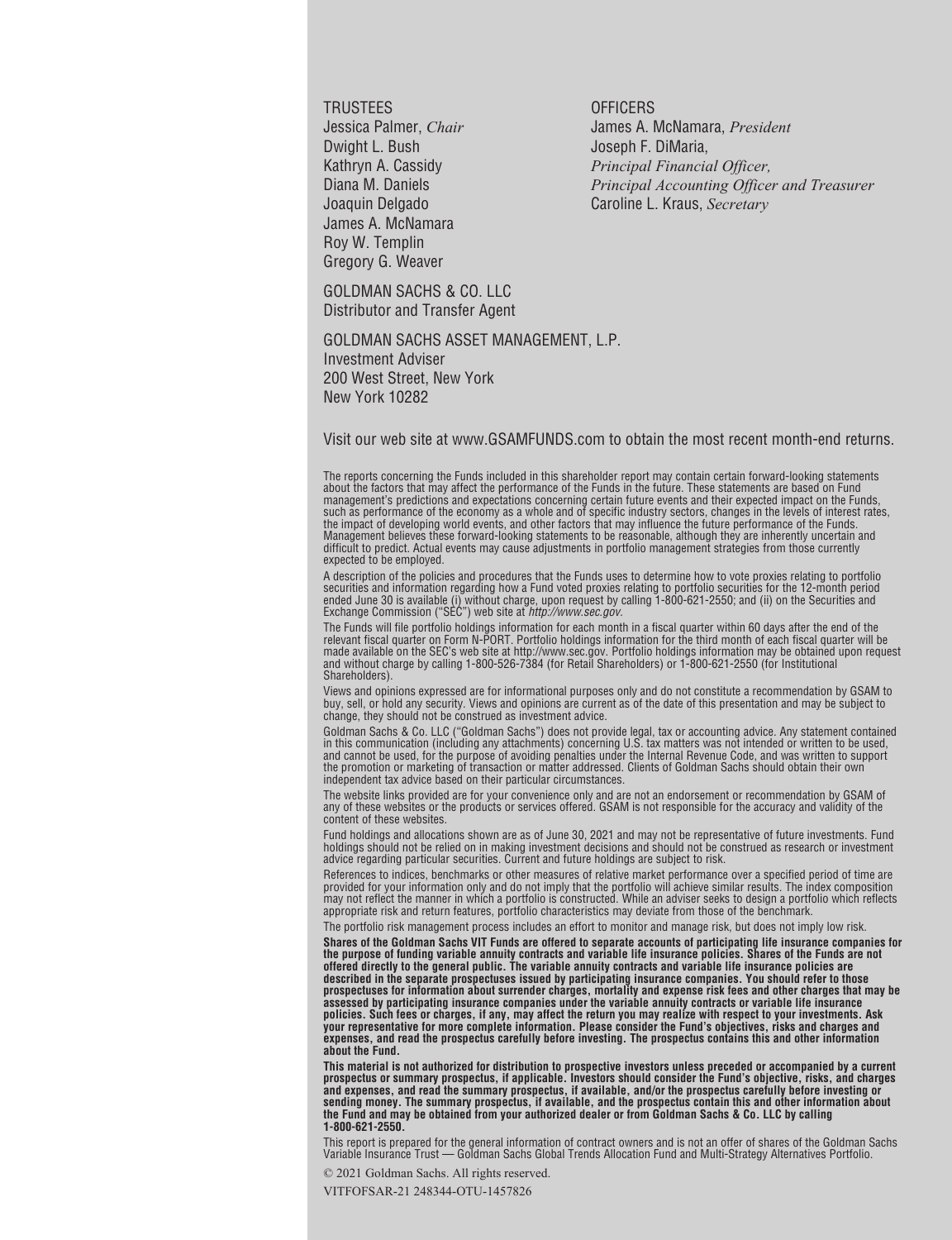TRUSTEES

Jessica Palmer, *Chair*
Dwight L. Bush
Kathryn A. Cassidy
Diana M. Daniels
Joaquin Delgado
James A. McNamara
Roy W. Templin
Gregory G. Weaver

OFFICERS

James A. McNamara, *President*
Joseph F. DiMaria,
*Principal Financial Officer,*
*Principal Accounting Officer and Treasurer*
Caroline L. Kraus, *Secretary*

GOLDMAN SACHS & CO. LLC
Distributor and Transfer Agent

GOLDMAN SACHS ASSET MANAGEMENT, L.P.
Investment Adviser
200 West Street, New York
New York 10282

Visit our web site at www.GSAMFUNDS.com to obtain the most recent month-end returns.

The reports concerning the Funds included in this shareholder report may contain certain forward-looking statements about the factors that may affect the performance of the Funds in the future. These statements are based on Fund management's predictions and expectations concerning certain future events and their expected impact on the Funds, such as performance of the economy as a whole and of specific industry sectors, changes in the levels of interest rates, the impact of developing world events, and other factors that may influence the future performance of the Funds. Management believes these forward-looking statements to be reasonable, although they are inherently uncertain and difficult to predict. Actual events may cause adjustments in portfolio management strategies from those currently expected to be employed.

A description of the policies and procedures that the Funds uses to determine how to vote proxies relating to portfolio securities and information regarding how a Fund voted proxies relating to portfolio securities for the 12-month period ended June 30 is available (i) without charge, upon request by calling 1-800-621-2550; and (ii) on the Securities and Exchange Commission ("SEC") web site at *http://www.sec.gov*.

The Funds will file portfolio holdings information for each month in a fiscal quarter within 60 days after the end of the relevant fiscal quarter on Form N-PORT. Portfolio holdings information for the third month of each fiscal quarter will be made available on the SEC's web site at http://www.sec.gov. Portfolio holdings information may be obtained upon request and without charge by calling 1-800-526-7384 (for Retail Shareholders) or 1-800-621-2550 (for Institutional Shareholders).

Views and opinions expressed are for informational purposes only and do not constitute a recommendation by GSAM to buy, sell, or hold any security. Views and opinions are current as of the date of this presentation and may be subject to change, they should not be construed as investment advice.

Goldman Sachs & Co. LLC ("Goldman Sachs") does not provide legal, tax or accounting advice. Any statement contained in this communication (including any attachments) concerning U.S. tax matters was not intended or written to be used, and cannot be used, for the purpose of avoiding penalties under the Internal Revenue Code, and was written to support the promotion or marketing of transaction or matter addressed. Clients of Goldman Sachs should obtain their own independent tax advice based on their particular circumstances.

The website links provided are for your convenience only and are not an endorsement or recommendation by GSAM of any of these websites or the products or services offered. GSAM is not responsible for the accuracy and validity of the content of these websites.

Fund holdings and allocations shown are as of June 30, 2021 and may not be representative of future investments. Fund holdings should not be relied on in making investment decisions and should not be construed as research or investment advice regarding particular securities. Current and future holdings are subject to risk.

References to indices, benchmarks or other measures of relative market performance over a specified period of time are provided for your information only and do not imply that the portfolio will achieve similar results. The index composition may not reflect the manner in which a portfolio is constructed. While an adviser seeks to design a portfolio which reflects appropriate risk and return features, portfolio characteristics may deviate from those of the benchmark.

The portfolio risk management process includes an effort to monitor and manage risk, but does not imply low risk.

**Shares of the Goldman Sachs VIT Funds are offered to separate accounts of participating life insurance companies for the purpose of funding variable annuity contracts and variable life insurance policies. Shares of the Funds are not offered directly to the general public. The variable annuity contracts and variable life insurance policies are described in the separate prospectuses issued by participating insurance companies. You should refer to those prospectuses for information about surrender charges, mortality and expense risk fees and other charges that may be assessed by participating insurance companies under the variable annuity contracts or variable life insurance policies. Such fees or charges, if any, may affect the return you may realize with respect to your investments. Ask your representative for more complete information. Please consider the Fund's objectives, risks and charges and expenses, and read the prospectus carefully before investing. The prospectus contains this and other information about the Fund.**

**This material is not authorized for distribution to prospective investors unless preceded or accompanied by a current prospectus or summary prospectus, if applicable. Investors should consider the Fund's objective, risks, and charges and expenses, and read the summary prospectus, if available, and/or the prospectus carefully before investing or sending money. The summary prospectus, if available, and the prospectus contain this and other information about the Fund and may be obtained from your authorized dealer or from Goldman Sachs & Co. LLC by calling 1-800-621-2550.**

This report is prepared for the general information of contract owners and is not an offer of shares of the Goldman Sachs Variable Insurance Trust — Goldman Sachs Global Trends Allocation Fund and Multi-Strategy Alternatives Portfolio.

© 2021 Goldman Sachs. All rights reserved.

VITFOFSAR-21 248344-OTU-1457826